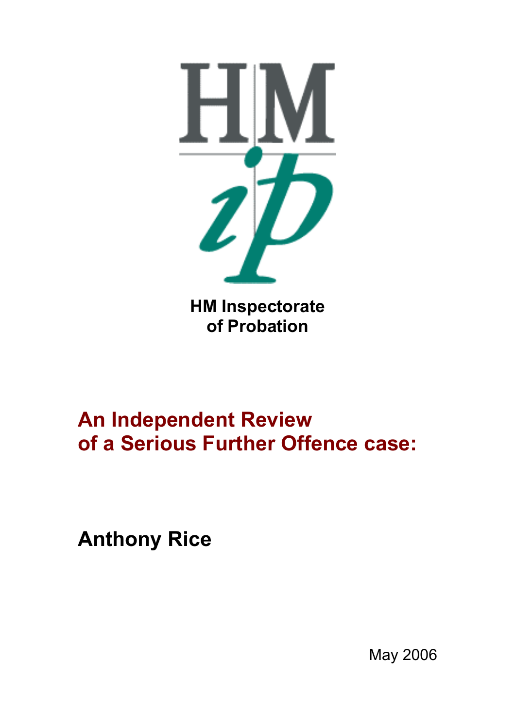HM Inspectorate of Probation

# An Independent Review of a Serious Further Offence case:

## Anthony Rice

May 2006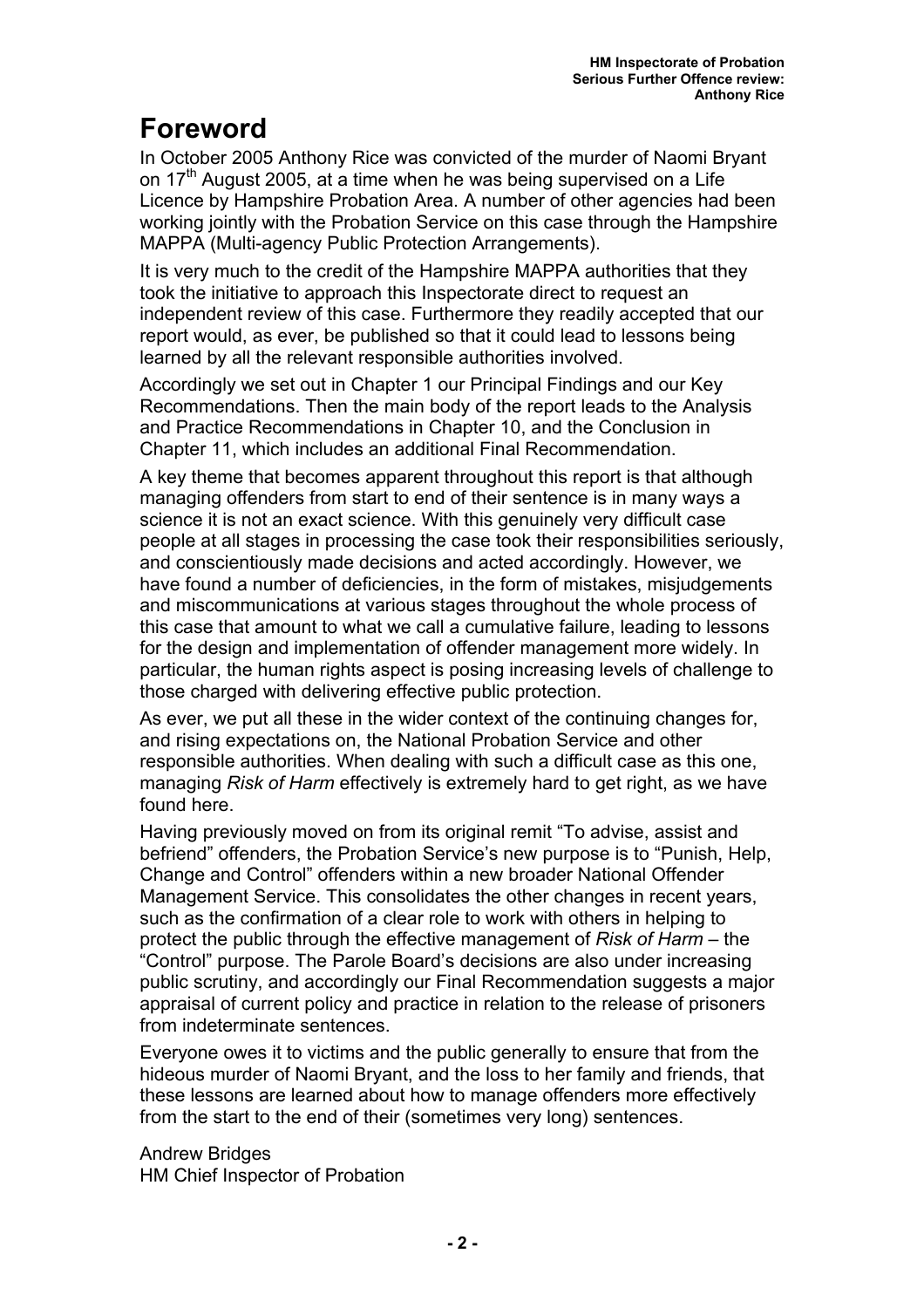# Foreword

In October 2005 Anthony Rice was convicted of the murder of Naomi Bryant on 17th August 2005, at a time when he was being supervised on a Life Licence by Hampshire Probation Area. A number of other agencies had been working jointly with the Probation Service on this case through the Hampshire MAPPA (Multi-agency Public Protection Arrangements).

It is very much to the credit of the Hampshire MAPPA authorities that they took the initiative to approach this Inspectorate direct to request an independent review of this case. Furthermore they readily accepted that our report would, as ever, be published so that it could lead to lessons being learned by all the relevant responsible authorities involved.

Accordingly we set out in Chapter 1 our Principal Findings and our Key Recommendations. Then the main body of the report leads to the Analysis and Practice Recommendations in Chapter 10, and the Conclusion in Chapter 11, which includes an additional Final Recommendation.

A key theme that becomes apparent throughout this report is that although managing offenders from start to end of their sentence is in many ways a science it is not an exact science. With this genuinely very difficult case people at all stages in processing the case took their responsibilities seriously, and conscientiously made decisions and acted accordingly. However, we have found a number of deficiencies, in the form of mistakes, misjudgements and miscommunications at various stages throughout the whole process of this case that amount to what we call a cumulative failure, leading to lessons for the design and implementation of offender management more widely. In particular, the human rights aspect is posing increasing levels of challenge to those charged with delivering effective public protection.

As ever, we put all these in the wider context of the continuing changes for, and rising expectations on, the National Probation Service and other responsible authorities. When dealing with such a difficult case as this one, managing *Risk of Harm* effectively is extremely hard to get right, as we have found here.

Having previously moved on from its original remit "To advise, assist and befriend" offenders, the Probation Service's new purpose is to "Punish, Help, Change and Control" offenders within a new broader National Offender Management Service. This consolidates the other changes in recent years, such as the confirmation of a clear role to work with others in helping to protect the public through the effective management of *Risk of Harm* – the "Control" purpose. The Parole Board's decisions are also under increasing public scrutiny, and accordingly our Final Recommendation suggests a major appraisal of current policy and practice in relation to the release of prisoners from indeterminate sentences.

Everyone owes it to victims and the public generally to ensure that from the hideous murder of Naomi Bryant, and the loss to her family and friends, that these lessons are learned about how to manage offenders more effectively from the start to the end of their (sometimes very long) sentences.

Andrew Bridges  
HM Chief Inspector of Probation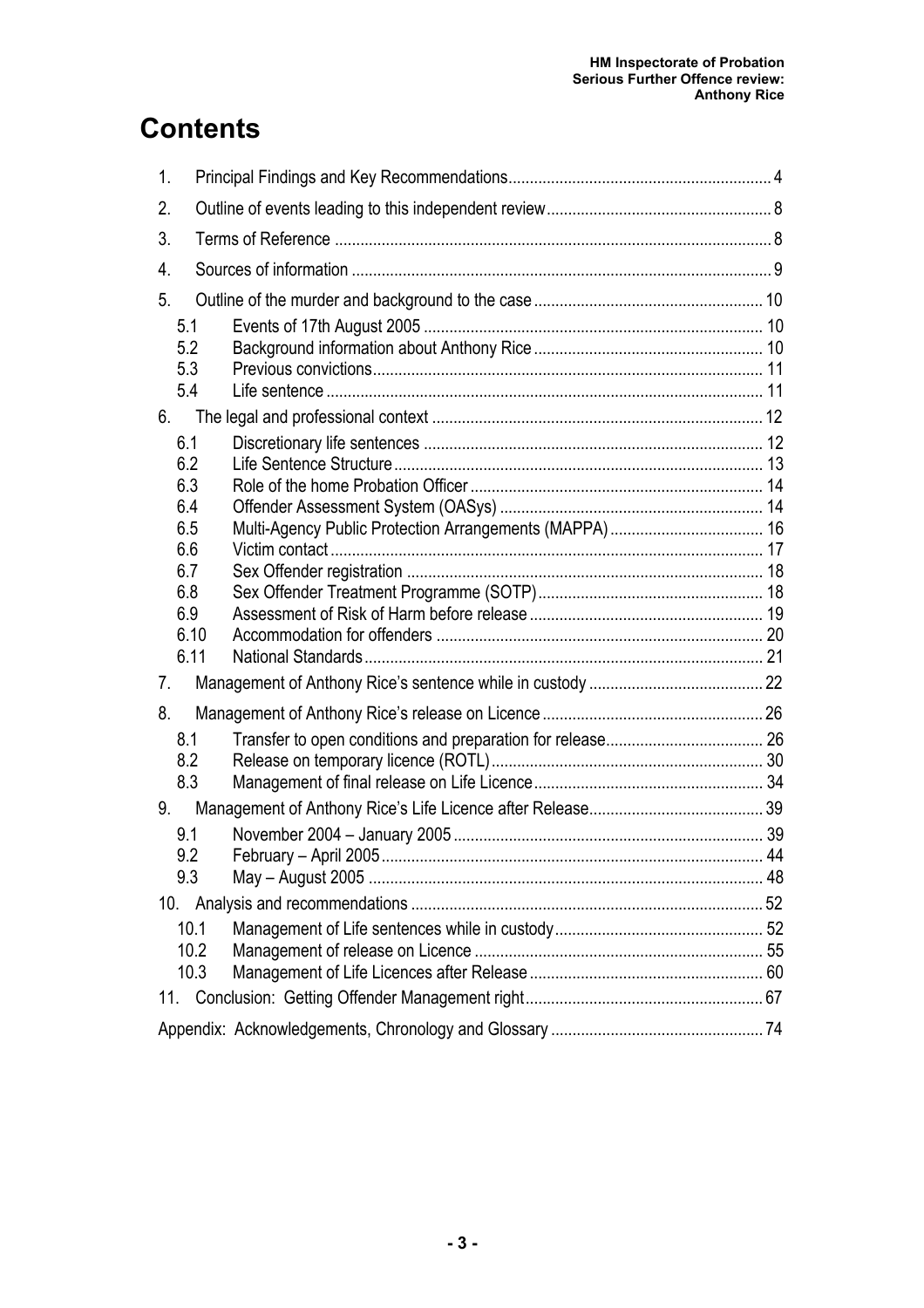# Contents

1. Principal Findings and Key Recommendations .... 4
2. Outline of events leading to this independent review .... 8
3. Terms of Reference .... 8
4. Sources of information .... 9
5. Outline of the murder and background to the case .... 10
   - 5.1 Events of 17th August 2005 .... 10
   - 5.2 Background information about Anthony Rice .... 10
   - 5.3 Previous convictions .... 11
   - 5.4 Life sentence .... 11
6. The legal and professional context .... 12
   - 6.1 Discretionary life sentences .... 12
   - 6.2 Life Sentence Structure .... 13
   - 6.3 Role of the home Probation Officer .... 14
   - 6.4 Offender Assessment System (OASys) .... 14
   - 6.5 Multi-Agency Public Protection Arrangements (MAPPA) .... 16
   - 6.6 Victim contact .... 17
   - 6.7 Sex Offender registration .... 18
   - 6.8 Sex Offender Treatment Programme (SOTP) .... 18
   - 6.9 Assessment of Risk of Harm before release .... 19
   - 6.10 Accommodation for offenders .... 20
   - 6.11 National Standards .... 21
7. Management of Anthony Rice's sentence while in custody .... 22
8. Management of Anthony Rice's release on Licence .... 26
   - 8.1 Transfer to open conditions and preparation for release .... 26
   - 8.2 Release on temporary licence (ROTL) .... 30
   - 8.3 Management of final release on Life Licence .... 34
9. Management of Anthony Rice's Life Licence after Release .... 39
   - 9.1 November 2004 – January 2005 .... 39
   - 9.2 February – April 2005 .... 44
   - 9.3 May – August 2005 .... 48
10. Analysis and recommendations .... 52
    - 10.1 Management of Life sentences while in custody .... 52
    - 10.2 Management of release on Licence .... 55
    - 10.3 Management of Life Licences after Release .... 60
11. Conclusion: Getting Offender Management right .... 67

Appendix: Acknowledgements, Chronology and Glossary .... 74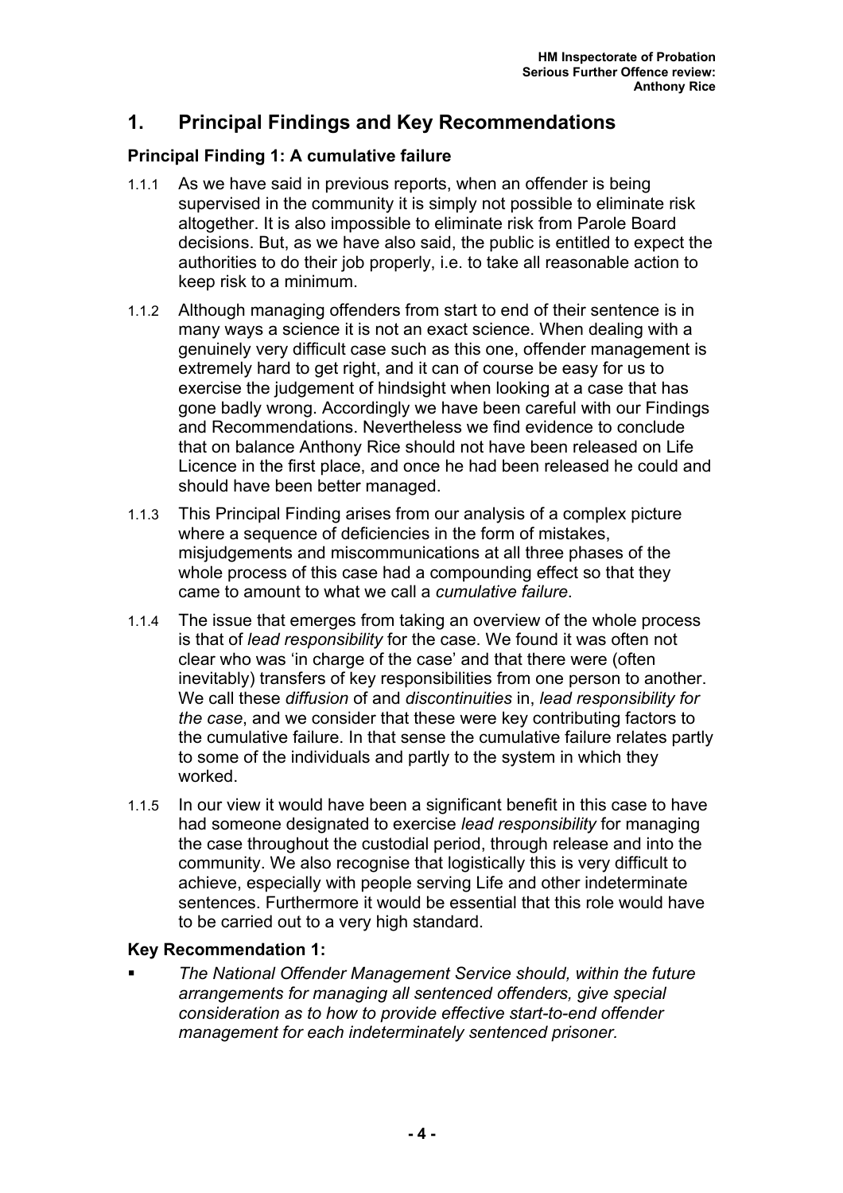# 1. Principal Findings and Key Recommendations

### Principal Finding 1: A cumulative failure

1.1.1 As we have said in previous reports, when an offender is being supervised in the community it is simply not possible to eliminate risk altogether. It is also impossible to eliminate risk from Parole Board decisions. But, as we have also said, the public is entitled to expect the authorities to do their job properly, i.e. to take all reasonable action to keep risk to a minimum.

1.1.2 Although managing offenders from start to end of their sentence is in many ways a science it is not an exact science. When dealing with a genuinely very difficult case such as this one, offender management is extremely hard to get right, and it can of course be easy for us to exercise the judgement of hindsight when looking at a case that has gone badly wrong. Accordingly we have been careful with our Findings and Recommendations. Nevertheless we find evidence to conclude that on balance Anthony Rice should not have been released on Life Licence in the first place, and once he had been released he could and should have been better managed.

1.1.3 This Principal Finding arises from our analysis of a complex picture where a sequence of deficiencies in the form of mistakes, misjudgements and miscommunications at all three phases of the whole process of this case had a compounding effect so that they came to amount to what we call a *cumulative failure*.

1.1.4 The issue that emerges from taking an overview of the whole process is that of *lead responsibility* for the case. We found it was often not clear who was 'in charge of the case' and that there were (often inevitably) transfers of key responsibilities from one person to another. We call these *diffusion* of and *discontinuities* in, *lead responsibility for the case*, and we consider that these were key contributing factors to the cumulative failure. In that sense the cumulative failure relates partly to some of the individuals and partly to the system in which they worked.

1.1.5 In our view it would have been a significant benefit in this case to have had someone designated to exercise *lead responsibility* for managing the case throughout the custodial period, through release and into the community. We also recognise that logistically this is very difficult to achieve, especially with people serving Life and other indeterminate sentences. Furthermore it would be essential that this role would have to be carried out to a very high standard.

### Key Recommendation 1:

- *The National Offender Management Service should, within the future arrangements for managing all sentenced offenders, give special consideration as to how to provide effective start-to-end offender management for each indeterminately sentenced prisoner.*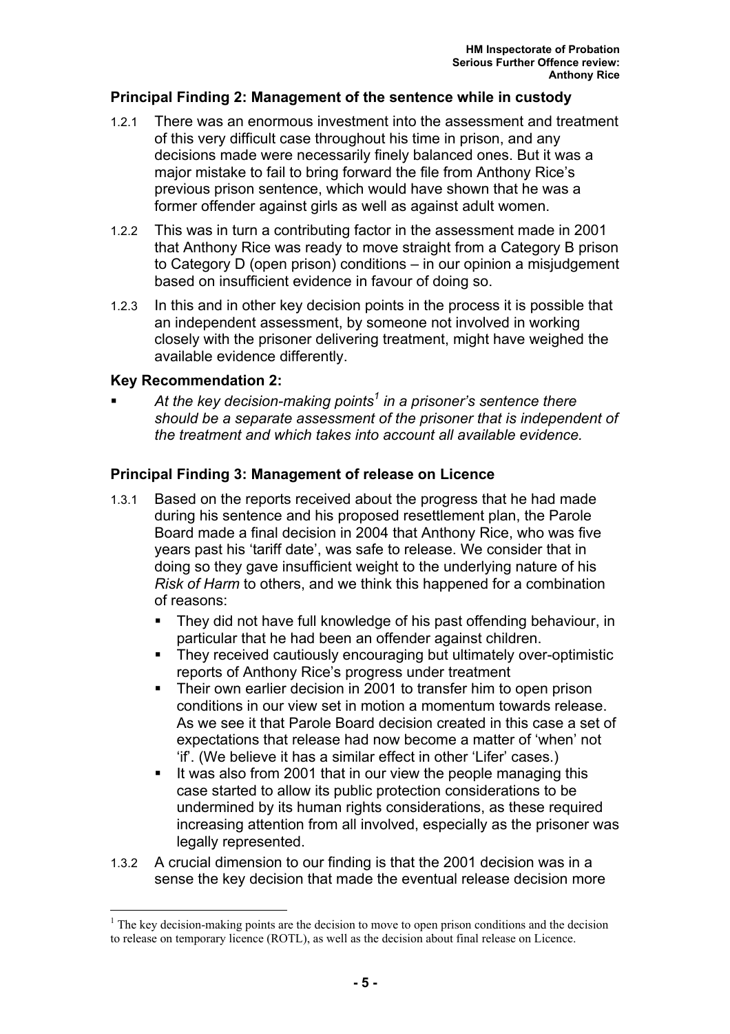### Principal Finding 2: Management of the sentence while in custody

1.2.1 There was an enormous investment into the assessment and treatment of this very difficult case throughout his time in prison, and any decisions made were necessarily finely balanced ones. But it was a major mistake to fail to bring forward the file from Anthony Rice's previous prison sentence, which would have shown that he was a former offender against girls as well as against adult women.

1.2.2 This was in turn a contributing factor in the assessment made in 2001 that Anthony Rice was ready to move straight from a Category B prison to Category D (open prison) conditions – in our opinion a misjudgement based on insufficient evidence in favour of doing so.

1.2.3 In this and in other key decision points in the process it is possible that an independent assessment, by someone not involved in working closely with the prisoner delivering treatment, might have weighed the available evidence differently.

### Key Recommendation 2:

- *At the key decision-making points[1] in a prisoner's sentence there should be a separate assessment of the prisoner that is independent of the treatment and which takes into account all available evidence.*

### Principal Finding 3: Management of release on Licence

1.3.1 Based on the reports received about the progress that he had made during his sentence and his proposed resettlement plan, the Parole Board made a final decision in 2004 that Anthony Rice, who was five years past his 'tariff date', was safe to release. We consider that in doing so they gave insufficient weight to the underlying nature of his *Risk of Harm* to others, and we think this happened for a combination of reasons:

- They did not have full knowledge of his past offending behaviour, in particular that he had been an offender against children.
- They received cautiously encouraging but ultimately over-optimistic reports of Anthony Rice's progress under treatment
- Their own earlier decision in 2001 to transfer him to open prison conditions in our view set in motion a momentum towards release. As we see it that Parole Board decision created in this case a set of expectations that release had now become a matter of 'when' not 'if'. (We believe it has a similar effect in other 'Lifer' cases.)
- It was also from 2001 that in our view the people managing this case started to allow its public protection considerations to be undermined by its human rights considerations, as these required increasing attention from all involved, especially as the prisoner was legally represented.

1.3.2 A crucial dimension to our finding is that the 2001 decision was in a sense the key decision that made the eventual release decision more

---

[1] The key decision-making points are the decision to move to open prison conditions and the decision to release on temporary licence (ROTL), as well as the decision about final release on Licence.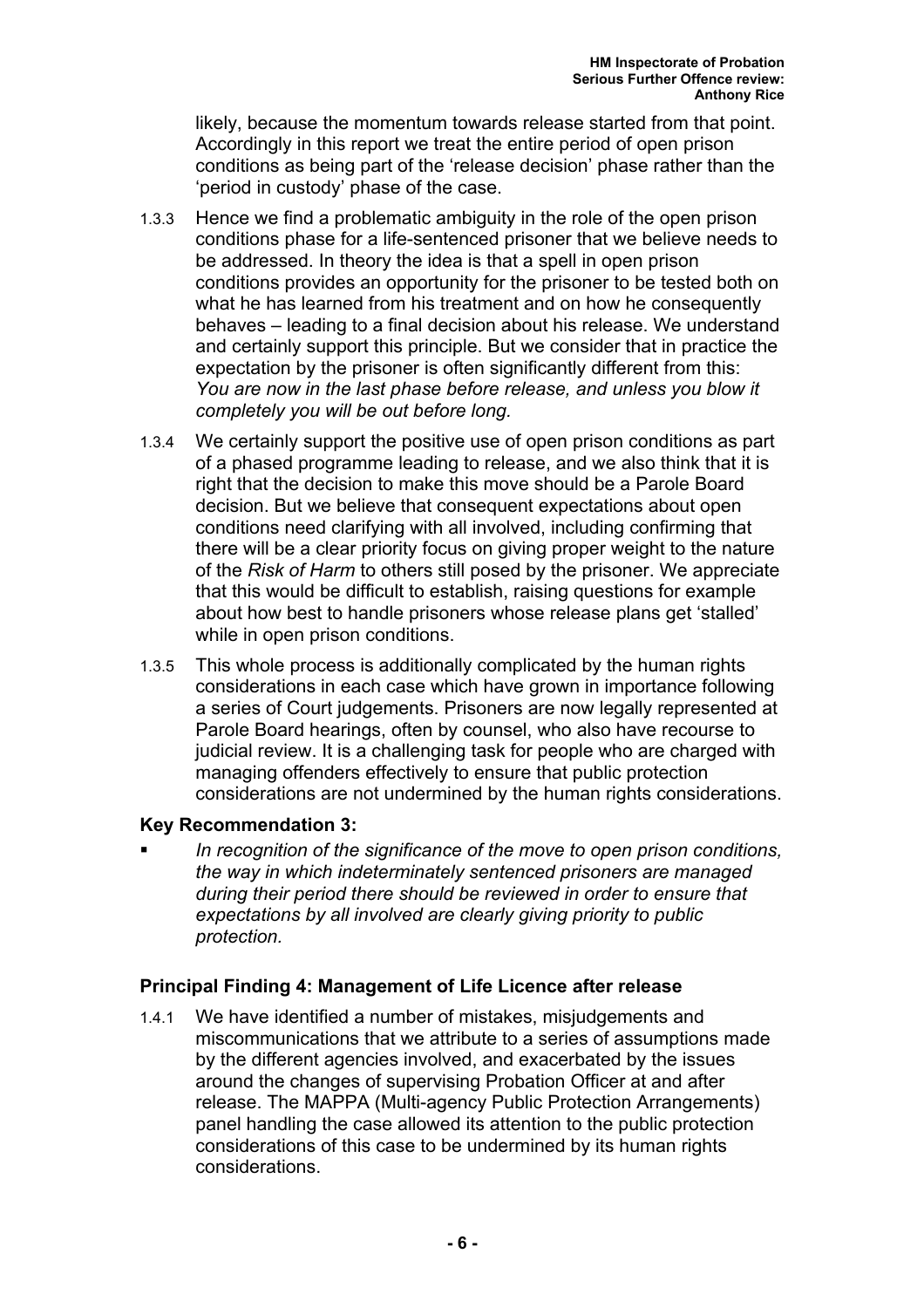likely, because the momentum towards release started from that point. Accordingly in this report we treat the entire period of open prison conditions as being part of the 'release decision' phase rather than the 'period in custody' phase of the case.

1.3.3 Hence we find a problematic ambiguity in the role of the open prison conditions phase for a life-sentenced prisoner that we believe needs to be addressed. In theory the idea is that a spell in open prison conditions provides an opportunity for the prisoner to be tested both on what he has learned from his treatment and on how he consequently behaves – leading to a final decision about his release. We understand and certainly support this principle. But we consider that in practice the expectation by the prisoner is often significantly different from this: *You are now in the last phase before release, and unless you blow it completely you will be out before long.*

1.3.4 We certainly support the positive use of open prison conditions as part of a phased programme leading to release, and we also think that it is right that the decision to make this move should be a Parole Board decision. But we believe that consequent expectations about open conditions need clarifying with all involved, including confirming that there will be a clear priority focus on giving proper weight to the nature of the *Risk of Harm* to others still posed by the prisoner. We appreciate that this would be difficult to establish, raising questions for example about how best to handle prisoners whose release plans get 'stalled' while in open prison conditions.

1.3.5 This whole process is additionally complicated by the human rights considerations in each case which have grown in importance following a series of Court judgements. Prisoners are now legally represented at Parole Board hearings, often by counsel, who also have recourse to judicial review. It is a challenging task for people who are charged with managing offenders effectively to ensure that public protection considerations are not undermined by the human rights considerations.

**Key Recommendation 3:**

- *In recognition of the significance of the move to open prison conditions, the way in which indeterminately sentenced prisoners are managed during their period there should be reviewed in order to ensure that expectations by all involved are clearly giving priority to public protection.*

**Principal Finding 4: Management of Life Licence after release**

1.4.1 We have identified a number of mistakes, misjudgements and miscommunications that we attribute to a series of assumptions made by the different agencies involved, and exacerbated by the issues around the changes of supervising Probation Officer at and after release. The MAPPA (Multi-agency Public Protection Arrangements) panel handling the case allowed its attention to the public protection considerations of this case to be undermined by its human rights considerations.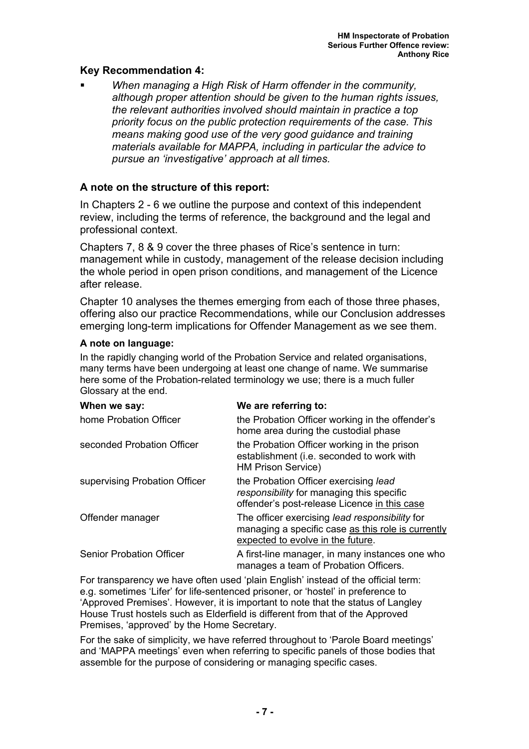### Key Recommendation 4:

- *When managing a High Risk of Harm offender in the community, although proper attention should be given to the human rights issues, the relevant authorities involved should maintain in practice a top priority focus on the public protection requirements of the case. This means making good use of the very good guidance and training materials available for MAPPA, including in particular the advice to pursue an 'investigative' approach at all times.*

### A note on the structure of this report:

In Chapters 2 - 6 we outline the purpose and context of this independent review, including the terms of reference, the background and the legal and professional context.

Chapters 7, 8 & 9 cover the three phases of Rice's sentence in turn: management while in custody, management of the release decision including the whole period in open prison conditions, and management of the Licence after release.

Chapter 10 analyses the themes emerging from each of those three phases, offering also our practice Recommendations, while our Conclusion addresses emerging long-term implications for Offender Management as we see them.

#### A note on language:

In the rapidly changing world of the Probation Service and related organisations, many terms have been undergoing at least one change of name. We summarise here some of the Probation-related terminology we use; there is a much fuller Glossary at the end.

| When we say: | We are referring to: |
|---|---|
| home Probation Officer | the Probation Officer working in the offender's home area during the custodial phase |
| seconded Probation Officer | the Probation Officer working in the prison establishment (i.e. seconded to work with HM Prison Service) |
| supervising Probation Officer | the Probation Officer exercising *lead responsibility* for managing this specific offender's post-release Licence <u>in this case</u> |
| Offender manager | The officer exercising *lead responsibility* for managing a specific case <u>as this role is currently expected to evolve in the future</u>. |
| Senior Probation Officer | A first-line manager, in many instances one who manages a team of Probation Officers. |

For transparency we have often used 'plain English' instead of the official term: e.g. sometimes 'Lifer' for life-sentenced prisoner, or 'hostel' in preference to 'Approved Premises'. However, it is important to note that the status of Langley House Trust hostels such as Elderfield is different from that of the Approved Premises, 'approved' by the Home Secretary.

For the sake of simplicity, we have referred throughout to 'Parole Board meetings' and 'MAPPA meetings' even when referring to specific panels of those bodies that assemble for the purpose of considering or managing specific cases.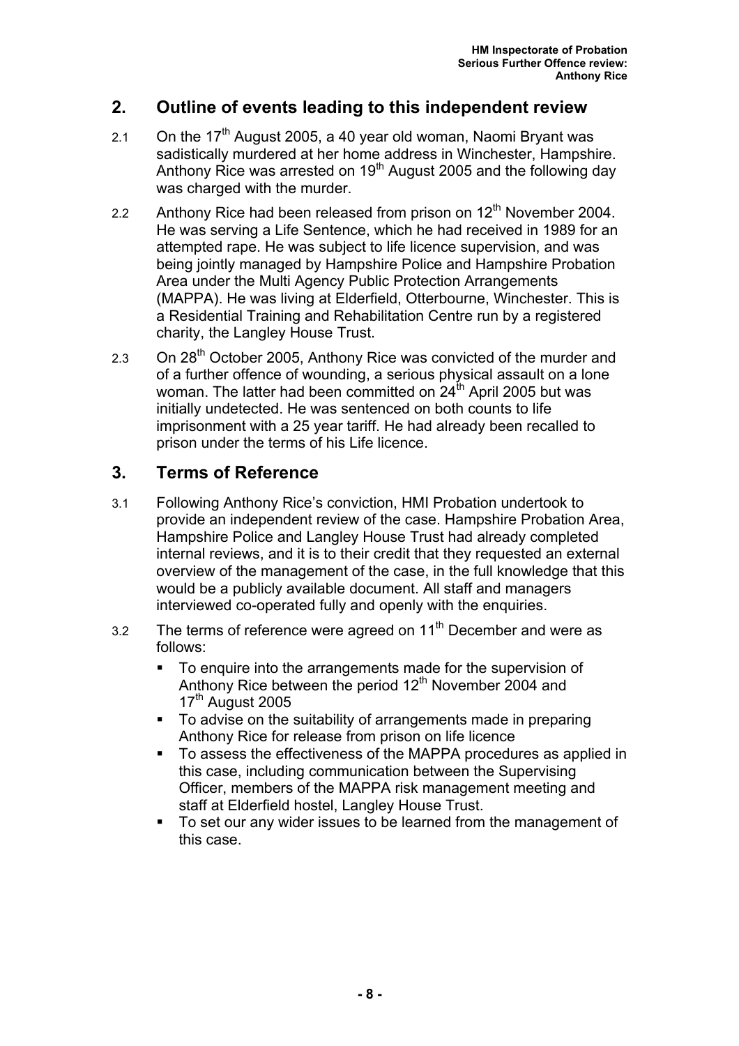## 2. Outline of events leading to this independent review

2.1 On the 17th August 2005, a 40 year old woman, Naomi Bryant was sadistically murdered at her home address in Winchester, Hampshire. Anthony Rice was arrested on 19th August 2005 and the following day was charged with the murder.

2.2 Anthony Rice had been released from prison on 12th November 2004. He was serving a Life Sentence, which he had received in 1989 for an attempted rape. He was subject to life licence supervision, and was being jointly managed by Hampshire Police and Hampshire Probation Area under the Multi Agency Public Protection Arrangements (MAPPA). He was living at Elderfield, Otterbourne, Winchester. This is a Residential Training and Rehabilitation Centre run by a registered charity, the Langley House Trust.

2.3 On 28th October 2005, Anthony Rice was convicted of the murder and of a further offence of wounding, a serious physical assault on a lone woman. The latter had been committed on 24th April 2005 but was initially undetected. He was sentenced on both counts to life imprisonment with a 25 year tariff. He had already been recalled to prison under the terms of his Life licence.

## 3. Terms of Reference

3.1 Following Anthony Rice's conviction, HMI Probation undertook to provide an independent review of the case. Hampshire Probation Area, Hampshire Police and Langley House Trust had already completed internal reviews, and it is to their credit that they requested an external overview of the management of the case, in the full knowledge that this would be a publicly available document. All staff and managers interviewed co-operated fully and openly with the enquiries.

3.2 The terms of reference were agreed on 11th December and were as follows:

- To enquire into the arrangements made for the supervision of Anthony Rice between the period 12th November 2004 and 17th August 2005
- To advise on the suitability of arrangements made in preparing Anthony Rice for release from prison on life licence
- To assess the effectiveness of the MAPPA procedures as applied in this case, including communication between the Supervising Officer, members of the MAPPA risk management meeting and staff at Elderfield hostel, Langley House Trust.
- To set our any wider issues to be learned from the management of this case.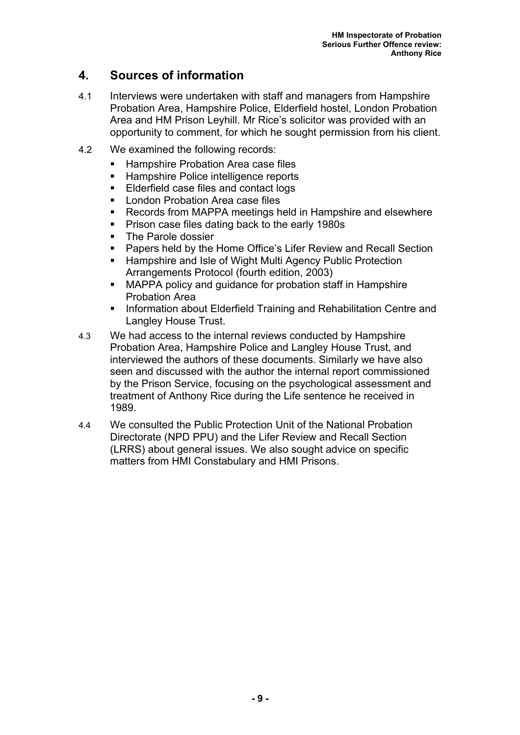## 4. Sources of information

4.1 Interviews were undertaken with staff and managers from Hampshire Probation Area, Hampshire Police, Elderfield hostel, London Probation Area and HM Prison Leyhill. Mr Rice's solicitor was provided with an opportunity to comment, for which he sought permission from his client.

4.2 We examined the following records:

- Hampshire Probation Area case files
- Hampshire Police intelligence reports
- Elderfield case files and contact logs
- London Probation Area case files
- Records from MAPPA meetings held in Hampshire and elsewhere
- Prison case files dating back to the early 1980s
- The Parole dossier
- Papers held by the Home Office's Lifer Review and Recall Section
- Hampshire and Isle of Wight Multi Agency Public Protection Arrangements Protocol (fourth edition, 2003)
- MAPPA policy and guidance for probation staff in Hampshire Probation Area
- Information about Elderfield Training and Rehabilitation Centre and Langley House Trust.

4.3 We had access to the internal reviews conducted by Hampshire Probation Area, Hampshire Police and Langley House Trust, and interviewed the authors of these documents. Similarly we have also seen and discussed with the author the internal report commissioned by the Prison Service, focusing on the psychological assessment and treatment of Anthony Rice during the Life sentence he received in 1989.

4.4 We consulted the Public Protection Unit of the National Probation Directorate (NPD PPU) and the Lifer Review and Recall Section (LRRS) about general issues. We also sought advice on specific matters from HMI Constabulary and HMI Prisons.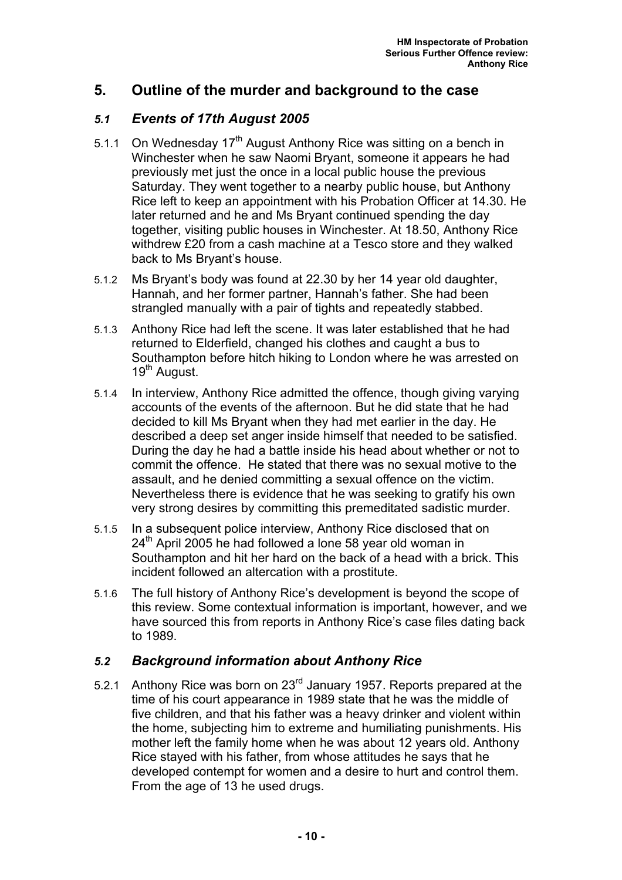## 5. Outline of the murder and background to the case

### *5.1 Events of 17th August 2005*

5.1.1 On Wednesday 17th August Anthony Rice was sitting on a bench in Winchester when he saw Naomi Bryant, someone it appears he had previously met just the once in a local public house the previous Saturday. They went together to a nearby public house, but Anthony Rice left to keep an appointment with his Probation Officer at 14.30. He later returned and he and Ms Bryant continued spending the day together, visiting public houses in Winchester. At 18.50, Anthony Rice withdrew £20 from a cash machine at a Tesco store and they walked back to Ms Bryant's house.

5.1.2 Ms Bryant's body was found at 22.30 by her 14 year old daughter, Hannah, and her former partner, Hannah's father. She had been strangled manually with a pair of tights and repeatedly stabbed.

5.1.3 Anthony Rice had left the scene. It was later established that he had returned to Elderfield, changed his clothes and caught a bus to Southampton before hitch hiking to London where he was arrested on 19th August.

5.1.4 In interview, Anthony Rice admitted the offence, though giving varying accounts of the events of the afternoon. But he did state that he had decided to kill Ms Bryant when they had met earlier in the day. He described a deep set anger inside himself that needed to be satisfied. During the day he had a battle inside his head about whether or not to commit the offence. He stated that there was no sexual motive to the assault, and he denied committing a sexual offence on the victim. Nevertheless there is evidence that he was seeking to gratify his own very strong desires by committing this premeditated sadistic murder.

5.1.5 In a subsequent police interview, Anthony Rice disclosed that on 24th April 2005 he had followed a lone 58 year old woman in Southampton and hit her hard on the back of a head with a brick. This incident followed an altercation with a prostitute.

5.1.6 The full history of Anthony Rice's development is beyond the scope of this review. Some contextual information is important, however, and we have sourced this from reports in Anthony Rice's case files dating back to 1989.

### *5.2 Background information about Anthony Rice*

5.2.1 Anthony Rice was born on 23rd January 1957. Reports prepared at the time of his court appearance in 1989 state that he was the middle of five children, and that his father was a heavy drinker and violent within the home, subjecting him to extreme and humiliating punishments. His mother left the family home when he was about 12 years old. Anthony Rice stayed with his father, from whose attitudes he says that he developed contempt for women and a desire to hurt and control them. From the age of 13 he used drugs.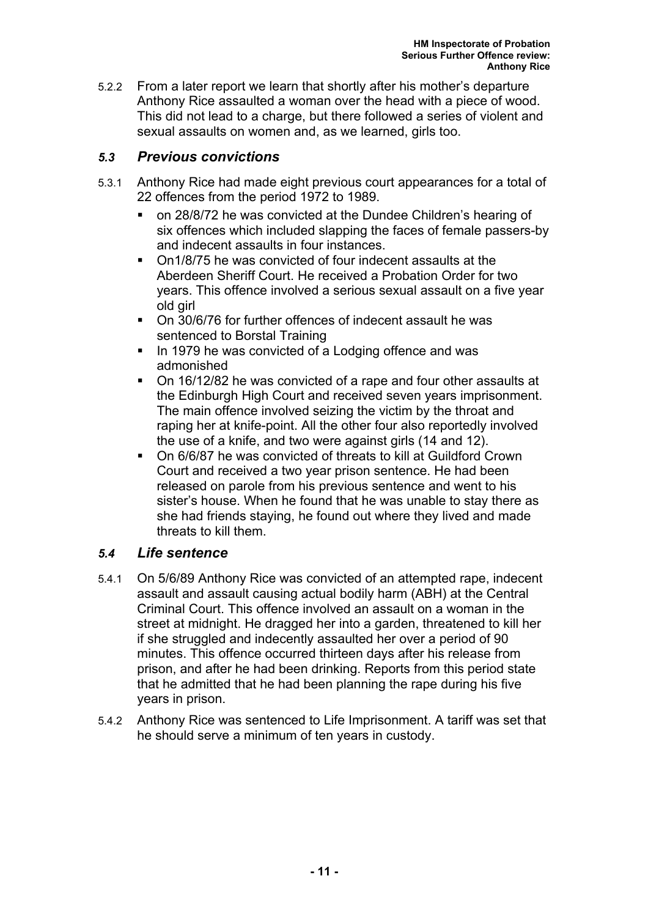5.2.2 From a later report we learn that shortly after his mother's departure Anthony Rice assaulted a woman over the head with a piece of wood. This did not lead to a charge, but there followed a series of violent and sexual assaults on women and, as we learned, girls too.

### *5.3 Previous convictions*

5.3.1 Anthony Rice had made eight previous court appearances for a total of 22 offences from the period 1972 to 1989.

- on 28/8/72 he was convicted at the Dundee Children's hearing of six offences which included slapping the faces of female passers-by and indecent assaults in four instances.
- On1/8/75 he was convicted of four indecent assaults at the Aberdeen Sheriff Court. He received a Probation Order for two years. This offence involved a serious sexual assault on a five year old girl
- On 30/6/76 for further offences of indecent assault he was sentenced to Borstal Training
- In 1979 he was convicted of a Lodging offence and was admonished
- On 16/12/82 he was convicted of a rape and four other assaults at the Edinburgh High Court and received seven years imprisonment. The main offence involved seizing the victim by the throat and raping her at knife-point. All the other four also reportedly involved the use of a knife, and two were against girls (14 and 12).
- On 6/6/87 he was convicted of threats to kill at Guildford Crown Court and received a two year prison sentence. He had been released on parole from his previous sentence and went to his sister's house. When he found that he was unable to stay there as she had friends staying, he found out where they lived and made threats to kill them.

### *5.4 Life sentence*

5.4.1 On 5/6/89 Anthony Rice was convicted of an attempted rape, indecent assault and assault causing actual bodily harm (ABH) at the Central Criminal Court. This offence involved an assault on a woman in the street at midnight. He dragged her into a garden, threatened to kill her if she struggled and indecently assaulted her over a period of 90 minutes. This offence occurred thirteen days after his release from prison, and after he had been drinking. Reports from this period state that he admitted that he had been planning the rape during his five years in prison.

5.4.2 Anthony Rice was sentenced to Life Imprisonment. A tariff was set that he should serve a minimum of ten years in custody.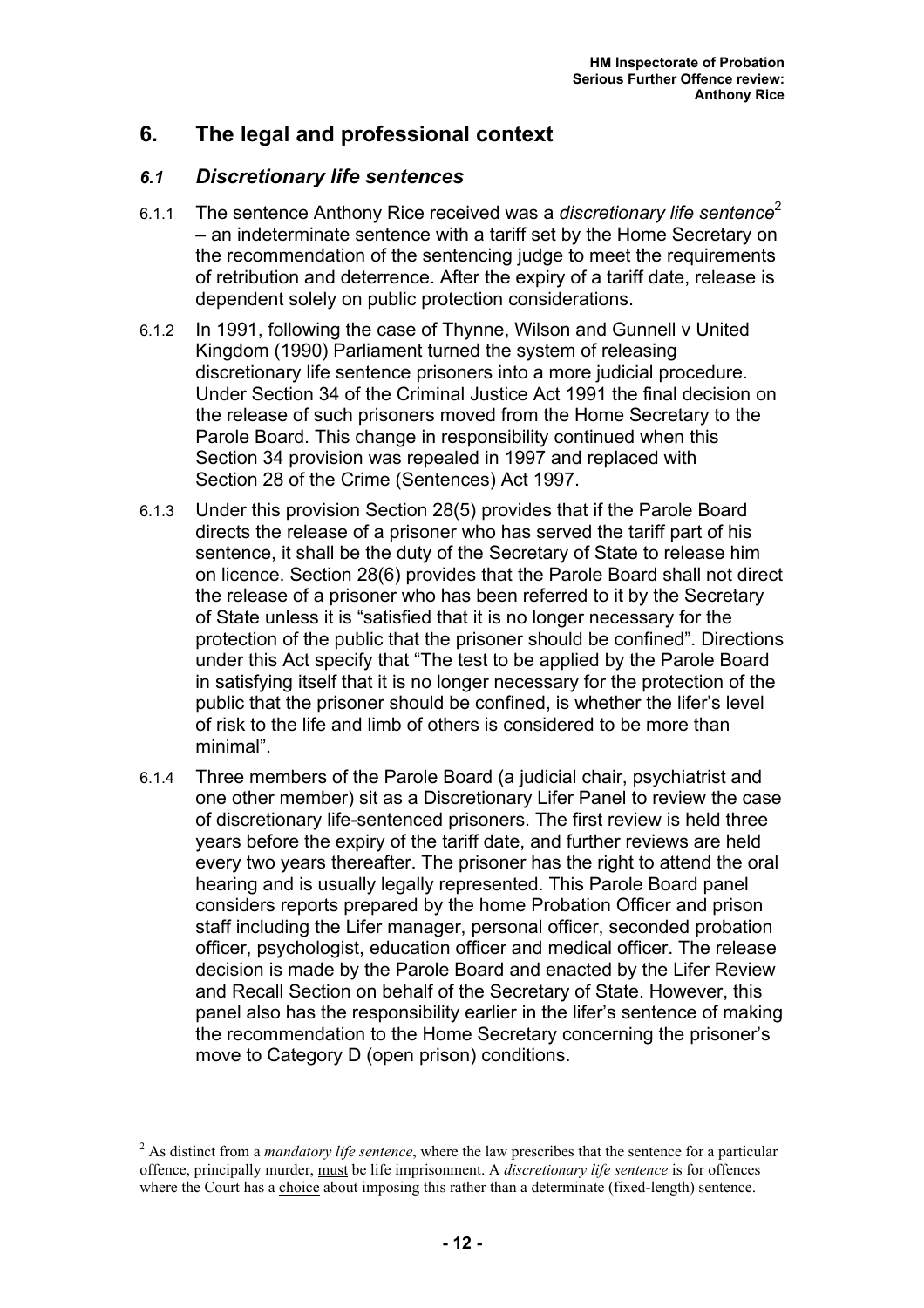## 6. The legal and professional context

### *6.1 Discretionary life sentences*

6.1.1 The sentence Anthony Rice received was a *discretionary life sentence*[2] – an indeterminate sentence with a tariff set by the Home Secretary on the recommendation of the sentencing judge to meet the requirements of retribution and deterrence. After the expiry of a tariff date, release is dependent solely on public protection considerations.

6.1.2 In 1991, following the case of Thynne, Wilson and Gunnell v United Kingdom (1990) Parliament turned the system of releasing discretionary life sentence prisoners into a more judicial procedure. Under Section 34 of the Criminal Justice Act 1991 the final decision on the release of such prisoners moved from the Home Secretary to the Parole Board. This change in responsibility continued when this Section 34 provision was repealed in 1997 and replaced with Section 28 of the Crime (Sentences) Act 1997.

6.1.3 Under this provision Section 28(5) provides that if the Parole Board directs the release of a prisoner who has served the tariff part of his sentence, it shall be the duty of the Secretary of State to release him on licence. Section 28(6) provides that the Parole Board shall not direct the release of a prisoner who has been referred to it by the Secretary of State unless it is "satisfied that it is no longer necessary for the protection of the public that the prisoner should be confined". Directions under this Act specify that "The test to be applied by the Parole Board in satisfying itself that it is no longer necessary for the protection of the public that the prisoner should be confined, is whether the lifer's level of risk to the life and limb of others is considered to be more than minimal".

6.1.4 Three members of the Parole Board (a judicial chair, psychiatrist and one other member) sit as a Discretionary Lifer Panel to review the case of discretionary life-sentenced prisoners. The first review is held three years before the expiry of the tariff date, and further reviews are held every two years thereafter. The prisoner has the right to attend the oral hearing and is usually legally represented. This Parole Board panel considers reports prepared by the home Probation Officer and prison staff including the Lifer manager, personal officer, seconded probation officer, psychologist, education officer and medical officer. The release decision is made by the Parole Board and enacted by the Lifer Review and Recall Section on behalf of the Secretary of State. However, this panel also has the responsibility earlier in the lifer's sentence of making the recommendation to the Home Secretary concerning the prisoner's move to Category D (open prison) conditions.

---

[2] As distinct from a *mandatory life sentence*, where the law prescribes that the sentence for a particular offence, principally murder, must be life imprisonment. A *discretionary life sentence* is for offences where the Court has a choice about imposing this rather than a determinate (fixed-length) sentence.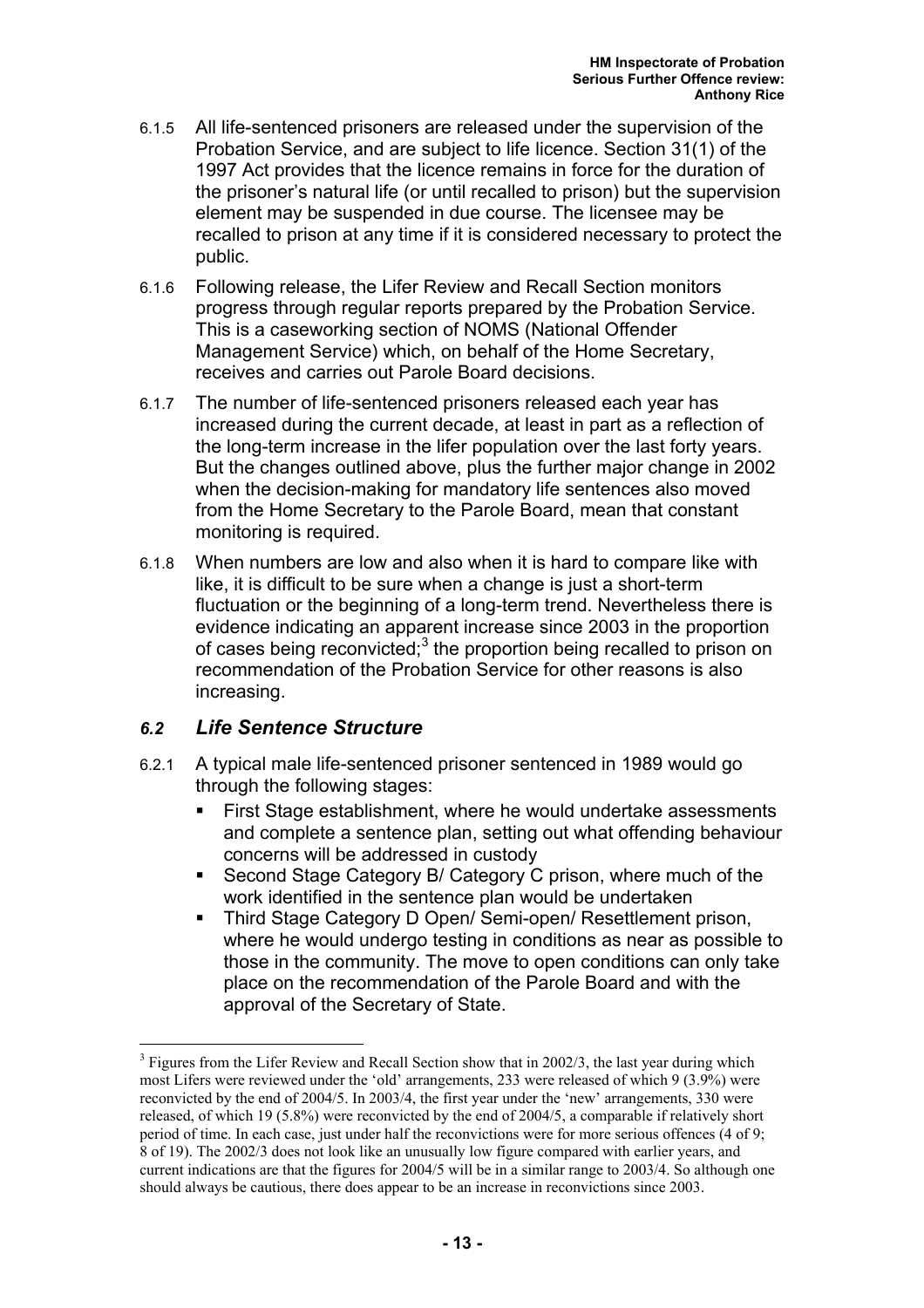6.1.5 All life-sentenced prisoners are released under the supervision of the Probation Service, and are subject to life licence. Section 31(1) of the 1997 Act provides that the licence remains in force for the duration of the prisoner's natural life (or until recalled to prison) but the supervision element may be suspended in due course. The licensee may be recalled to prison at any time if it is considered necessary to protect the public.

6.1.6 Following release, the Lifer Review and Recall Section monitors progress through regular reports prepared by the Probation Service. This is a caseworking section of NOMS (National Offender Management Service) which, on behalf of the Home Secretary, receives and carries out Parole Board decisions.

6.1.7 The number of life-sentenced prisoners released each year has increased during the current decade, at least in part as a reflection of the long-term increase in the lifer population over the last forty years. But the changes outlined above, plus the further major change in 2002 when the decision-making for mandatory life sentences also moved from the Home Secretary to the Parole Board, mean that constant monitoring is required.

6.1.8 When numbers are low and also when it is hard to compare like with like, it is difficult to be sure when a change is just a short-term fluctuation or the beginning of a long-term trend. Nevertheless there is evidence indicating an apparent increase since 2003 in the proportion of cases being reconvicted;[3] the proportion being recalled to prison on recommendation of the Probation Service for other reasons is also increasing.

## *6.2 Life Sentence Structure*

6.2.1 A typical male life-sentenced prisoner sentenced in 1989 would go through the following stages:

- First Stage establishment, where he would undertake assessments and complete a sentence plan, setting out what offending behaviour concerns will be addressed in custody
- Second Stage Category B/ Category C prison, where much of the work identified in the sentence plan would be undertaken
- Third Stage Category D Open/ Semi-open/ Resettlement prison, where he would undergo testing in conditions as near as possible to those in the community. The move to open conditions can only take place on the recommendation of the Parole Board and with the approval of the Secretary of State.

---

[3] Figures from the Lifer Review and Recall Section show that in 2002/3, the last year during which most Lifers were reviewed under the 'old' arrangements, 233 were released of which 9 (3.9%) were reconvicted by the end of 2004/5. In 2003/4, the first year under the 'new' arrangements, 330 were released, of which 19 (5.8%) were reconvicted by the end of 2004/5, a comparable if relatively short period of time. In each case, just under half the reconvictions were for more serious offences (4 of 9; 8 of 19). The 2002/3 does not look like an unusually low figure compared with earlier years, and current indications are that the figures for 2004/5 will be in a similar range to 2003/4. So although one should always be cautious, there does appear to be an increase in reconvictions since 2003.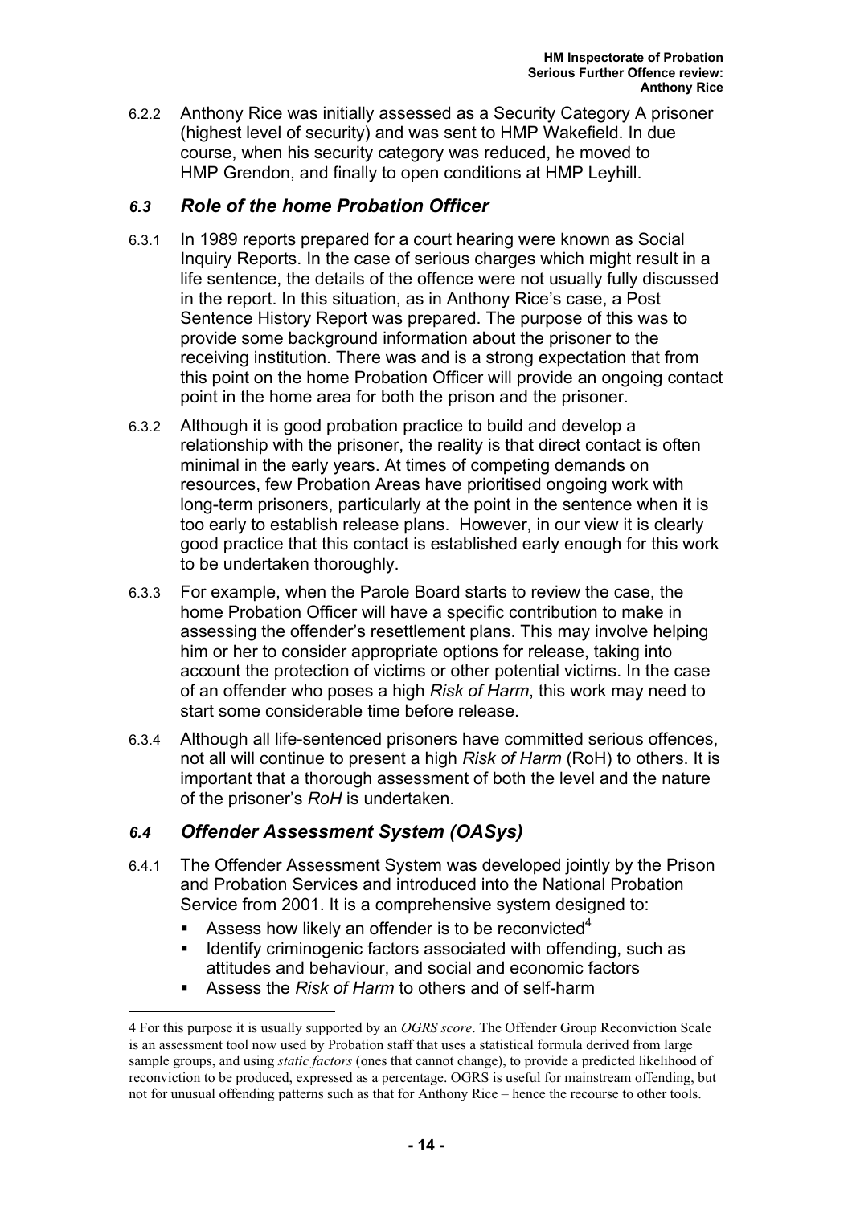6.2.2 Anthony Rice was initially assessed as a Security Category A prisoner (highest level of security) and was sent to HMP Wakefield. In due course, when his security category was reduced, he moved to HMP Grendon, and finally to open conditions at HMP Leyhill.

### *6.3 Role of the home Probation Officer*

6.3.1 In 1989 reports prepared for a court hearing were known as Social Inquiry Reports. In the case of serious charges which might result in a life sentence, the details of the offence were not usually fully discussed in the report. In this situation, as in Anthony Rice's case, a Post Sentence History Report was prepared. The purpose of this was to provide some background information about the prisoner to the receiving institution. There was and is a strong expectation that from this point on the home Probation Officer will provide an ongoing contact point in the home area for both the prison and the prisoner.

6.3.2 Although it is good probation practice to build and develop a relationship with the prisoner, the reality is that direct contact is often minimal in the early years. At times of competing demands on resources, few Probation Areas have prioritised ongoing work with long-term prisoners, particularly at the point in the sentence when it is too early to establish release plans. However, in our view it is clearly good practice that this contact is established early enough for this work to be undertaken thoroughly.

6.3.3 For example, when the Parole Board starts to review the case, the home Probation Officer will have a specific contribution to make in assessing the offender's resettlement plans. This may involve helping him or her to consider appropriate options for release, taking into account the protection of victims or other potential victims. In the case of an offender who poses a high *Risk of Harm*, this work may need to start some considerable time before release.

6.3.4 Although all life-sentenced prisoners have committed serious offences, not all will continue to present a high *Risk of Harm* (RoH) to others. It is important that a thorough assessment of both the level and the nature of the prisoner's *RoH* is undertaken.

### *6.4 Offender Assessment System (OASys)*

6.4.1 The Offender Assessment System was developed jointly by the Prison and Probation Services and introduced into the National Probation Service from 2001. It is a comprehensive system designed to:

- Assess how likely an offender is to be reconvicted[4]
- Identify criminogenic factors associated with offending, such as attitudes and behaviour, and social and economic factors
- Assess the *Risk of Harm* to others and of self-harm

4 For this purpose it is usually supported by an *OGRS score*. The Offender Group Reconviction Scale is an assessment tool now used by Probation staff that uses a statistical formula derived from large sample groups, and using *static factors* (ones that cannot change), to provide a predicted likelihood of reconviction to be produced, expressed as a percentage. OGRS is useful for mainstream offending, but not for unusual offending patterns such as that for Anthony Rice – hence the recourse to other tools.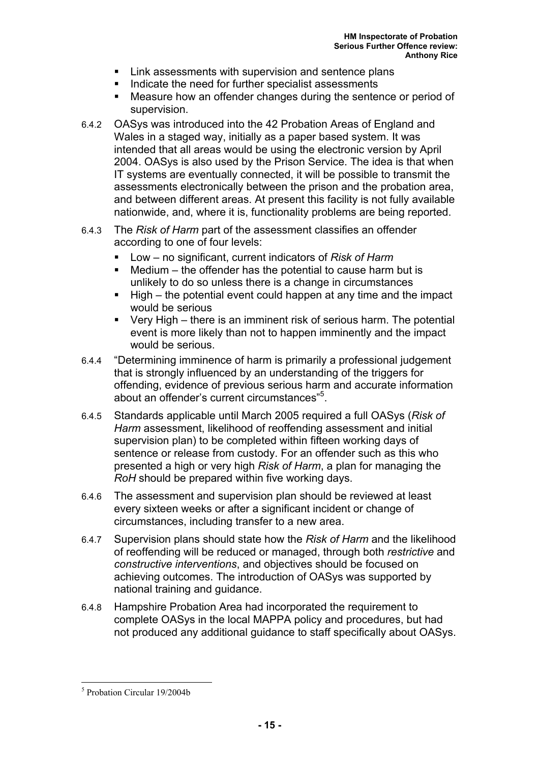- Link assessments with supervision and sentence plans
- Indicate the need for further specialist assessments
- Measure how an offender changes during the sentence or period of supervision.

6.4.2 OASys was introduced into the 42 Probation Areas of England and Wales in a staged way, initially as a paper based system. It was intended that all areas would be using the electronic version by April 2004. OASys is also used by the Prison Service. The idea is that when IT systems are eventually connected, it will be possible to transmit the assessments electronically between the prison and the probation area, and between different areas. At present this facility is not fully available nationwide, and, where it is, functionality problems are being reported.

6.4.3 The *Risk of Harm* part of the assessment classifies an offender according to one of four levels:

- Low – no significant, current indicators of *Risk of Harm*
- Medium – the offender has the potential to cause harm but is unlikely to do so unless there is a change in circumstances
- High – the potential event could happen at any time and the impact would be serious
- Very High – there is an imminent risk of serious harm. The potential event is more likely than not to happen imminently and the impact would be serious.

6.4.4 "Determining imminence of harm is primarily a professional judgement that is strongly influenced by an understanding of the triggers for offending, evidence of previous serious harm and accurate information about an offender's current circumstances"[5].

6.4.5 Standards applicable until March 2005 required a full OASys (*Risk of Harm* assessment, likelihood of reoffending assessment and initial supervision plan) to be completed within fifteen working days of sentence or release from custody. For an offender such as this who presented a high or very high *Risk of Harm*, a plan for managing the *RoH* should be prepared within five working days.

6.4.6 The assessment and supervision plan should be reviewed at least every sixteen weeks or after a significant incident or change of circumstances, including transfer to a new area.

6.4.7 Supervision plans should state how the *Risk of Harm* and the likelihood of reoffending will be reduced or managed, through both *restrictive* and *constructive interventions*, and objectives should be focused on achieving outcomes. The introduction of OASys was supported by national training and guidance.

6.4.8 Hampshire Probation Area had incorporated the requirement to complete OASys in the local MAPPA policy and procedures, but had not produced any additional guidance to staff specifically about OASys.

---

[5] Probation Circular 19/2004b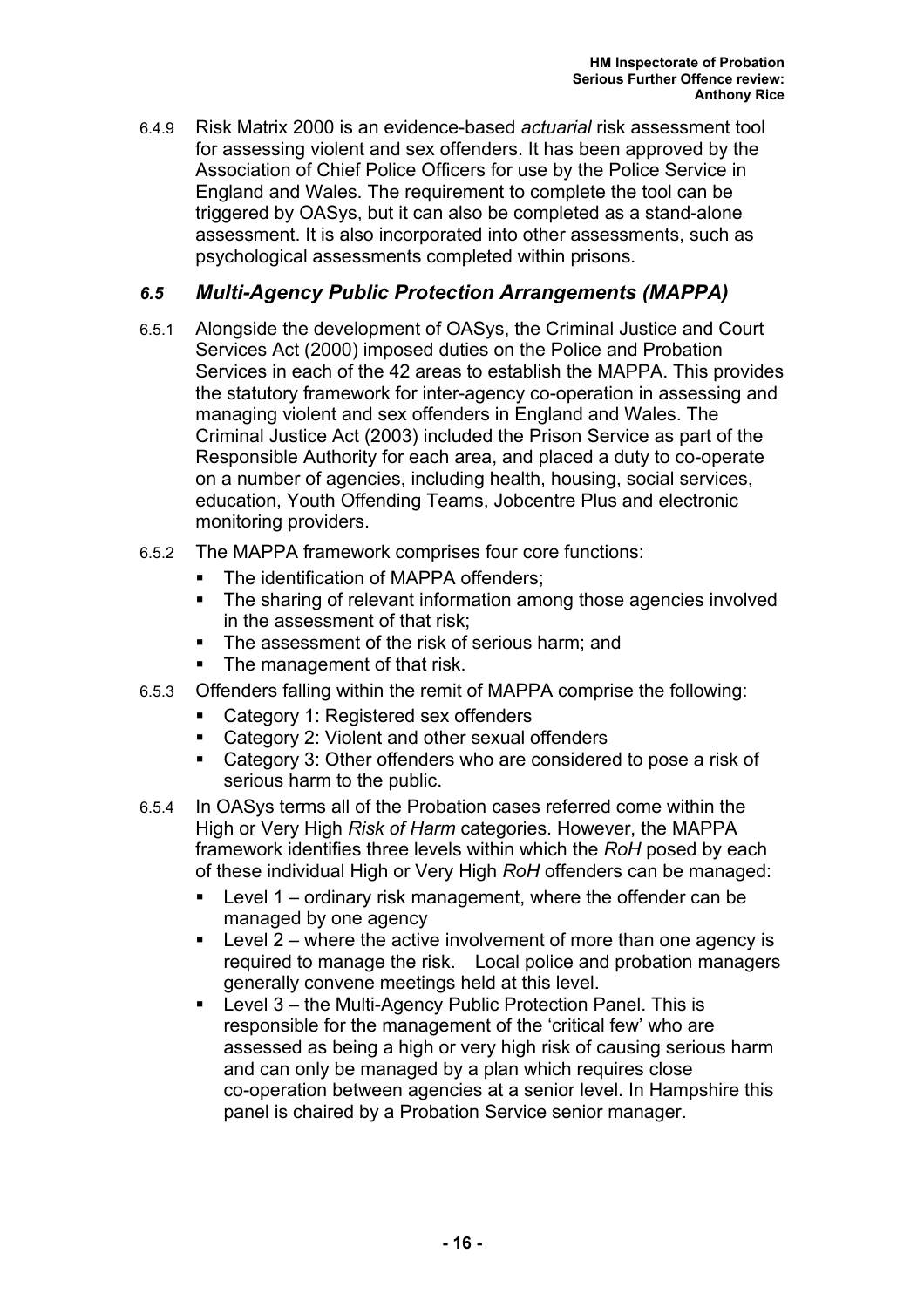6.4.9 Risk Matrix 2000 is an evidence-based *actuarial* risk assessment tool for assessing violent and sex offenders. It has been approved by the Association of Chief Police Officers for use by the Police Service in England and Wales. The requirement to complete the tool can be triggered by OASys, but it can also be completed as a stand-alone assessment. It is also incorporated into other assessments, such as psychological assessments completed within prisons.

## *6.5 Multi-Agency Public Protection Arrangements (MAPPA)*

6.5.1 Alongside the development of OASys, the Criminal Justice and Court Services Act (2000) imposed duties on the Police and Probation Services in each of the 42 areas to establish the MAPPA. This provides the statutory framework for inter-agency co-operation in assessing and managing violent and sex offenders in England and Wales. The Criminal Justice Act (2003) included the Prison Service as part of the Responsible Authority for each area, and placed a duty to co-operate on a number of agencies, including health, housing, social services, education, Youth Offending Teams, Jobcentre Plus and electronic monitoring providers.

6.5.2 The MAPPA framework comprises four core functions:

- The identification of MAPPA offenders;
- The sharing of relevant information among those agencies involved in the assessment of that risk;
- The assessment of the risk of serious harm; and
- The management of that risk.

6.5.3 Offenders falling within the remit of MAPPA comprise the following:

- Category 1: Registered sex offenders
- Category 2: Violent and other sexual offenders
- Category 3: Other offenders who are considered to pose a risk of serious harm to the public.

6.5.4 In OASys terms all of the Probation cases referred come within the High or Very High *Risk of Harm* categories. However, the MAPPA framework identifies three levels within which the *RoH* posed by each of these individual High or Very High *RoH* offenders can be managed:

- Level 1 – ordinary risk management, where the offender can be managed by one agency
- Level 2 – where the active involvement of more than one agency is required to manage the risk. Local police and probation managers generally convene meetings held at this level.
- Level 3 – the Multi-Agency Public Protection Panel. This is responsible for the management of the 'critical few' who are assessed as being a high or very high risk of causing serious harm and can only be managed by a plan which requires close co-operation between agencies at a senior level. In Hampshire this panel is chaired by a Probation Service senior manager.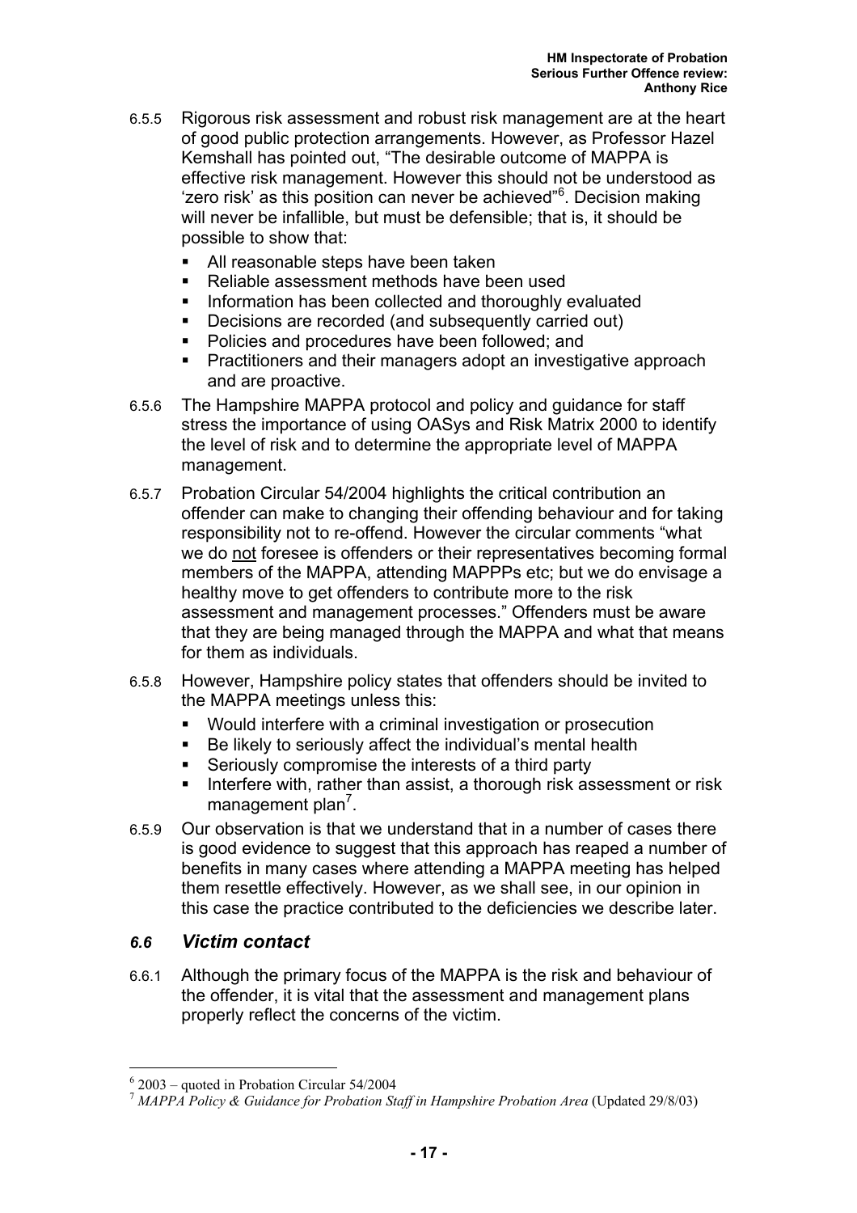6.5.5 Rigorous risk assessment and robust risk management are at the heart of good public protection arrangements. However, as Professor Hazel Kemshall has pointed out, "The desirable outcome of MAPPA is effective risk management. However this should not be understood as 'zero risk' as this position can never be achieved"[6]. Decision making will never be infallible, but must be defensible; that is, it should be possible to show that:

- All reasonable steps have been taken
- Reliable assessment methods have been used
- Information has been collected and thoroughly evaluated
- Decisions are recorded (and subsequently carried out)
- Policies and procedures have been followed; and
- Practitioners and their managers adopt an investigative approach and are proactive.

6.5.6 The Hampshire MAPPA protocol and policy and guidance for staff stress the importance of using OASys and Risk Matrix 2000 to identify the level of risk and to determine the appropriate level of MAPPA management.

6.5.7 Probation Circular 54/2004 highlights the critical contribution an offender can make to changing their offending behaviour and for taking responsibility not to re-offend. However the circular comments "what we do <u>not</u> foresee is offenders or their representatives becoming formal members of the MAPPA, attending MAPPPs etc; but we do envisage a healthy move to get offenders to contribute more to the risk assessment and management processes." Offenders must be aware that they are being managed through the MAPPA and what that means for them as individuals.

6.5.8 However, Hampshire policy states that offenders should be invited to the MAPPA meetings unless this:

- Would interfere with a criminal investigation or prosecution
- Be likely to seriously affect the individual's mental health
- Seriously compromise the interests of a third party
- Interfere with, rather than assist, a thorough risk assessment or risk management plan[7].

6.5.9 Our observation is that we understand that in a number of cases there is good evidence to suggest that this approach has reaped a number of benefits in many cases where attending a MAPPA meeting has helped them resettle effectively. However, as we shall see, in our opinion in this case the practice contributed to the deficiencies we describe later.

## 6.6 *Victim contact*

6.6.1 Although the primary focus of the MAPPA is the risk and behaviour of the offender, it is vital that the assessment and management plans properly reflect the concerns of the victim.

---

[6] 2003 – quoted in Probation Circular 54/2004

[7] *MAPPA Policy & Guidance for Probation Staff in Hampshire Probation Area* (Updated 29/8/03)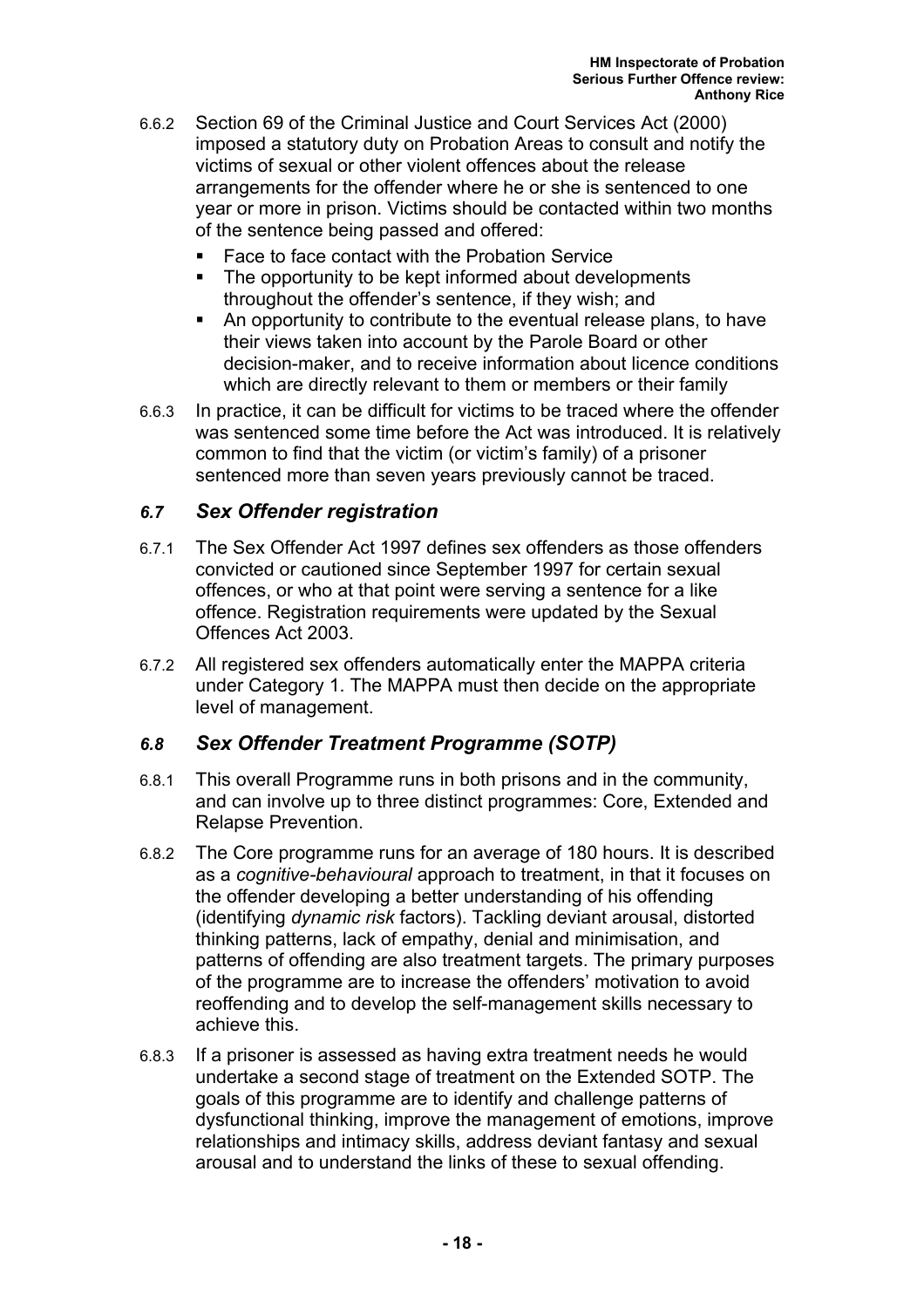6.6.2 Section 69 of the Criminal Justice and Court Services Act (2000) imposed a statutory duty on Probation Areas to consult and notify the victims of sexual or other violent offences about the release arrangements for the offender where he or she is sentenced to one year or more in prison. Victims should be contacted within two months of the sentence being passed and offered:

- Face to face contact with the Probation Service
- The opportunity to be kept informed about developments throughout the offender's sentence, if they wish; and
- An opportunity to contribute to the eventual release plans, to have their views taken into account by the Parole Board or other decision-maker, and to receive information about licence conditions which are directly relevant to them or members or their family

6.6.3 In practice, it can be difficult for victims to be traced where the offender was sentenced some time before the Act was introduced. It is relatively common to find that the victim (or victim's family) of a prisoner sentenced more than seven years previously cannot be traced.

## *6.7 Sex Offender registration*

6.7.1 The Sex Offender Act 1997 defines sex offenders as those offenders convicted or cautioned since September 1997 for certain sexual offences, or who at that point were serving a sentence for a like offence. Registration requirements were updated by the Sexual Offences Act 2003.

6.7.2 All registered sex offenders automatically enter the MAPPA criteria under Category 1. The MAPPA must then decide on the appropriate level of management.

## *6.8 Sex Offender Treatment Programme (SOTP)*

6.8.1 This overall Programme runs in both prisons and in the community, and can involve up to three distinct programmes: Core, Extended and Relapse Prevention.

6.8.2 The Core programme runs for an average of 180 hours. It is described as a *cognitive-behavioural* approach to treatment, in that it focuses on the offender developing a better understanding of his offending (identifying *dynamic risk* factors). Tackling deviant arousal, distorted thinking patterns, lack of empathy, denial and minimisation, and patterns of offending are also treatment targets. The primary purposes of the programme are to increase the offenders' motivation to avoid reoffending and to develop the self-management skills necessary to achieve this.

6.8.3 If a prisoner is assessed as having extra treatment needs he would undertake a second stage of treatment on the Extended SOTP. The goals of this programme are to identify and challenge patterns of dysfunctional thinking, improve the management of emotions, improve relationships and intimacy skills, address deviant fantasy and sexual arousal and to understand the links of these to sexual offending.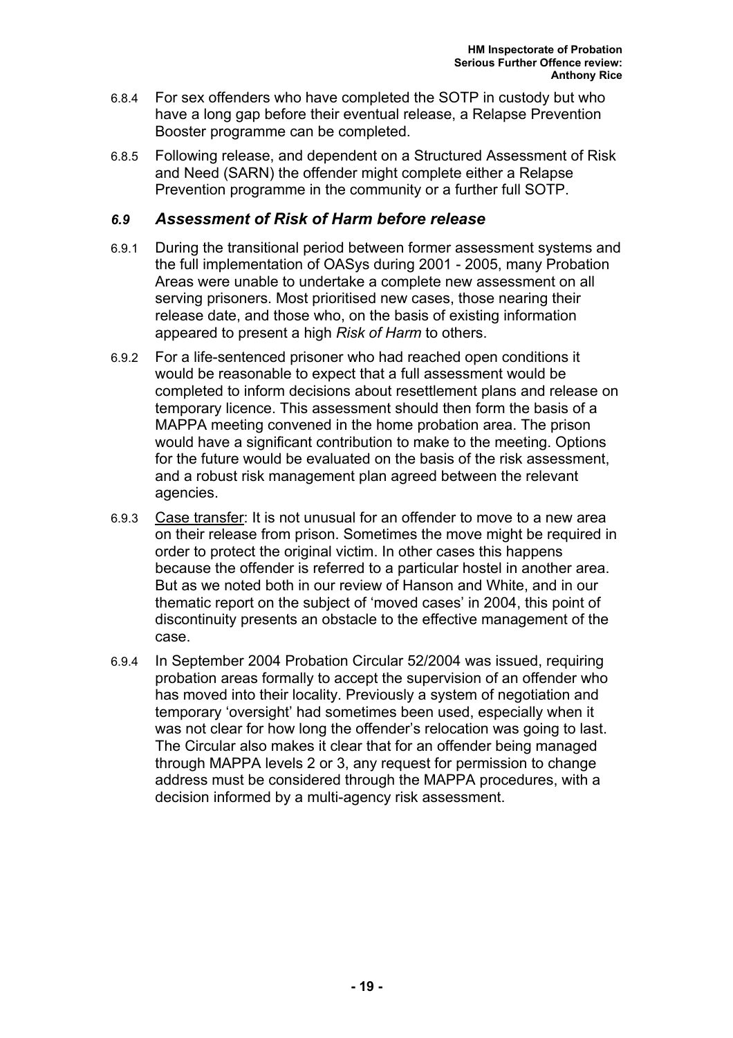6.8.4 For sex offenders who have completed the SOTP in custody but who have a long gap before their eventual release, a Relapse Prevention Booster programme can be completed.

6.8.5 Following release, and dependent on a Structured Assessment of Risk and Need (SARN) the offender might complete either a Relapse Prevention programme in the community or a further full SOTP.

### *6.9 Assessment of Risk of Harm before release*

6.9.1 During the transitional period between former assessment systems and the full implementation of OASys during 2001 - 2005, many Probation Areas were unable to undertake a complete new assessment on all serving prisoners. Most prioritised new cases, those nearing their release date, and those who, on the basis of existing information appeared to present a high *Risk of Harm* to others.

6.9.2 For a life-sentenced prisoner who had reached open conditions it would be reasonable to expect that a full assessment would be completed to inform decisions about resettlement plans and release on temporary licence. This assessment should then form the basis of a MAPPA meeting convened in the home probation area. The prison would have a significant contribution to make to the meeting. Options for the future would be evaluated on the basis of the risk assessment, and a robust risk management plan agreed between the relevant agencies.

6.9.3 Case transfer: It is not unusual for an offender to move to a new area on their release from prison. Sometimes the move might be required in order to protect the original victim. In other cases this happens because the offender is referred to a particular hostel in another area. But as we noted both in our review of Hanson and White, and in our thematic report on the subject of 'moved cases' in 2004, this point of discontinuity presents an obstacle to the effective management of the case.

6.9.4 In September 2004 Probation Circular 52/2004 was issued, requiring probation areas formally to accept the supervision of an offender who has moved into their locality. Previously a system of negotiation and temporary 'oversight' had sometimes been used, especially when it was not clear for how long the offender's relocation was going to last. The Circular also makes it clear that for an offender being managed through MAPPA levels 2 or 3, any request for permission to change address must be considered through the MAPPA procedures, with a decision informed by a multi-agency risk assessment.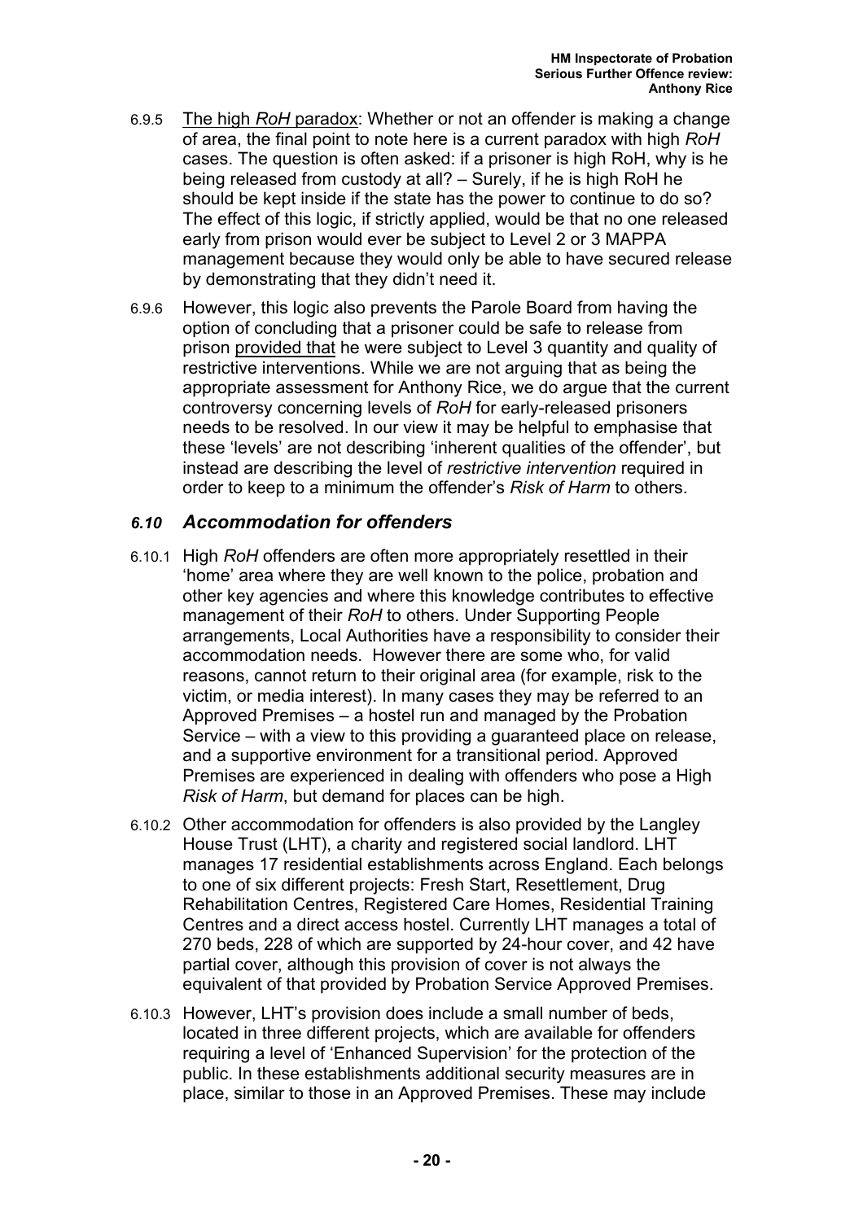6.9.5 The high *RoH* paradox: Whether or not an offender is making a change of area, the final point to note here is a current paradox with high *RoH* cases. The question is often asked: if a prisoner is high RoH, why is he being released from custody at all? – Surely, if he is high RoH he should be kept inside if the state has the power to continue to do so? The effect of this logic, if strictly applied, would be that no one released early from prison would ever be subject to Level 2 or 3 MAPPA management because they would only be able to have secured release by demonstrating that they didn't need it.

6.9.6 However, this logic also prevents the Parole Board from having the option of concluding that a prisoner could be safe to release from prison provided that he were subject to Level 3 quantity and quality of restrictive interventions. While we are not arguing that as being the appropriate assessment for Anthony Rice, we do argue that the current controversy concerning levels of *RoH* for early-released prisoners needs to be resolved. In our view it may be helpful to emphasise that these 'levels' are not describing 'inherent qualities of the offender', but instead are describing the level of *restrictive intervention* required in order to keep to a minimum the offender's *Risk of Harm* to others.

### *6.10 Accommodation for offenders*

6.10.1 High *RoH* offenders are often more appropriately resettled in their 'home' area where they are well known to the police, probation and other key agencies and where this knowledge contributes to effective management of their *RoH* to others. Under Supporting People arrangements, Local Authorities have a responsibility to consider their accommodation needs. However there are some who, for valid reasons, cannot return to their original area (for example, risk to the victim, or media interest). In many cases they may be referred to an Approved Premises – a hostel run and managed by the Probation Service – with a view to this providing a guaranteed place on release, and a supportive environment for a transitional period. Approved Premises are experienced in dealing with offenders who pose a High *Risk of Harm*, but demand for places can be high.

6.10.2 Other accommodation for offenders is also provided by the Langley House Trust (LHT), a charity and registered social landlord. LHT manages 17 residential establishments across England. Each belongs to one of six different projects: Fresh Start, Resettlement, Drug Rehabilitation Centres, Registered Care Homes, Residential Training Centres and a direct access hostel. Currently LHT manages a total of 270 beds, 228 of which are supported by 24-hour cover, and 42 have partial cover, although this provision of cover is not always the equivalent of that provided by Probation Service Approved Premises.

6.10.3 However, LHT's provision does include a small number of beds, located in three different projects, which are available for offenders requiring a level of 'Enhanced Supervision' for the protection of the public. In these establishments additional security measures are in place, similar to those in an Approved Premises. These may include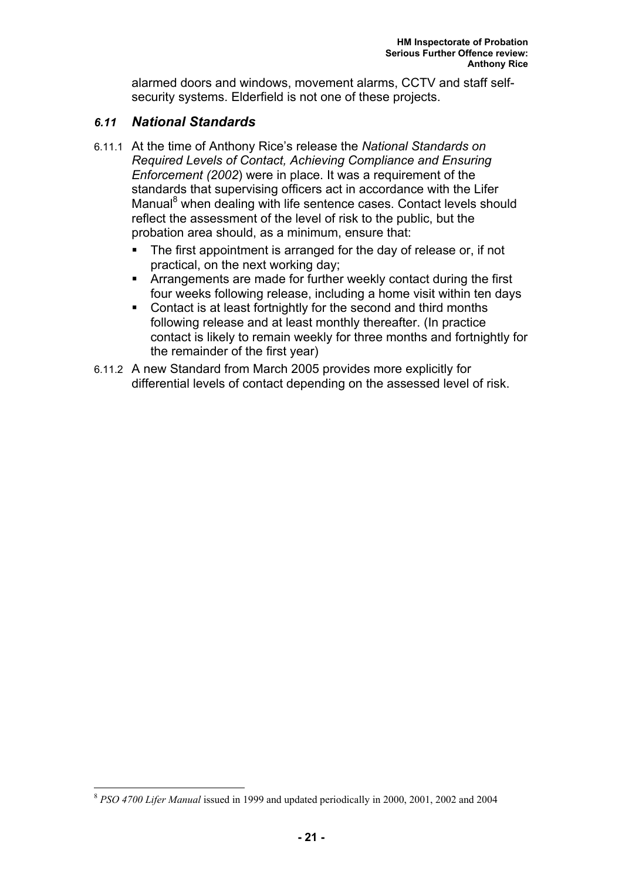alarmed doors and windows, movement alarms, CCTV and staff self-security systems. Elderfield is not one of these projects.

### *6.11 National Standards*

6.11.1 At the time of Anthony Rice's release the *National Standards on Required Levels of Contact, Achieving Compliance and Ensuring Enforcement (2002*) were in place. It was a requirement of the standards that supervising officers act in accordance with the Lifer Manual[8] when dealing with life sentence cases. Contact levels should reflect the assessment of the level of risk to the public, but the probation area should, as a minimum, ensure that:

- The first appointment is arranged for the day of release or, if not practical, on the next working day;
- Arrangements are made for further weekly contact during the first four weeks following release, including a home visit within ten days
- Contact is at least fortnightly for the second and third months following release and at least monthly thereafter. (In practice contact is likely to remain weekly for three months and fortnightly for the remainder of the first year)

6.11.2 A new Standard from March 2005 provides more explicitly for differential levels of contact depending on the assessed level of risk.

---

[8] *PSO 4700 Lifer Manual* issued in 1999 and updated periodically in 2000, 2001, 2002 and 2004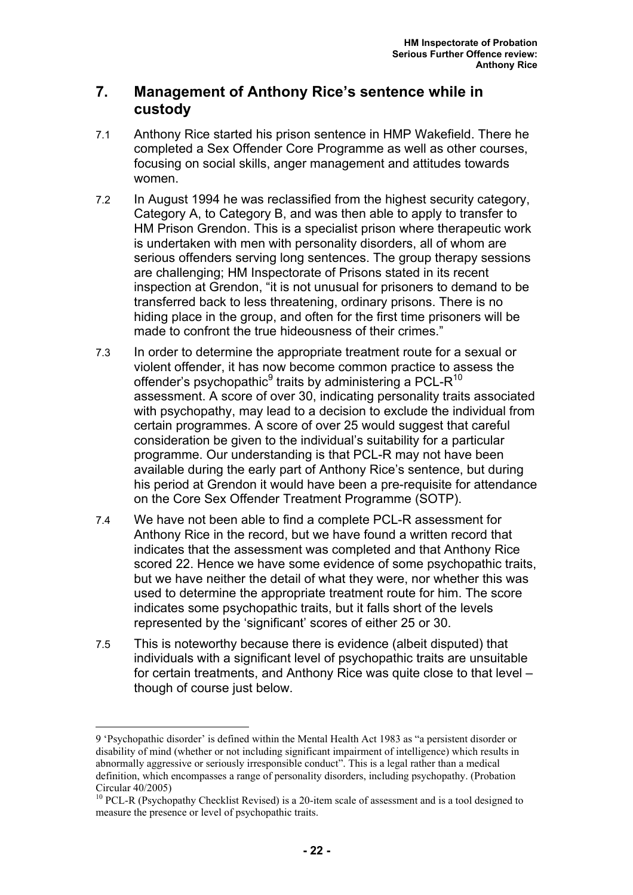## 7. Management of Anthony Rice's sentence while in custody

7.1 Anthony Rice started his prison sentence in HMP Wakefield. There he completed a Sex Offender Core Programme as well as other courses, focusing on social skills, anger management and attitudes towards women.

7.2 In August 1994 he was reclassified from the highest security category, Category A, to Category B, and was then able to apply to transfer to HM Prison Grendon. This is a specialist prison where therapeutic work is undertaken with men with personality disorders, all of whom are serious offenders serving long sentences. The group therapy sessions are challenging; HM Inspectorate of Prisons stated in its recent inspection at Grendon, "it is not unusual for prisoners to demand to be transferred back to less threatening, ordinary prisons. There is no hiding place in the group, and often for the first time prisoners will be made to confront the true hideousness of their crimes."

7.3 In order to determine the appropriate treatment route for a sexual or violent offender, it has now become common practice to assess the offender's psychopathic[9] traits by administering a PCL-R[10] assessment. A score of over 30, indicating personality traits associated with psychopathy, may lead to a decision to exclude the individual from certain programmes. A score of over 25 would suggest that careful consideration be given to the individual's suitability for a particular programme. Our understanding is that PCL-R may not have been available during the early part of Anthony Rice's sentence, but during his period at Grendon it would have been a pre-requisite for attendance on the Core Sex Offender Treatment Programme (SOTP).

7.4 We have not been able to find a complete PCL-R assessment for Anthony Rice in the record, but we have found a written record that indicates that the assessment was completed and that Anthony Rice scored 22. Hence we have some evidence of some psychopathic traits, but we have neither the detail of what they were, nor whether this was used to determine the appropriate treatment route for him. The score indicates some psychopathic traits, but it falls short of the levels represented by the 'significant' scores of either 25 or 30.

7.5 This is noteworthy because there is evidence (albeit disputed) that individuals with a significant level of psychopathic traits are unsuitable for certain treatments, and Anthony Rice was quite close to that level – though of course just below.

---

[9] 'Psychopathic disorder' is defined within the Mental Health Act 1983 as "a persistent disorder or disability of mind (whether or not including significant impairment of intelligence) which results in abnormally aggressive or seriously irresponsible conduct". This is a legal rather than a medical definition, which encompasses a range of personality disorders, including psychopathy. (Probation Circular 40/2005)

[10] PCL-R (Psychopathy Checklist Revised) is a 20-item scale of assessment and is a tool designed to measure the presence or level of psychopathic traits.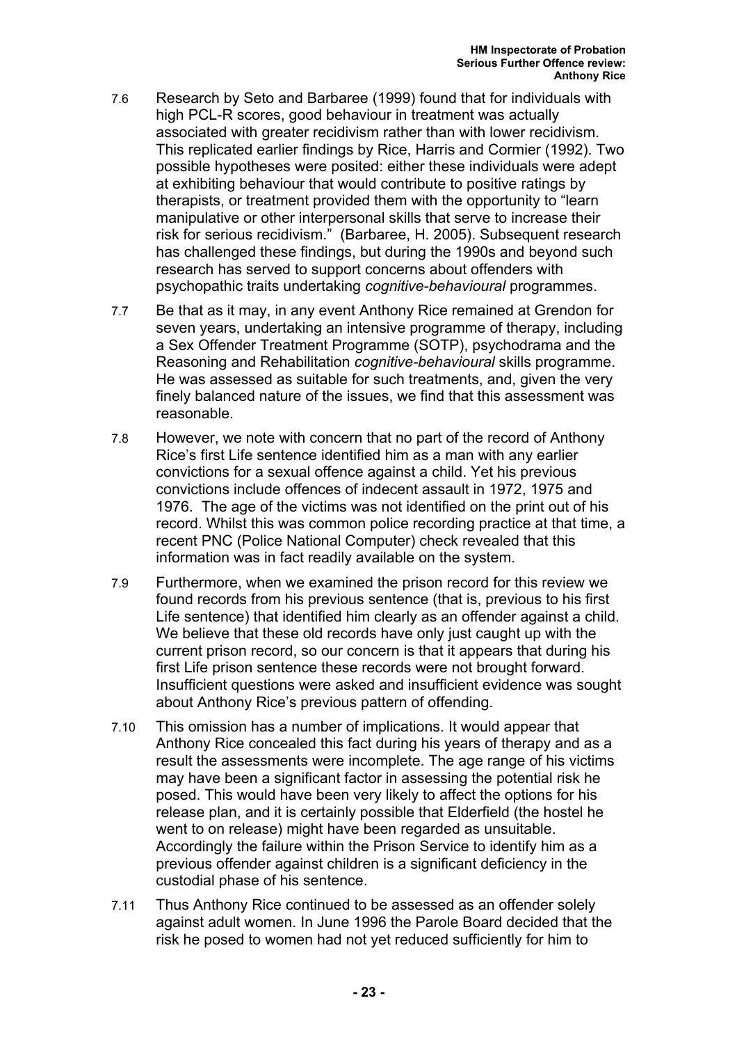7.6 Research by Seto and Barbaree (1999) found that for individuals with high PCL-R scores, good behaviour in treatment was actually associated with greater recidivism rather than with lower recidivism. This replicated earlier findings by Rice, Harris and Cormier (1992). Two possible hypotheses were posited: either these individuals were adept at exhibiting behaviour that would contribute to positive ratings by therapists, or treatment provided them with the opportunity to "learn manipulative or other interpersonal skills that serve to increase their risk for serious recidivism." (Barbaree, H. 2005). Subsequent research has challenged these findings, but during the 1990s and beyond such research has served to support concerns about offenders with psychopathic traits undertaking *cognitive-behavioural* programmes.

7.7 Be that as it may, in any event Anthony Rice remained at Grendon for seven years, undertaking an intensive programme of therapy, including a Sex Offender Treatment Programme (SOTP), psychodrama and the Reasoning and Rehabilitation *cognitive-behavioural* skills programme. He was assessed as suitable for such treatments, and, given the very finely balanced nature of the issues, we find that this assessment was reasonable.

7.8 However, we note with concern that no part of the record of Anthony Rice's first Life sentence identified him as a man with any earlier convictions for a sexual offence against a child. Yet his previous convictions include offences of indecent assault in 1972, 1975 and 1976. The age of the victims was not identified on the print out of his record. Whilst this was common police recording practice at that time, a recent PNC (Police National Computer) check revealed that this information was in fact readily available on the system.

7.9 Furthermore, when we examined the prison record for this review we found records from his previous sentence (that is, previous to his first Life sentence) that identified him clearly as an offender against a child. We believe that these old records have only just caught up with the current prison record, so our concern is that it appears that during his first Life prison sentence these records were not brought forward. Insufficient questions were asked and insufficient evidence was sought about Anthony Rice's previous pattern of offending.

7.10 This omission has a number of implications. It would appear that Anthony Rice concealed this fact during his years of therapy and as a result the assessments were incomplete. The age range of his victims may have been a significant factor in assessing the potential risk he posed. This would have been very likely to affect the options for his release plan, and it is certainly possible that Elderfield (the hostel he went to on release) might have been regarded as unsuitable. Accordingly the failure within the Prison Service to identify him as a previous offender against children is a significant deficiency in the custodial phase of his sentence.

7.11 Thus Anthony Rice continued to be assessed as an offender solely against adult women. In June 1996 the Parole Board decided that the risk he posed to women had not yet reduced sufficiently for him to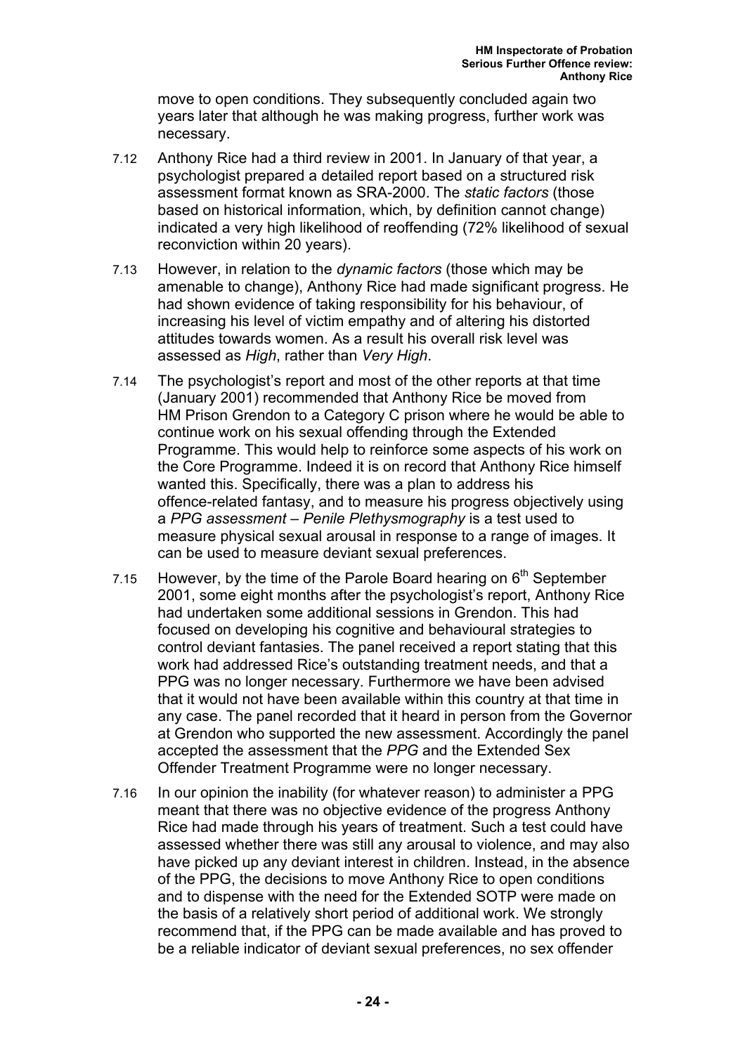move to open conditions. They subsequently concluded again two years later that although he was making progress, further work was necessary.

7.12 Anthony Rice had a third review in 2001. In January of that year, a psychologist prepared a detailed report based on a structured risk assessment format known as SRA-2000. The *static factors* (those based on historical information, which, by definition cannot change) indicated a very high likelihood of reoffending (72% likelihood of sexual reconviction within 20 years).

7.13 However, in relation to the *dynamic factors* (those which may be amenable to change), Anthony Rice had made significant progress. He had shown evidence of taking responsibility for his behaviour, of increasing his level of victim empathy and of altering his distorted attitudes towards women. As a result his overall risk level was assessed as *High*, rather than *Very High*.

7.14 The psychologist's report and most of the other reports at that time (January 2001) recommended that Anthony Rice be moved from HM Prison Grendon to a Category C prison where he would be able to continue work on his sexual offending through the Extended Programme. This would help to reinforce some aspects of his work on the Core Programme. Indeed it is on record that Anthony Rice himself wanted this. Specifically, there was a plan to address his offence-related fantasy, and to measure his progress objectively using a *PPG assessment – Penile Plethysmography* is a test used to measure physical sexual arousal in response to a range of images. It can be used to measure deviant sexual preferences.

7.15 However, by the time of the Parole Board hearing on 6th September 2001, some eight months after the psychologist's report, Anthony Rice had undertaken some additional sessions in Grendon. This had focused on developing his cognitive and behavioural strategies to control deviant fantasies. The panel received a report stating that this work had addressed Rice's outstanding treatment needs, and that a PPG was no longer necessary. Furthermore we have been advised that it would not have been available within this country at that time in any case. The panel recorded that it heard in person from the Governor at Grendon who supported the new assessment. Accordingly the panel accepted the assessment that the *PPG* and the Extended Sex Offender Treatment Programme were no longer necessary.

7.16 In our opinion the inability (for whatever reason) to administer a PPG meant that there was no objective evidence of the progress Anthony Rice had made through his years of treatment. Such a test could have assessed whether there was still any arousal to violence, and may also have picked up any deviant interest in children. Instead, in the absence of the PPG, the decisions to move Anthony Rice to open conditions and to dispense with the need for the Extended SOTP were made on the basis of a relatively short period of additional work. We strongly recommend that, if the PPG can be made available and has proved to be a reliable indicator of deviant sexual preferences, no sex offender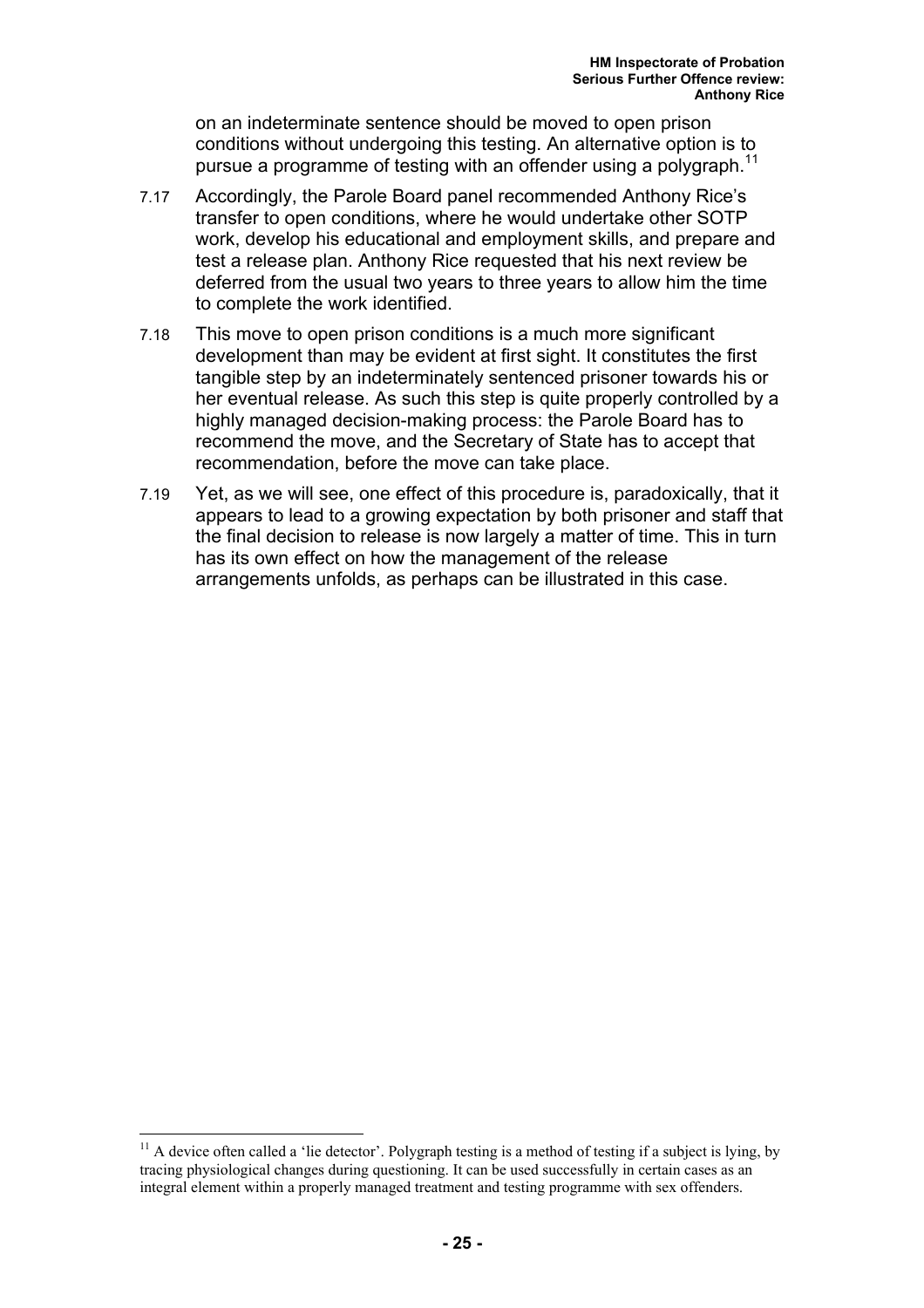on an indeterminate sentence should be moved to open prison conditions without undergoing this testing. An alternative option is to pursue a programme of testing with an offender using a polygraph.[11]

7.17 Accordingly, the Parole Board panel recommended Anthony Rice's transfer to open conditions, where he would undertake other SOTP work, develop his educational and employment skills, and prepare and test a release plan. Anthony Rice requested that his next review be deferred from the usual two years to three years to allow him the time to complete the work identified.

7.18 This move to open prison conditions is a much more significant development than may be evident at first sight. It constitutes the first tangible step by an indeterminately sentenced prisoner towards his or her eventual release. As such this step is quite properly controlled by a highly managed decision-making process: the Parole Board has to recommend the move, and the Secretary of State has to accept that recommendation, before the move can take place.

7.19 Yet, as we will see, one effect of this procedure is, paradoxically, that it appears to lead to a growing expectation by both prisoner and staff that the final decision to release is now largely a matter of time. This in turn has its own effect on how the management of the release arrangements unfolds, as perhaps can be illustrated in this case.

---

[11] A device often called a 'lie detector'. Polygraph testing is a method of testing if a subject is lying, by tracing physiological changes during questioning. It can be used successfully in certain cases as an integral element within a properly managed treatment and testing programme with sex offenders.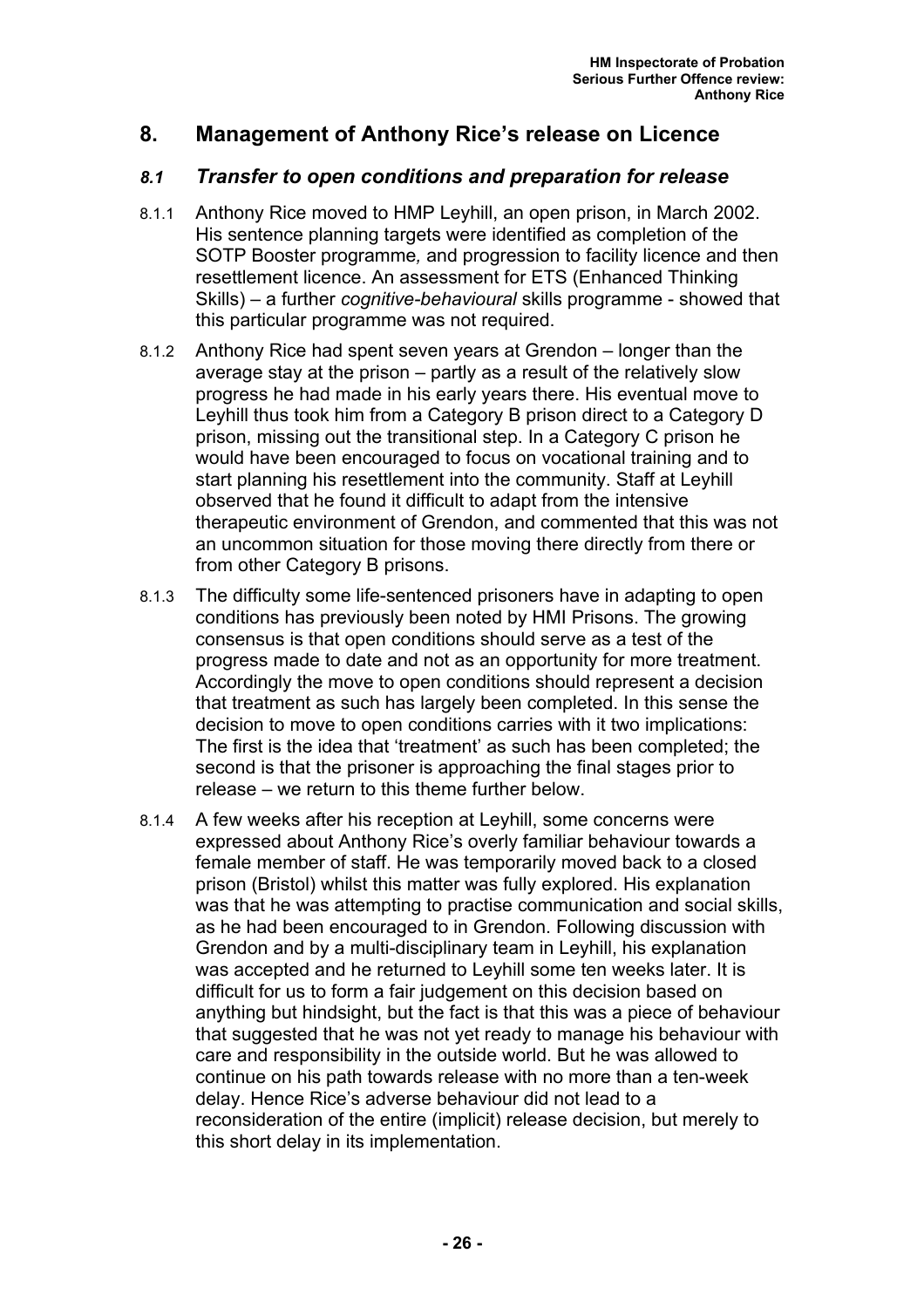## 8. Management of Anthony Rice's release on Licence

### *8.1 Transfer to open conditions and preparation for release*

8.1.1 Anthony Rice moved to HMP Leyhill, an open prison, in March 2002. His sentence planning targets were identified as completion of the SOTP Booster programme*,* and progression to facility licence and then resettlement licence. An assessment for ETS (Enhanced Thinking Skills) – a further *cognitive-behavioural* skills programme - showed that this particular programme was not required.

8.1.2 Anthony Rice had spent seven years at Grendon – longer than the average stay at the prison – partly as a result of the relatively slow progress he had made in his early years there. His eventual move to Leyhill thus took him from a Category B prison direct to a Category D prison, missing out the transitional step. In a Category C prison he would have been encouraged to focus on vocational training and to start planning his resettlement into the community. Staff at Leyhill observed that he found it difficult to adapt from the intensive therapeutic environment of Grendon, and commented that this was not an uncommon situation for those moving there directly from there or from other Category B prisons.

8.1.3 The difficulty some life-sentenced prisoners have in adapting to open conditions has previously been noted by HMI Prisons. The growing consensus is that open conditions should serve as a test of the progress made to date and not as an opportunity for more treatment. Accordingly the move to open conditions should represent a decision that treatment as such has largely been completed. In this sense the decision to move to open conditions carries with it two implications: The first is the idea that 'treatment' as such has been completed; the second is that the prisoner is approaching the final stages prior to release – we return to this theme further below.

8.1.4 A few weeks after his reception at Leyhill, some concerns were expressed about Anthony Rice's overly familiar behaviour towards a female member of staff. He was temporarily moved back to a closed prison (Bristol) whilst this matter was fully explored. His explanation was that he was attempting to practise communication and social skills, as he had been encouraged to in Grendon. Following discussion with Grendon and by a multi-disciplinary team in Leyhill, his explanation was accepted and he returned to Leyhill some ten weeks later. It is difficult for us to form a fair judgement on this decision based on anything but hindsight, but the fact is that this was a piece of behaviour that suggested that he was not yet ready to manage his behaviour with care and responsibility in the outside world. But he was allowed to continue on his path towards release with no more than a ten-week delay. Hence Rice's adverse behaviour did not lead to a reconsideration of the entire (implicit) release decision, but merely to this short delay in its implementation.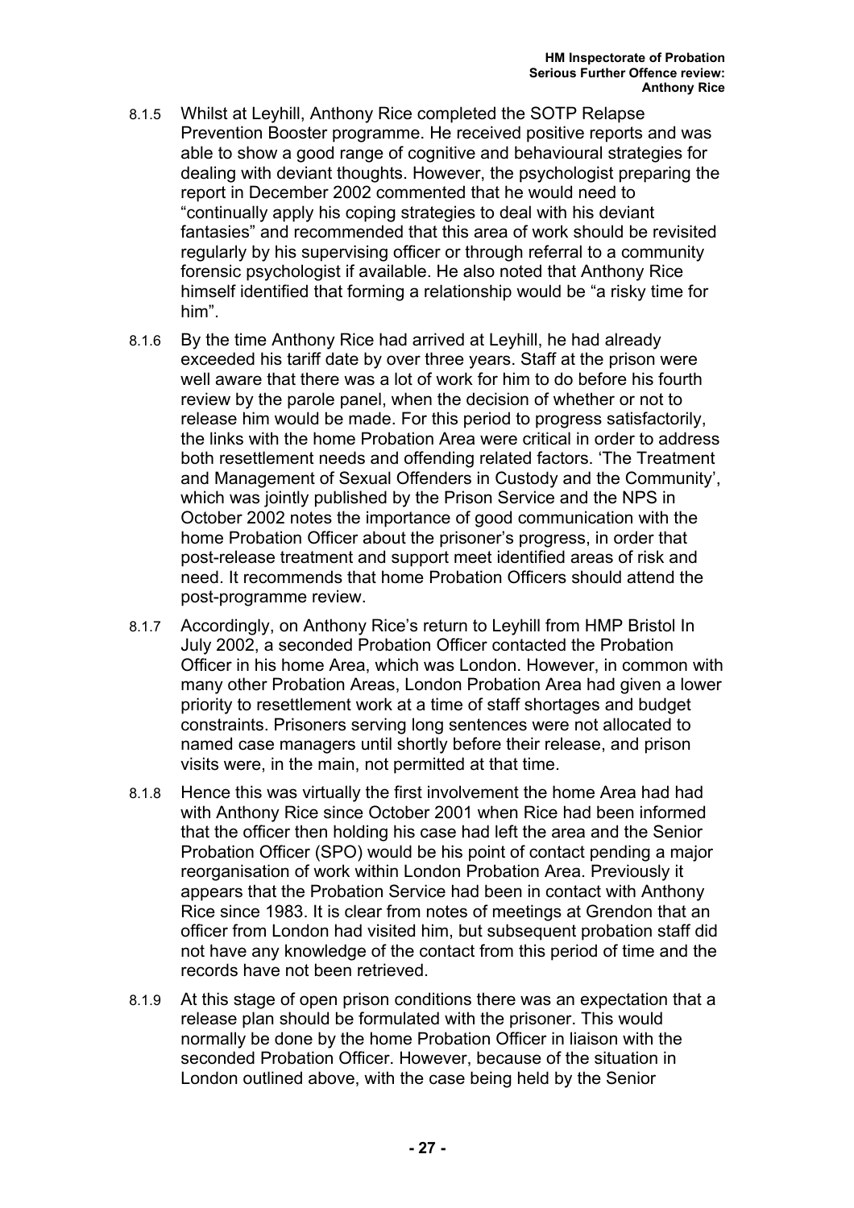8.1.5 Whilst at Leyhill, Anthony Rice completed the SOTP Relapse Prevention Booster programme. He received positive reports and was able to show a good range of cognitive and behavioural strategies for dealing with deviant thoughts. However, the psychologist preparing the report in December 2002 commented that he would need to "continually apply his coping strategies to deal with his deviant fantasies" and recommended that this area of work should be revisited regularly by his supervising officer or through referral to a community forensic psychologist if available. He also noted that Anthony Rice himself identified that forming a relationship would be "a risky time for him".

8.1.6 By the time Anthony Rice had arrived at Leyhill, he had already exceeded his tariff date by over three years. Staff at the prison were well aware that there was a lot of work for him to do before his fourth review by the parole panel, when the decision of whether or not to release him would be made. For this period to progress satisfactorily, the links with the home Probation Area were critical in order to address both resettlement needs and offending related factors. 'The Treatment and Management of Sexual Offenders in Custody and the Community', which was jointly published by the Prison Service and the NPS in October 2002 notes the importance of good communication with the home Probation Officer about the prisoner's progress, in order that post-release treatment and support meet identified areas of risk and need. It recommends that home Probation Officers should attend the post-programme review.

8.1.7 Accordingly, on Anthony Rice's return to Leyhill from HMP Bristol In July 2002, a seconded Probation Officer contacted the Probation Officer in his home Area, which was London. However, in common with many other Probation Areas, London Probation Area had given a lower priority to resettlement work at a time of staff shortages and budget constraints. Prisoners serving long sentences were not allocated to named case managers until shortly before their release, and prison visits were, in the main, not permitted at that time.

8.1.8 Hence this was virtually the first involvement the home Area had had with Anthony Rice since October 2001 when Rice had been informed that the officer then holding his case had left the area and the Senior Probation Officer (SPO) would be his point of contact pending a major reorganisation of work within London Probation Area. Previously it appears that the Probation Service had been in contact with Anthony Rice since 1983. It is clear from notes of meetings at Grendon that an officer from London had visited him, but subsequent probation staff did not have any knowledge of the contact from this period of time and the records have not been retrieved.

8.1.9 At this stage of open prison conditions there was an expectation that a release plan should be formulated with the prisoner. This would normally be done by the home Probation Officer in liaison with the seconded Probation Officer. However, because of the situation in London outlined above, with the case being held by the Senior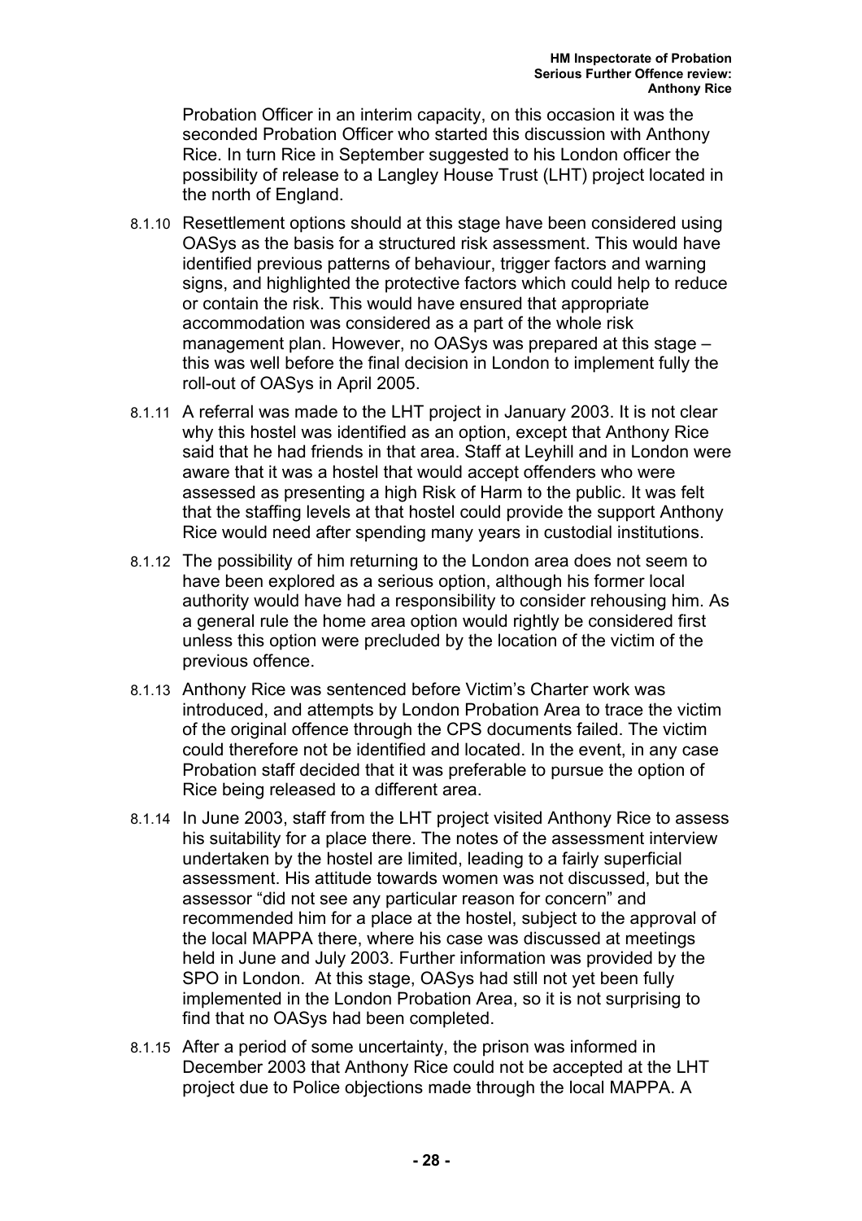Probation Officer in an interim capacity, on this occasion it was the seconded Probation Officer who started this discussion with Anthony Rice. In turn Rice in September suggested to his London officer the possibility of release to a Langley House Trust (LHT) project located in the north of England.

8.1.10 Resettlement options should at this stage have been considered using OASys as the basis for a structured risk assessment. This would have identified previous patterns of behaviour, trigger factors and warning signs, and highlighted the protective factors which could help to reduce or contain the risk. This would have ensured that appropriate accommodation was considered as a part of the whole risk management plan. However, no OASys was prepared at this stage – this was well before the final decision in London to implement fully the roll-out of OASys in April 2005.

8.1.11 A referral was made to the LHT project in January 2003. It is not clear why this hostel was identified as an option, except that Anthony Rice said that he had friends in that area. Staff at Leyhill and in London were aware that it was a hostel that would accept offenders who were assessed as presenting a high Risk of Harm to the public. It was felt that the staffing levels at that hostel could provide the support Anthony Rice would need after spending many years in custodial institutions.

8.1.12 The possibility of him returning to the London area does not seem to have been explored as a serious option, although his former local authority would have had a responsibility to consider rehousing him. As a general rule the home area option would rightly be considered first unless this option were precluded by the location of the victim of the previous offence.

8.1.13 Anthony Rice was sentenced before Victim's Charter work was introduced, and attempts by London Probation Area to trace the victim of the original offence through the CPS documents failed. The victim could therefore not be identified and located. In the event, in any case Probation staff decided that it was preferable to pursue the option of Rice being released to a different area.

8.1.14 In June 2003, staff from the LHT project visited Anthony Rice to assess his suitability for a place there. The notes of the assessment interview undertaken by the hostel are limited, leading to a fairly superficial assessment. His attitude towards women was not discussed, but the assessor "did not see any particular reason for concern" and recommended him for a place at the hostel, subject to the approval of the local MAPPA there, where his case was discussed at meetings held in June and July 2003. Further information was provided by the SPO in London. At this stage, OASys had still not yet been fully implemented in the London Probation Area, so it is not surprising to find that no OASys had been completed.

8.1.15 After a period of some uncertainty, the prison was informed in December 2003 that Anthony Rice could not be accepted at the LHT project due to Police objections made through the local MAPPA. A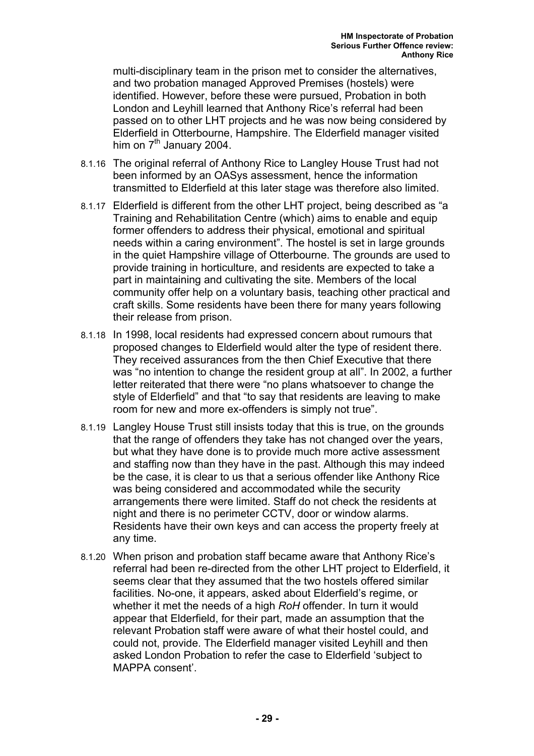multi-disciplinary team in the prison met to consider the alternatives, and two probation managed Approved Premises (hostels) were identified. However, before these were pursued, Probation in both London and Leyhill learned that Anthony Rice's referral had been passed on to other LHT projects and he was now being considered by Elderfield in Otterbourne, Hampshire. The Elderfield manager visited him on 7th January 2004.

8.1.16 The original referral of Anthony Rice to Langley House Trust had not been informed by an OASys assessment, hence the information transmitted to Elderfield at this later stage was therefore also limited.

8.1.17 Elderfield is different from the other LHT project, being described as "a Training and Rehabilitation Centre (which) aims to enable and equip former offenders to address their physical, emotional and spiritual needs within a caring environment". The hostel is set in large grounds in the quiet Hampshire village of Otterbourne. The grounds are used to provide training in horticulture, and residents are expected to take a part in maintaining and cultivating the site. Members of the local community offer help on a voluntary basis, teaching other practical and craft skills. Some residents have been there for many years following their release from prison.

8.1.18 In 1998, local residents had expressed concern about rumours that proposed changes to Elderfield would alter the type of resident there. They received assurances from the then Chief Executive that there was "no intention to change the resident group at all". In 2002, a further letter reiterated that there were "no plans whatsoever to change the style of Elderfield" and that "to say that residents are leaving to make room for new and more ex-offenders is simply not true".

8.1.19 Langley House Trust still insists today that this is true, on the grounds that the range of offenders they take has not changed over the years, but what they have done is to provide much more active assessment and staffing now than they have in the past. Although this may indeed be the case, it is clear to us that a serious offender like Anthony Rice was being considered and accommodated while the security arrangements there were limited. Staff do not check the residents at night and there is no perimeter CCTV, door or window alarms. Residents have their own keys and can access the property freely at any time.

8.1.20 When prison and probation staff became aware that Anthony Rice's referral had been re-directed from the other LHT project to Elderfield, it seems clear that they assumed that the two hostels offered similar facilities. No-one, it appears, asked about Elderfield's regime, or whether it met the needs of a high *RoH* offender. In turn it would appear that Elderfield, for their part, made an assumption that the relevant Probation staff were aware of what their hostel could, and could not, provide. The Elderfield manager visited Leyhill and then asked London Probation to refer the case to Elderfield 'subject to MAPPA consent'.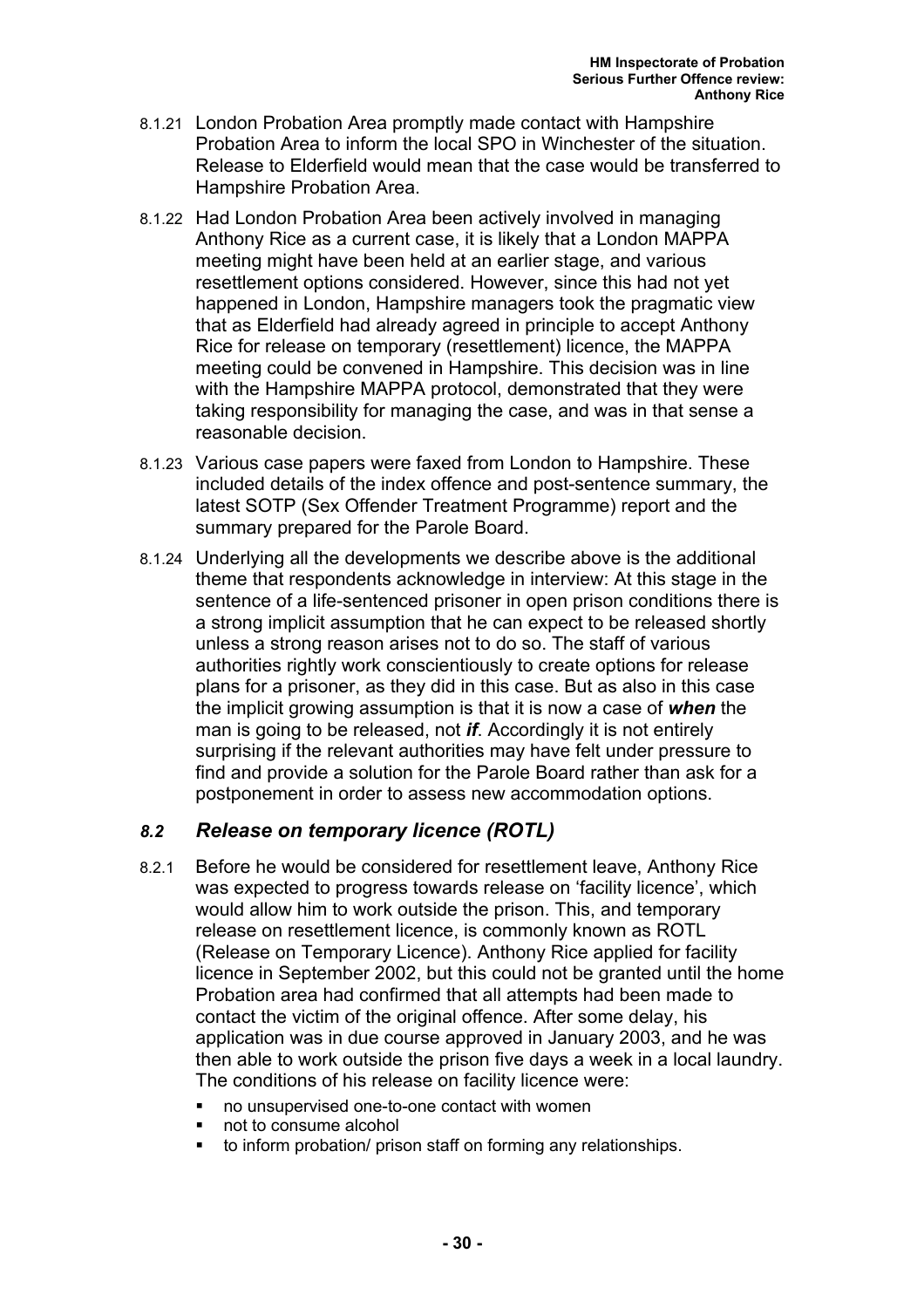8.1.21 London Probation Area promptly made contact with Hampshire Probation Area to inform the local SPO in Winchester of the situation. Release to Elderfield would mean that the case would be transferred to Hampshire Probation Area.

8.1.22 Had London Probation Area been actively involved in managing Anthony Rice as a current case, it is likely that a London MAPPA meeting might have been held at an earlier stage, and various resettlement options considered. However, since this had not yet happened in London, Hampshire managers took the pragmatic view that as Elderfield had already agreed in principle to accept Anthony Rice for release on temporary (resettlement) licence, the MAPPA meeting could be convened in Hampshire. This decision was in line with the Hampshire MAPPA protocol, demonstrated that they were taking responsibility for managing the case, and was in that sense a reasonable decision.

8.1.23 Various case papers were faxed from London to Hampshire. These included details of the index offence and post-sentence summary, the latest SOTP (Sex Offender Treatment Programme) report and the summary prepared for the Parole Board.

8.1.24 Underlying all the developments we describe above is the additional theme that respondents acknowledge in interview: At this stage in the sentence of a life-sentenced prisoner in open prison conditions there is a strong implicit assumption that he can expect to be released shortly unless a strong reason arises not to do so. The staff of various authorities rightly work conscientiously to create options for release plans for a prisoner, as they did in this case. But as also in this case the implicit growing assumption is that it is now a case of ***when*** the man is going to be released, not ***if***. Accordingly it is not entirely surprising if the relevant authorities may have felt under pressure to find and provide a solution for the Parole Board rather than ask for a postponement in order to assess new accommodation options.

## *8.2 Release on temporary licence (ROTL)*

8.2.1 Before he would be considered for resettlement leave, Anthony Rice was expected to progress towards release on 'facility licence', which would allow him to work outside the prison. This, and temporary release on resettlement licence, is commonly known as ROTL (Release on Temporary Licence). Anthony Rice applied for facility licence in September 2002, but this could not be granted until the home Probation area had confirmed that all attempts had been made to contact the victim of the original offence. After some delay, his application was in due course approved in January 2003, and he was then able to work outside the prison five days a week in a local laundry. The conditions of his release on facility licence were:

- no unsupervised one-to-one contact with women
- not to consume alcohol
- to inform probation/ prison staff on forming any relationships.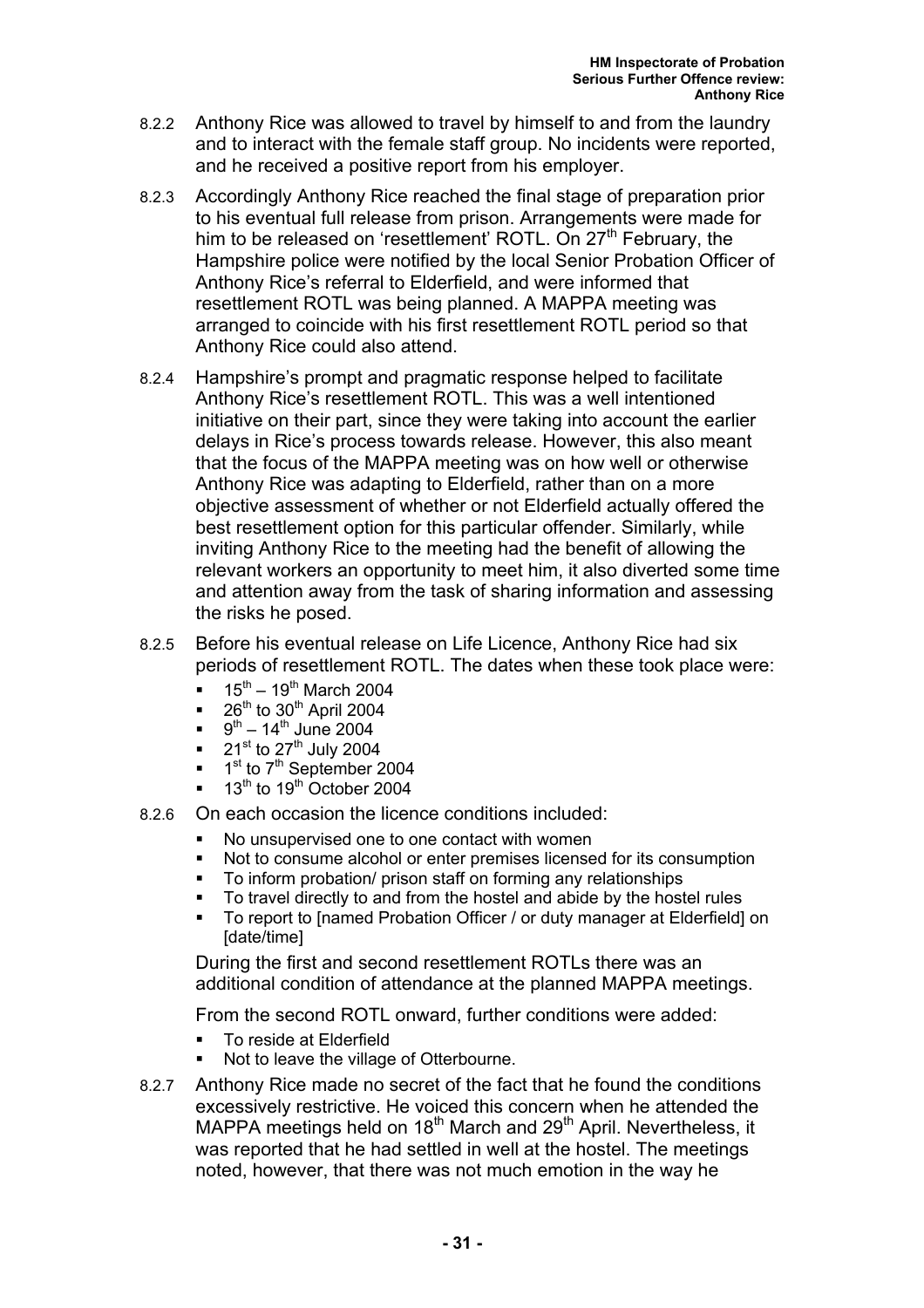8.2.2 Anthony Rice was allowed to travel by himself to and from the laundry and to interact with the female staff group. No incidents were reported, and he received a positive report from his employer.

8.2.3 Accordingly Anthony Rice reached the final stage of preparation prior to his eventual full release from prison. Arrangements were made for him to be released on 'resettlement' ROTL. On 27th February, the Hampshire police were notified by the local Senior Probation Officer of Anthony Rice's referral to Elderfield, and were informed that resettlement ROTL was being planned. A MAPPA meeting was arranged to coincide with his first resettlement ROTL period so that Anthony Rice could also attend.

8.2.4 Hampshire's prompt and pragmatic response helped to facilitate Anthony Rice's resettlement ROTL. This was a well intentioned initiative on their part, since they were taking into account the earlier delays in Rice's process towards release. However, this also meant that the focus of the MAPPA meeting was on how well or otherwise Anthony Rice was adapting to Elderfield, rather than on a more objective assessment of whether or not Elderfield actually offered the best resettlement option for this particular offender. Similarly, while inviting Anthony Rice to the meeting had the benefit of allowing the relevant workers an opportunity to meet him, it also diverted some time and attention away from the task of sharing information and assessing the risks he posed.

8.2.5 Before his eventual release on Life Licence, Anthony Rice had six periods of resettlement ROTL. The dates when these took place were:

- 15th – 19th March 2004
- 26th to 30th April 2004
- 9th – 14th June 2004
- 21st to 27th July 2004
- 1st to 7th September 2004
- 13th to 19th October 2004

8.2.6 On each occasion the licence conditions included:

- No unsupervised one to one contact with women
- Not to consume alcohol or enter premises licensed for its consumption
- To inform probation/ prison staff on forming any relationships
- To travel directly to and from the hostel and abide by the hostel rules
- To report to [named Probation Officer / or duty manager at Elderfield] on [date/time]

During the first and second resettlement ROTLs there was an additional condition of attendance at the planned MAPPA meetings.

From the second ROTL onward, further conditions were added:

- To reside at Elderfield
- Not to leave the village of Otterbourne.

8.2.7 Anthony Rice made no secret of the fact that he found the conditions excessively restrictive. He voiced this concern when he attended the MAPPA meetings held on 18th March and 29th April. Nevertheless, it was reported that he had settled in well at the hostel. The meetings noted, however, that there was not much emotion in the way he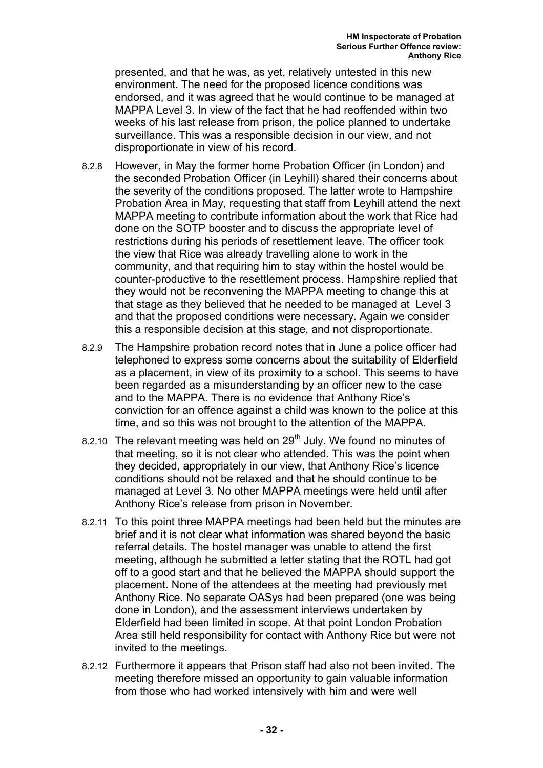presented, and that he was, as yet, relatively untested in this new environment. The need for the proposed licence conditions was endorsed, and it was agreed that he would continue to be managed at MAPPA Level 3. In view of the fact that he had reoffended within two weeks of his last release from prison, the police planned to undertake surveillance. This was a responsible decision in our view, and not disproportionate in view of his record.

8.2.8 However, in May the former home Probation Officer (in London) and the seconded Probation Officer (in Leyhill) shared their concerns about the severity of the conditions proposed. The latter wrote to Hampshire Probation Area in May, requesting that staff from Leyhill attend the next MAPPA meeting to contribute information about the work that Rice had done on the SOTP booster and to discuss the appropriate level of restrictions during his periods of resettlement leave. The officer took the view that Rice was already travelling alone to work in the community, and that requiring him to stay within the hostel would be counter-productive to the resettlement process. Hampshire replied that they would not be reconvening the MAPPA meeting to change this at that stage as they believed that he needed to be managed at Level 3 and that the proposed conditions were necessary. Again we consider this a responsible decision at this stage, and not disproportionate.

8.2.9 The Hampshire probation record notes that in June a police officer had telephoned to express some concerns about the suitability of Elderfield as a placement, in view of its proximity to a school. This seems to have been regarded as a misunderstanding by an officer new to the case and to the MAPPA. There is no evidence that Anthony Rice's conviction for an offence against a child was known to the police at this time, and so this was not brought to the attention of the MAPPA.

8.2.10 The relevant meeting was held on 29th July. We found no minutes of that meeting, so it is not clear who attended. This was the point when they decided, appropriately in our view, that Anthony Rice's licence conditions should not be relaxed and that he should continue to be managed at Level 3. No other MAPPA meetings were held until after Anthony Rice's release from prison in November.

8.2.11 To this point three MAPPA meetings had been held but the minutes are brief and it is not clear what information was shared beyond the basic referral details. The hostel manager was unable to attend the first meeting, although he submitted a letter stating that the ROTL had got off to a good start and that he believed the MAPPA should support the placement. None of the attendees at the meeting had previously met Anthony Rice. No separate OASys had been prepared (one was being done in London), and the assessment interviews undertaken by Elderfield had been limited in scope. At that point London Probation Area still held responsibility for contact with Anthony Rice but were not invited to the meetings.

8.2.12 Furthermore it appears that Prison staff had also not been invited. The meeting therefore missed an opportunity to gain valuable information from those who had worked intensively with him and were well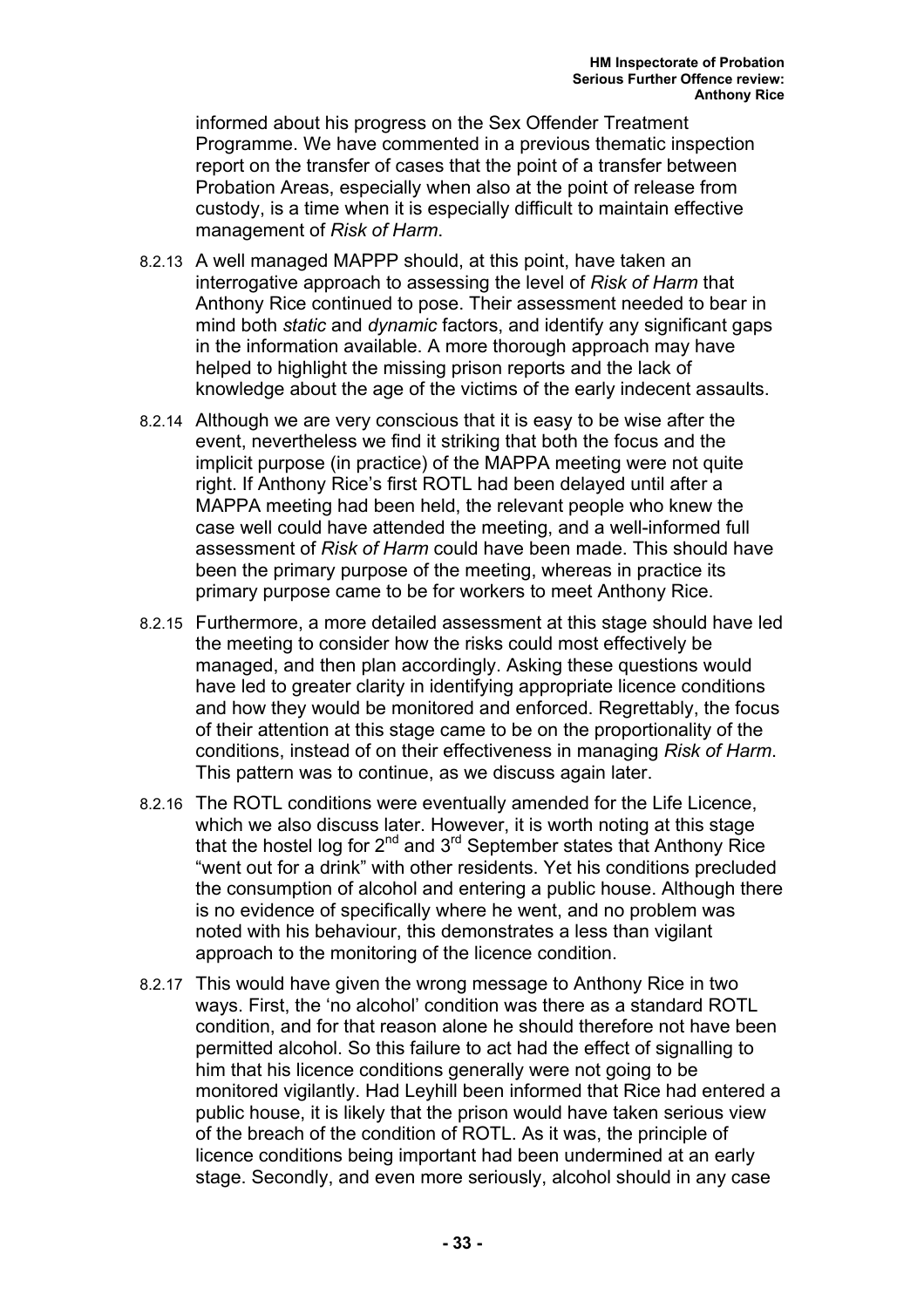informed about his progress on the Sex Offender Treatment Programme. We have commented in a previous thematic inspection report on the transfer of cases that the point of a transfer between Probation Areas, especially when also at the point of release from custody, is a time when it is especially difficult to maintain effective management of *Risk of Harm*.

8.2.13 A well managed MAPPP should, at this point, have taken an interrogative approach to assessing the level of *Risk of Harm* that Anthony Rice continued to pose. Their assessment needed to bear in mind both *static* and *dynamic* factors, and identify any significant gaps in the information available. A more thorough approach may have helped to highlight the missing prison reports and the lack of knowledge about the age of the victims of the early indecent assaults.

8.2.14 Although we are very conscious that it is easy to be wise after the event, nevertheless we find it striking that both the focus and the implicit purpose (in practice) of the MAPPA meeting were not quite right. If Anthony Rice's first ROTL had been delayed until after a MAPPA meeting had been held, the relevant people who knew the case well could have attended the meeting, and a well-informed full assessment of *Risk of Harm* could have been made. This should have been the primary purpose of the meeting, whereas in practice its primary purpose came to be for workers to meet Anthony Rice.

8.2.15 Furthermore, a more detailed assessment at this stage should have led the meeting to consider how the risks could most effectively be managed, and then plan accordingly. Asking these questions would have led to greater clarity in identifying appropriate licence conditions and how they would be monitored and enforced. Regrettably, the focus of their attention at this stage came to be on the proportionality of the conditions, instead of on their effectiveness in managing *Risk of Harm*. This pattern was to continue, as we discuss again later.

8.2.16 The ROTL conditions were eventually amended for the Life Licence, which we also discuss later. However, it is worth noting at this stage that the hostel log for 2nd and 3rd September states that Anthony Rice "went out for a drink" with other residents. Yet his conditions precluded the consumption of alcohol and entering a public house. Although there is no evidence of specifically where he went, and no problem was noted with his behaviour, this demonstrates a less than vigilant approach to the monitoring of the licence condition.

8.2.17 This would have given the wrong message to Anthony Rice in two ways. First, the 'no alcohol' condition was there as a standard ROTL condition, and for that reason alone he should therefore not have been permitted alcohol. So this failure to act had the effect of signalling to him that his licence conditions generally were not going to be monitored vigilantly. Had Leyhill been informed that Rice had entered a public house, it is likely that the prison would have taken serious view of the breach of the condition of ROTL. As it was, the principle of licence conditions being important had been undermined at an early stage. Secondly, and even more seriously, alcohol should in any case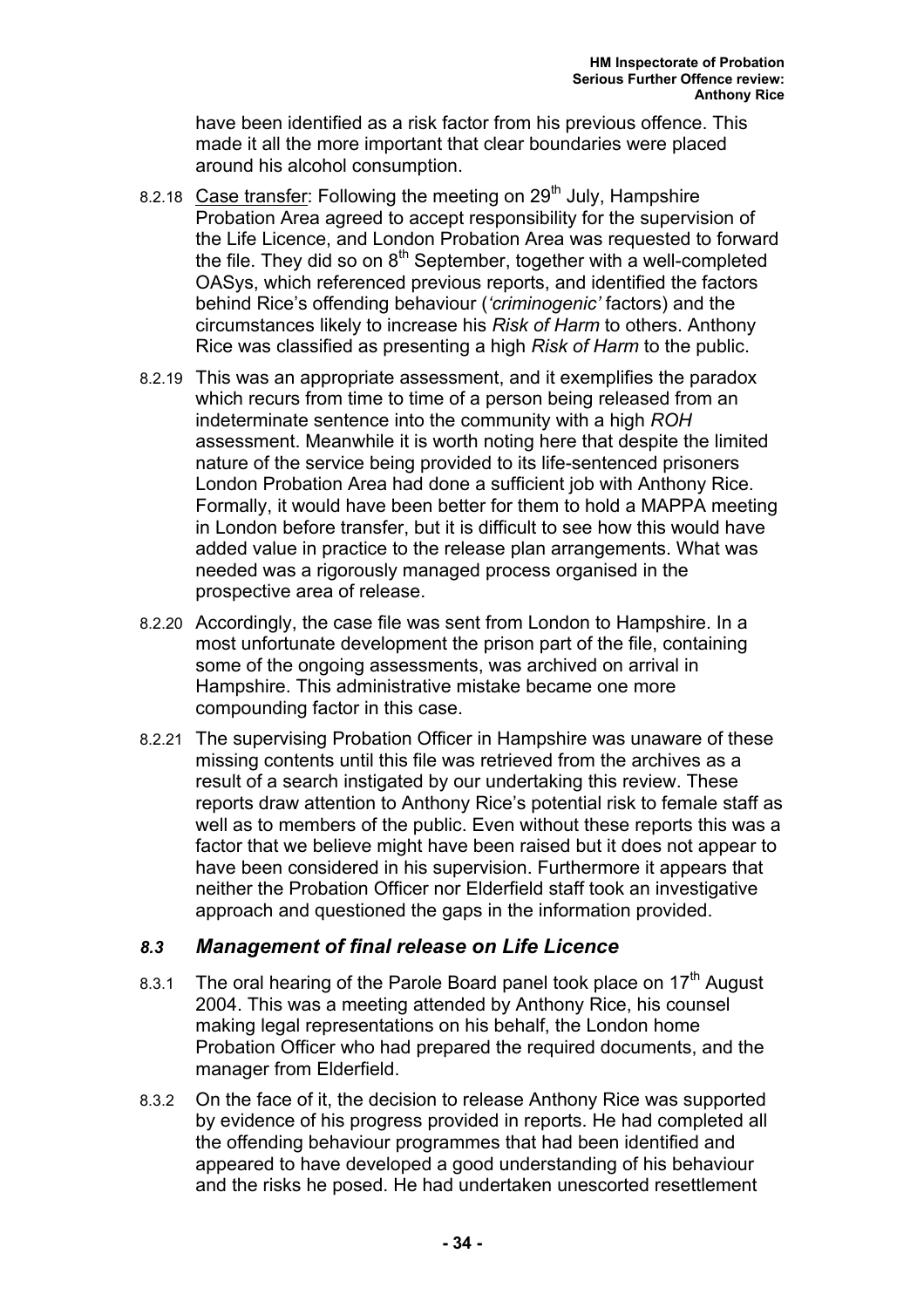have been identified as a risk factor from his previous offence. This made it all the more important that clear boundaries were placed around his alcohol consumption.

8.2.18 Case transfer: Following the meeting on 29th July, Hampshire Probation Area agreed to accept responsibility for the supervision of the Life Licence, and London Probation Area was requested to forward the file. They did so on 8th September, together with a well-completed OASys, which referenced previous reports, and identified the factors behind Rice's offending behaviour (*'criminogenic'* factors) and the circumstances likely to increase his *Risk of Harm* to others. Anthony Rice was classified as presenting a high *Risk of Harm* to the public.

8.2.19 This was an appropriate assessment, and it exemplifies the paradox which recurs from time to time of a person being released from an indeterminate sentence into the community with a high *ROH* assessment. Meanwhile it is worth noting here that despite the limited nature of the service being provided to its life-sentenced prisoners London Probation Area had done a sufficient job with Anthony Rice. Formally, it would have been better for them to hold a MAPPA meeting in London before transfer, but it is difficult to see how this would have added value in practice to the release plan arrangements. What was needed was a rigorously managed process organised in the prospective area of release.

8.2.20 Accordingly, the case file was sent from London to Hampshire. In a most unfortunate development the prison part of the file, containing some of the ongoing assessments, was archived on arrival in Hampshire. This administrative mistake became one more compounding factor in this case.

8.2.21 The supervising Probation Officer in Hampshire was unaware of these missing contents until this file was retrieved from the archives as a result of a search instigated by our undertaking this review. These reports draw attention to Anthony Rice's potential risk to female staff as well as to members of the public. Even without these reports this was a factor that we believe might have been raised but it does not appear to have been considered in his supervision. Furthermore it appears that neither the Probation Officer nor Elderfield staff took an investigative approach and questioned the gaps in the information provided.

### *8.3 Management of final release on Life Licence*

8.3.1 The oral hearing of the Parole Board panel took place on 17th August 2004. This was a meeting attended by Anthony Rice, his counsel making legal representations on his behalf, the London home Probation Officer who had prepared the required documents, and the manager from Elderfield.

8.3.2 On the face of it, the decision to release Anthony Rice was supported by evidence of his progress provided in reports. He had completed all the offending behaviour programmes that had been identified and appeared to have developed a good understanding of his behaviour and the risks he posed. He had undertaken unescorted resettlement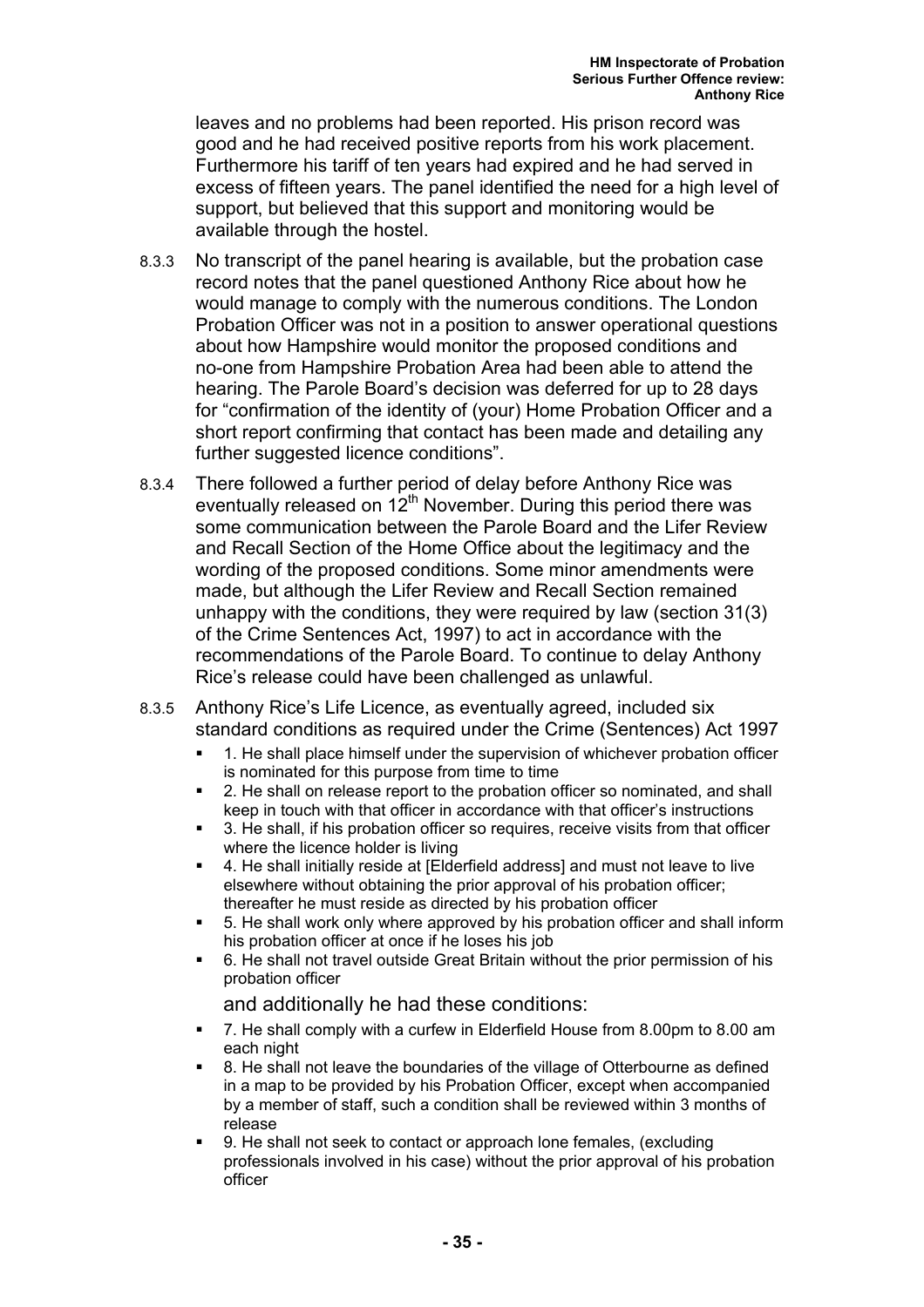leaves and no problems had been reported. His prison record was good and he had received positive reports from his work placement. Furthermore his tariff of ten years had expired and he had served in excess of fifteen years. The panel identified the need for a high level of support, but believed that this support and monitoring would be available through the hostel.

8.3.3 No transcript of the panel hearing is available, but the probation case record notes that the panel questioned Anthony Rice about how he would manage to comply with the numerous conditions. The London Probation Officer was not in a position to answer operational questions about how Hampshire would monitor the proposed conditions and no-one from Hampshire Probation Area had been able to attend the hearing. The Parole Board's decision was deferred for up to 28 days for "confirmation of the identity of (your) Home Probation Officer and a short report confirming that contact has been made and detailing any further suggested licence conditions".

8.3.4 There followed a further period of delay before Anthony Rice was eventually released on 12th November. During this period there was some communication between the Parole Board and the Lifer Review and Recall Section of the Home Office about the legitimacy and the wording of the proposed conditions. Some minor amendments were made, but although the Lifer Review and Recall Section remained unhappy with the conditions, they were required by law (section 31(3) of the Crime Sentences Act, 1997) to act in accordance with the recommendations of the Parole Board. To continue to delay Anthony Rice's release could have been challenged as unlawful.

8.3.5 Anthony Rice's Life Licence, as eventually agreed, included six standard conditions as required under the Crime (Sentences) Act 1997

- 1. He shall place himself under the supervision of whichever probation officer is nominated for this purpose from time to time
- 2. He shall on release report to the probation officer so nominated, and shall keep in touch with that officer in accordance with that officer's instructions
- 3. He shall, if his probation officer so requires, receive visits from that officer where the licence holder is living
- 4. He shall initially reside at [Elderfield address] and must not leave to live elsewhere without obtaining the prior approval of his probation officer; thereafter he must reside as directed by his probation officer
- 5. He shall work only where approved by his probation officer and shall inform his probation officer at once if he loses his job
- 6. He shall not travel outside Great Britain without the prior permission of his probation officer

and additionally he had these conditions:

- 7. He shall comply with a curfew in Elderfield House from 8.00pm to 8.00 am each night
- 8. He shall not leave the boundaries of the village of Otterbourne as defined in a map to be provided by his Probation Officer, except when accompanied by a member of staff, such a condition shall be reviewed within 3 months of release
- 9. He shall not seek to contact or approach lone females, (excluding professionals involved in his case) without the prior approval of his probation officer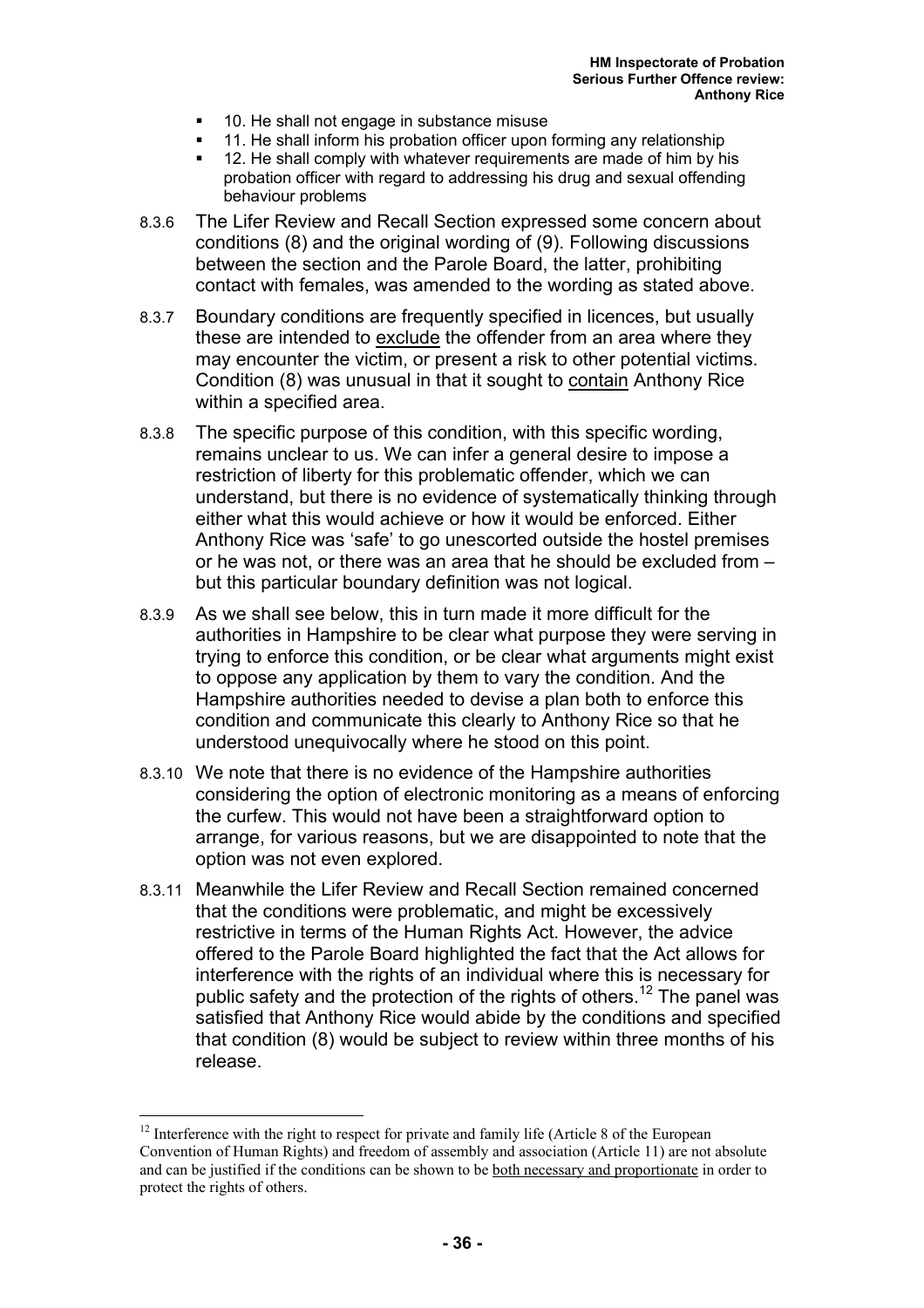- 10. He shall not engage in substance misuse
- 11. He shall inform his probation officer upon forming any relationship
- 12. He shall comply with whatever requirements are made of him by his probation officer with regard to addressing his drug and sexual offending behaviour problems

8.3.6 The Lifer Review and Recall Section expressed some concern about conditions (8) and the original wording of (9). Following discussions between the section and the Parole Board, the latter, prohibiting contact with females, was amended to the wording as stated above.

8.3.7 Boundary conditions are frequently specified in licences, but usually these are intended to <u>exclude</u> the offender from an area where they may encounter the victim, or present a risk to other potential victims. Condition (8) was unusual in that it sought to <u>contain</u> Anthony Rice within a specified area.

8.3.8 The specific purpose of this condition, with this specific wording, remains unclear to us. We can infer a general desire to impose a restriction of liberty for this problematic offender, which we can understand, but there is no evidence of systematically thinking through either what this would achieve or how it would be enforced. Either Anthony Rice was 'safe' to go unescorted outside the hostel premises or he was not, or there was an area that he should be excluded from – but this particular boundary definition was not logical.

8.3.9 As we shall see below, this in turn made it more difficult for the authorities in Hampshire to be clear what purpose they were serving in trying to enforce this condition, or be clear what arguments might exist to oppose any application by them to vary the condition. And the Hampshire authorities needed to devise a plan both to enforce this condition and communicate this clearly to Anthony Rice so that he understood unequivocally where he stood on this point.

8.3.10 We note that there is no evidence of the Hampshire authorities considering the option of electronic monitoring as a means of enforcing the curfew. This would not have been a straightforward option to arrange, for various reasons, but we are disappointed to note that the option was not even explored.

8.3.11 Meanwhile the Lifer Review and Recall Section remained concerned that the conditions were problematic, and might be excessively restrictive in terms of the Human Rights Act. However, the advice offered to the Parole Board highlighted the fact that the Act allows for interference with the rights of an individual where this is necessary for public safety and the protection of the rights of others.[12] The panel was satisfied that Anthony Rice would abide by the conditions and specified that condition (8) would be subject to review within three months of his release.

[12] Interference with the right to respect for private and family life (Article 8 of the European Convention of Human Rights) and freedom of assembly and association (Article 11) are not absolute and can be justified if the conditions can be shown to be <u>both necessary and proportionate</u> in order to protect the rights of others.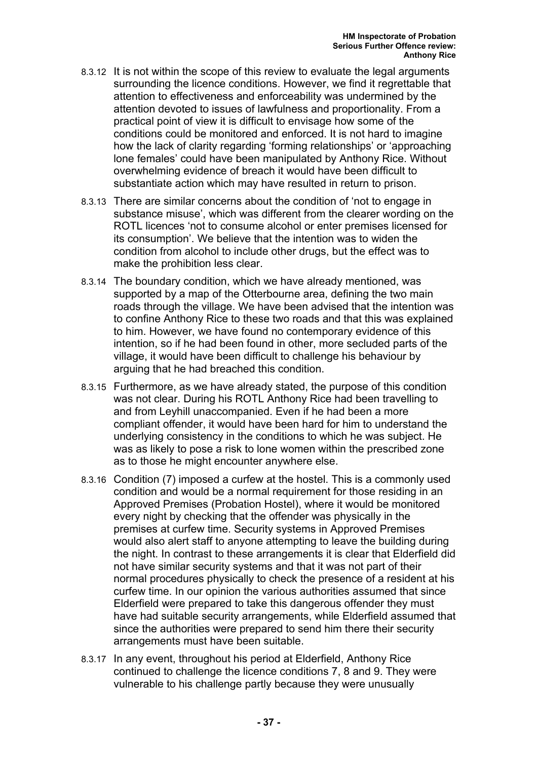8.3.12 It is not within the scope of this review to evaluate the legal arguments surrounding the licence conditions. However, we find it regrettable that attention to effectiveness and enforceability was undermined by the attention devoted to issues of lawfulness and proportionality. From a practical point of view it is difficult to envisage how some of the conditions could be monitored and enforced. It is not hard to imagine how the lack of clarity regarding 'forming relationships' or 'approaching lone females' could have been manipulated by Anthony Rice. Without overwhelming evidence of breach it would have been difficult to substantiate action which may have resulted in return to prison.

8.3.13 There are similar concerns about the condition of 'not to engage in substance misuse', which was different from the clearer wording on the ROTL licences 'not to consume alcohol or enter premises licensed for its consumption'. We believe that the intention was to widen the condition from alcohol to include other drugs, but the effect was to make the prohibition less clear.

8.3.14 The boundary condition, which we have already mentioned, was supported by a map of the Otterbourne area, defining the two main roads through the village. We have been advised that the intention was to confine Anthony Rice to these two roads and that this was explained to him. However, we have found no contemporary evidence of this intention, so if he had been found in other, more secluded parts of the village, it would have been difficult to challenge his behaviour by arguing that he had breached this condition.

8.3.15 Furthermore, as we have already stated, the purpose of this condition was not clear. During his ROTL Anthony Rice had been travelling to and from Leyhill unaccompanied. Even if he had been a more compliant offender, it would have been hard for him to understand the underlying consistency in the conditions to which he was subject. He was as likely to pose a risk to lone women within the prescribed zone as to those he might encounter anywhere else.

8.3.16 Condition (7) imposed a curfew at the hostel. This is a commonly used condition and would be a normal requirement for those residing in an Approved Premises (Probation Hostel), where it would be monitored every night by checking that the offender was physically in the premises at curfew time. Security systems in Approved Premises would also alert staff to anyone attempting to leave the building during the night. In contrast to these arrangements it is clear that Elderfield did not have similar security systems and that it was not part of their normal procedures physically to check the presence of a resident at his curfew time. In our opinion the various authorities assumed that since Elderfield were prepared to take this dangerous offender they must have had suitable security arrangements, while Elderfield assumed that since the authorities were prepared to send him there their security arrangements must have been suitable.

8.3.17 In any event, throughout his period at Elderfield, Anthony Rice continued to challenge the licence conditions 7, 8 and 9. They were vulnerable to his challenge partly because they were unusually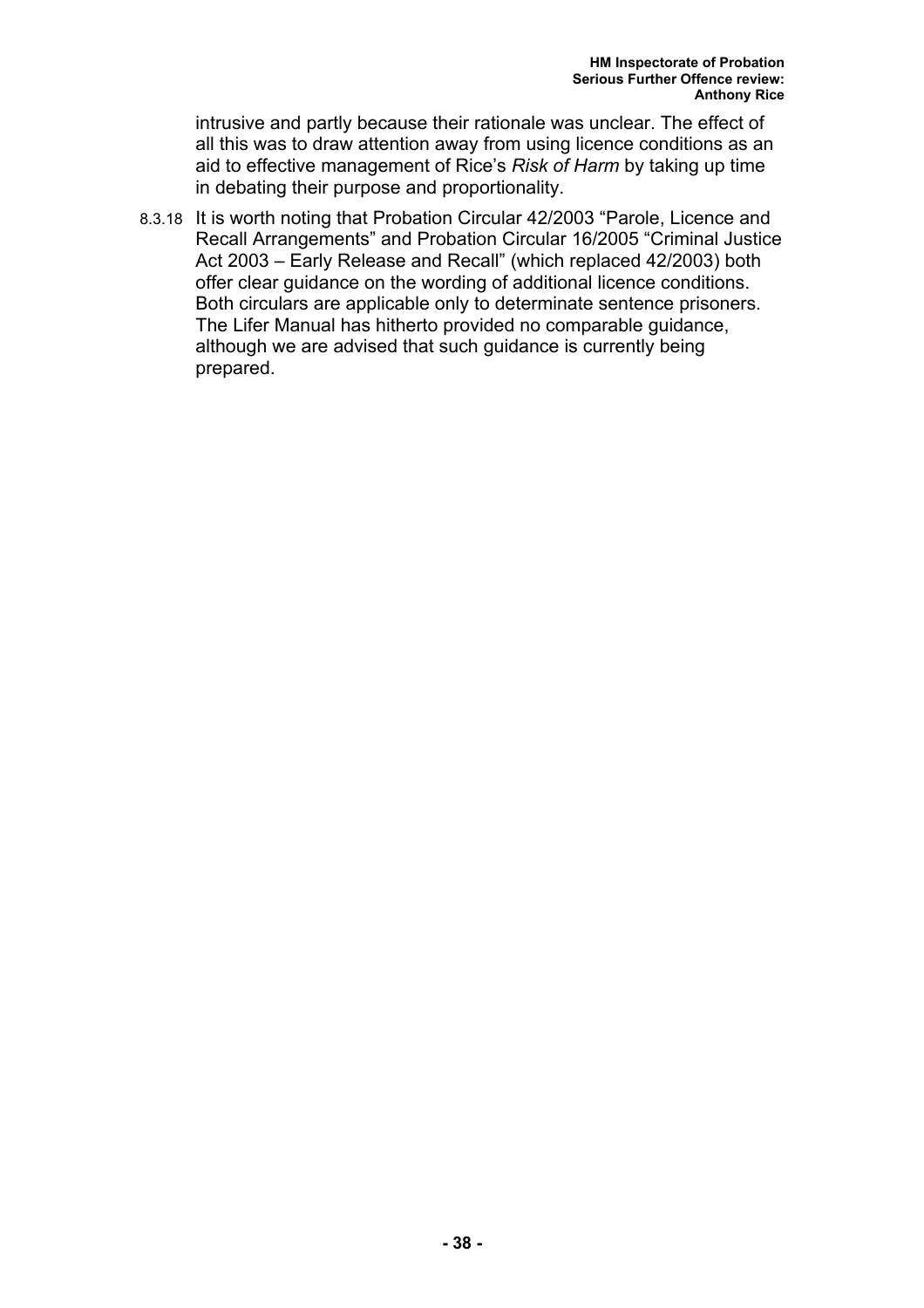intrusive and partly because their rationale was unclear. The effect of all this was to draw attention away from using licence conditions as an aid to effective management of Rice's *Risk of Harm* by taking up time in debating their purpose and proportionality.

8.3.18 It is worth noting that Probation Circular 42/2003 "Parole, Licence and Recall Arrangements" and Probation Circular 16/2005 "Criminal Justice Act 2003 – Early Release and Recall" (which replaced 42/2003) both offer clear guidance on the wording of additional licence conditions. Both circulars are applicable only to determinate sentence prisoners. The Lifer Manual has hitherto provided no comparable guidance, although we are advised that such guidance is currently being prepared.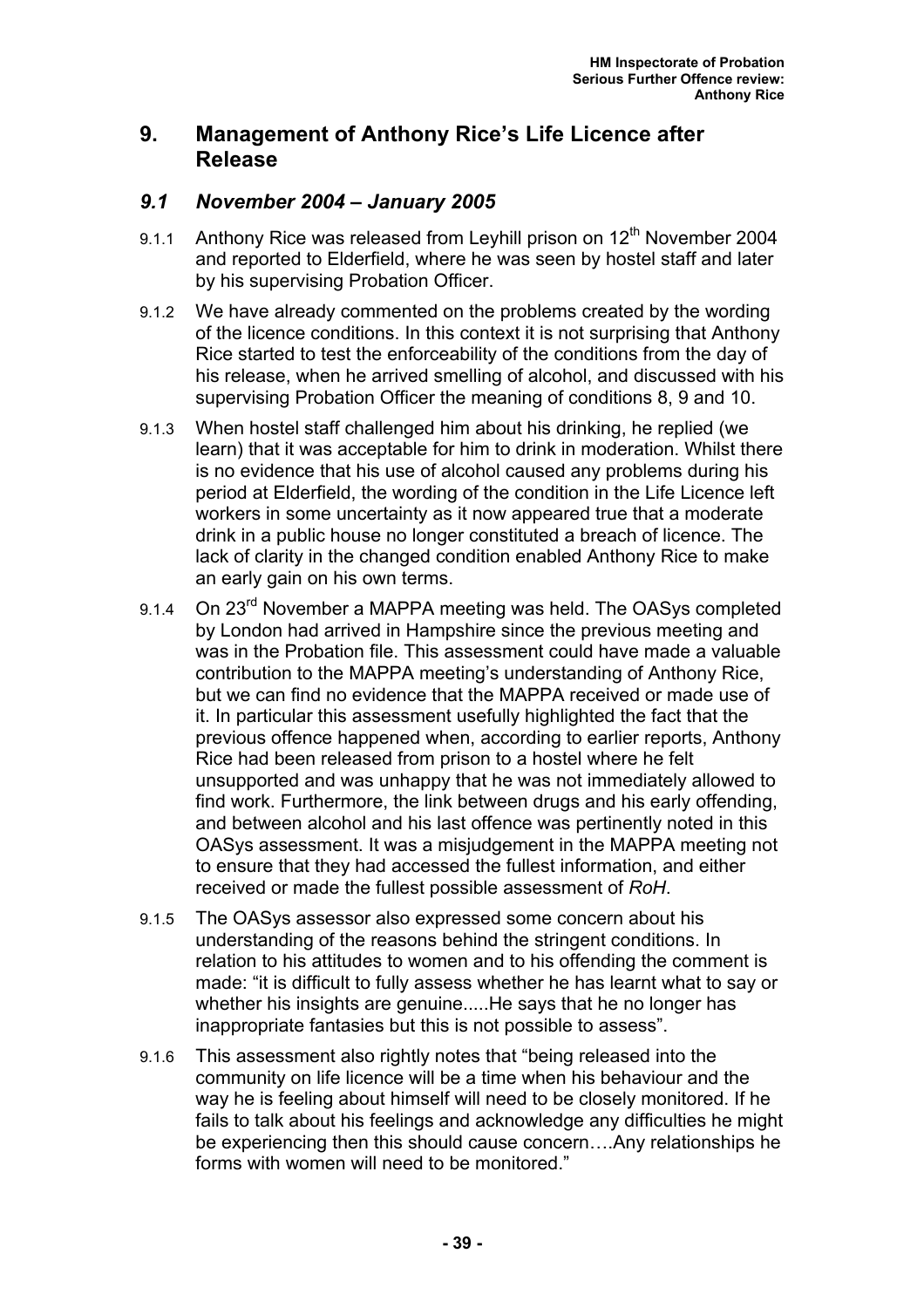## 9. Management of Anthony Rice's Life Licence after Release

### *9.1 November 2004 – January 2005*

9.1.1 Anthony Rice was released from Leyhill prison on 12th November 2004 and reported to Elderfield, where he was seen by hostel staff and later by his supervising Probation Officer.

9.1.2 We have already commented on the problems created by the wording of the licence conditions. In this context it is not surprising that Anthony Rice started to test the enforceability of the conditions from the day of his release, when he arrived smelling of alcohol, and discussed with his supervising Probation Officer the meaning of conditions 8, 9 and 10.

9.1.3 When hostel staff challenged him about his drinking, he replied (we learn) that it was acceptable for him to drink in moderation. Whilst there is no evidence that his use of alcohol caused any problems during his period at Elderfield, the wording of the condition in the Life Licence left workers in some uncertainty as it now appeared true that a moderate drink in a public house no longer constituted a breach of licence. The lack of clarity in the changed condition enabled Anthony Rice to make an early gain on his own terms.

9.1.4 On 23rd November a MAPPA meeting was held. The OASys completed by London had arrived in Hampshire since the previous meeting and was in the Probation file. This assessment could have made a valuable contribution to the MAPPA meeting's understanding of Anthony Rice, but we can find no evidence that the MAPPA received or made use of it. In particular this assessment usefully highlighted the fact that the previous offence happened when, according to earlier reports, Anthony Rice had been released from prison to a hostel where he felt unsupported and was unhappy that he was not immediately allowed to find work. Furthermore, the link between drugs and his early offending, and between alcohol and his last offence was pertinently noted in this OASys assessment. It was a misjudgement in the MAPPA meeting not to ensure that they had accessed the fullest information, and either received or made the fullest possible assessment of *RoH*.

9.1.5 The OASys assessor also expressed some concern about his understanding of the reasons behind the stringent conditions. In relation to his attitudes to women and to his offending the comment is made: "it is difficult to fully assess whether he has learnt what to say or whether his insights are genuine.....He says that he no longer has inappropriate fantasies but this is not possible to assess".

9.1.6 This assessment also rightly notes that "being released into the community on life licence will be a time when his behaviour and the way he is feeling about himself will need to be closely monitored. If he fails to talk about his feelings and acknowledge any difficulties he might be experiencing then this should cause concern….Any relationships he forms with women will need to be monitored."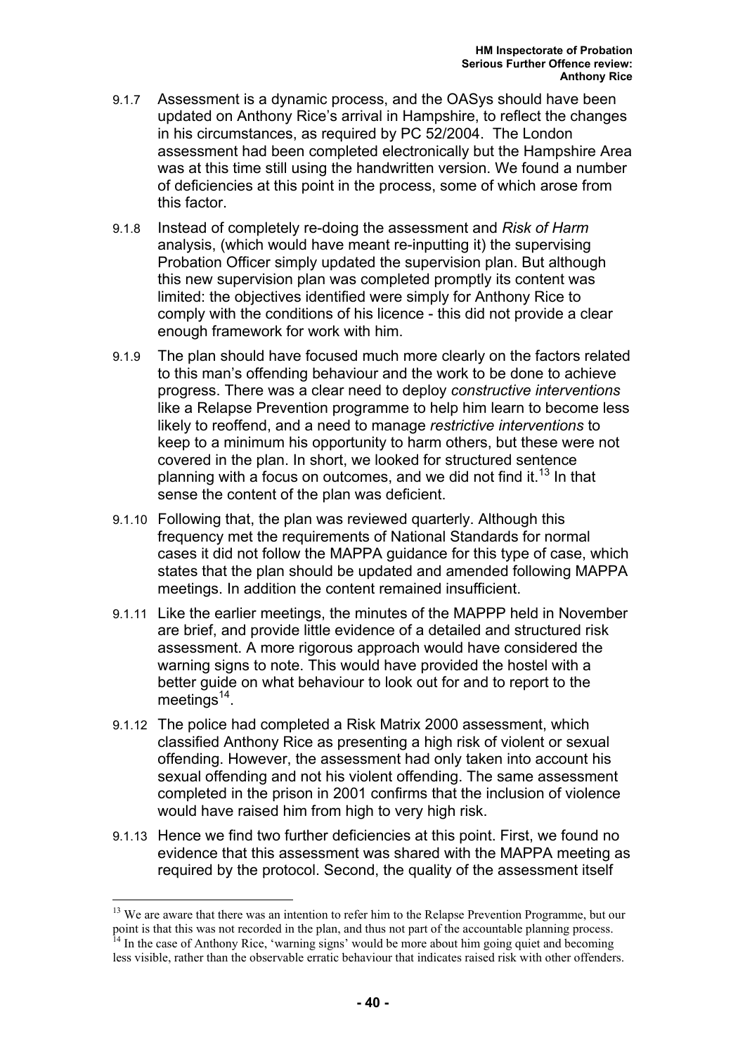9.1.7 Assessment is a dynamic process, and the OASys should have been updated on Anthony Rice's arrival in Hampshire, to reflect the changes in his circumstances, as required by PC 52/2004. The London assessment had been completed electronically but the Hampshire Area was at this time still using the handwritten version. We found a number of deficiencies at this point in the process, some of which arose from this factor.

9.1.8 Instead of completely re-doing the assessment and *Risk of Harm* analysis, (which would have meant re-inputting it) the supervising Probation Officer simply updated the supervision plan. But although this new supervision plan was completed promptly its content was limited: the objectives identified were simply for Anthony Rice to comply with the conditions of his licence - this did not provide a clear enough framework for work with him.

9.1.9 The plan should have focused much more clearly on the factors related to this man's offending behaviour and the work to be done to achieve progress. There was a clear need to deploy *constructive interventions* like a Relapse Prevention programme to help him learn to become less likely to reoffend, and a need to manage *restrictive interventions* to keep to a minimum his opportunity to harm others, but these were not covered in the plan. In short, we looked for structured sentence planning with a focus on outcomes, and we did not find it.[13] In that sense the content of the plan was deficient.

9.1.10 Following that, the plan was reviewed quarterly. Although this frequency met the requirements of National Standards for normal cases it did not follow the MAPPA guidance for this type of case, which states that the plan should be updated and amended following MAPPA meetings. In addition the content remained insufficient.

9.1.11 Like the earlier meetings, the minutes of the MAPPP held in November are brief, and provide little evidence of a detailed and structured risk assessment. A more rigorous approach would have considered the warning signs to note. This would have provided the hostel with a better guide on what behaviour to look out for and to report to the meetings[14].

9.1.12 The police had completed a Risk Matrix 2000 assessment, which classified Anthony Rice as presenting a high risk of violent or sexual offending. However, the assessment had only taken into account his sexual offending and not his violent offending. The same assessment completed in the prison in 2001 confirms that the inclusion of violence would have raised him from high to very high risk.

9.1.13 Hence we find two further deficiencies at this point. First, we found no evidence that this assessment was shared with the MAPPA meeting as required by the protocol. Second, the quality of the assessment itself

---

[13] We are aware that there was an intention to refer him to the Relapse Prevention Programme, but our point is that this was not recorded in the plan, and thus not part of the accountable planning process.

[14] In the case of Anthony Rice, 'warning signs' would be more about him going quiet and becoming less visible, rather than the observable erratic behaviour that indicates raised risk with other offenders.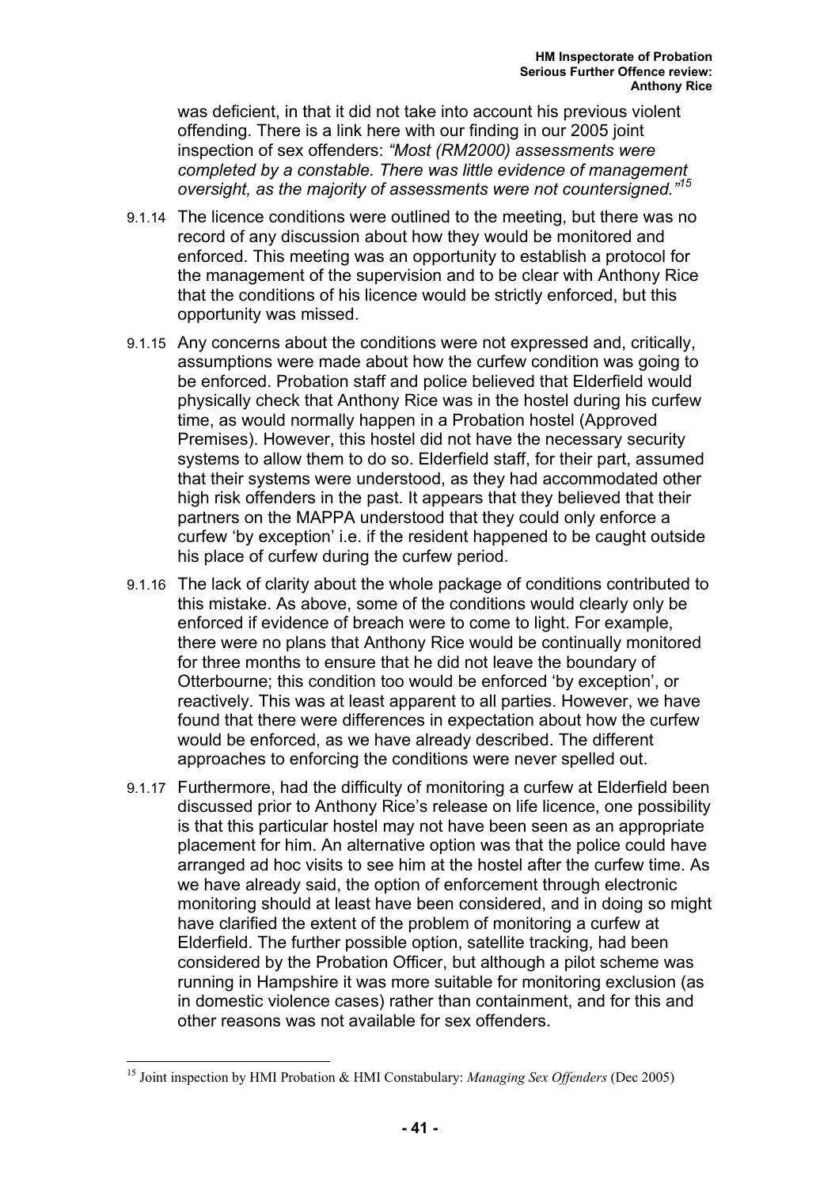was deficient, in that it did not take into account his previous violent offending. There is a link here with our finding in our 2005 joint inspection of sex offenders: *"Most (RM2000) assessments were completed by a constable. There was little evidence of management oversight, as the majority of assessments were not countersigned."*[15]

9.1.14 The licence conditions were outlined to the meeting, but there was no record of any discussion about how they would be monitored and enforced. This meeting was an opportunity to establish a protocol for the management of the supervision and to be clear with Anthony Rice that the conditions of his licence would be strictly enforced, but this opportunity was missed.

9.1.15 Any concerns about the conditions were not expressed and, critically, assumptions were made about how the curfew condition was going to be enforced. Probation staff and police believed that Elderfield would physically check that Anthony Rice was in the hostel during his curfew time, as would normally happen in a Probation hostel (Approved Premises). However, this hostel did not have the necessary security systems to allow them to do so. Elderfield staff, for their part, assumed that their systems were understood, as they had accommodated other high risk offenders in the past. It appears that they believed that their partners on the MAPPA understood that they could only enforce a curfew 'by exception' i.e. if the resident happened to be caught outside his place of curfew during the curfew period.

9.1.16 The lack of clarity about the whole package of conditions contributed to this mistake. As above, some of the conditions would clearly only be enforced if evidence of breach were to come to light. For example, there were no plans that Anthony Rice would be continually monitored for three months to ensure that he did not leave the boundary of Otterbourne; this condition too would be enforced 'by exception', or reactively. This was at least apparent to all parties. However, we have found that there were differences in expectation about how the curfew would be enforced, as we have already described. The different approaches to enforcing the conditions were never spelled out.

9.1.17 Furthermore, had the difficulty of monitoring a curfew at Elderfield been discussed prior to Anthony Rice's release on life licence, one possibility is that this particular hostel may not have been seen as an appropriate placement for him. An alternative option was that the police could have arranged ad hoc visits to see him at the hostel after the curfew time. As we have already said, the option of enforcement through electronic monitoring should at least have been considered, and in doing so might have clarified the extent of the problem of monitoring a curfew at Elderfield. The further possible option, satellite tracking, had been considered by the Probation Officer, but although a pilot scheme was running in Hampshire it was more suitable for monitoring exclusion (as in domestic violence cases) rather than containment, and for this and other reasons was not available for sex offenders.

[15] Joint inspection by HMI Probation & HMI Constabulary: *Managing Sex Offenders* (Dec 2005)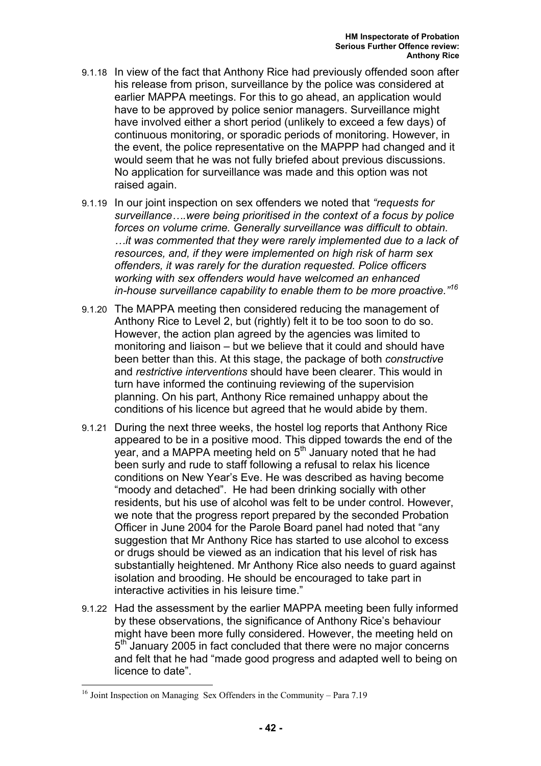9.1.18 In view of the fact that Anthony Rice had previously offended soon after his release from prison, surveillance by the police was considered at earlier MAPPA meetings. For this to go ahead, an application would have to be approved by police senior managers. Surveillance might have involved either a short period (unlikely to exceed a few days) of continuous monitoring, or sporadic periods of monitoring. However, in the event, the police representative on the MAPPP had changed and it would seem that he was not fully briefed about previous discussions. No application for surveillance was made and this option was not raised again.

9.1.19 In our joint inspection on sex offenders we noted that *"requests for surveillance…..were being prioritised in the context of a focus by police forces on volume crime. Generally surveillance was difficult to obtain. …it was commented that they were rarely implemented due to a lack of resources, and, if they were implemented on high risk of harm sex offenders, it was rarely for the duration requested. Police officers working with sex offenders would have welcomed an enhanced in-house surveillance capability to enable them to be more proactive."*[16]

9.1.20 The MAPPA meeting then considered reducing the management of Anthony Rice to Level 2, but (rightly) felt it to be too soon to do so. However, the action plan agreed by the agencies was limited to monitoring and liaison – but we believe that it could and should have been better than this. At this stage, the package of both *constructive* and *restrictive interventions* should have been clearer. This would in turn have informed the continuing reviewing of the supervision planning. On his part, Anthony Rice remained unhappy about the conditions of his licence but agreed that he would abide by them.

9.1.21 During the next three weeks, the hostel log reports that Anthony Rice appeared to be in a positive mood. This dipped towards the end of the year, and a MAPPA meeting held on 5th January noted that he had been surly and rude to staff following a refusal to relax his licence conditions on New Year's Eve. He was described as having become "moody and detached". He had been drinking socially with other residents, but his use of alcohol was felt to be under control. However, we note that the progress report prepared by the seconded Probation Officer in June 2004 for the Parole Board panel had noted that "any suggestion that Mr Anthony Rice has started to use alcohol to excess or drugs should be viewed as an indication that his level of risk has substantially heightened. Mr Anthony Rice also needs to guard against isolation and brooding. He should be encouraged to take part in interactive activities in his leisure time."

9.1.22 Had the assessment by the earlier MAPPA meeting been fully informed by these observations, the significance of Anthony Rice's behaviour might have been more fully considered. However, the meeting held on 5th January 2005 in fact concluded that there were no major concerns and felt that he had "made good progress and adapted well to being on licence to date".

[16] Joint Inspection on Managing Sex Offenders in the Community – Para 7.19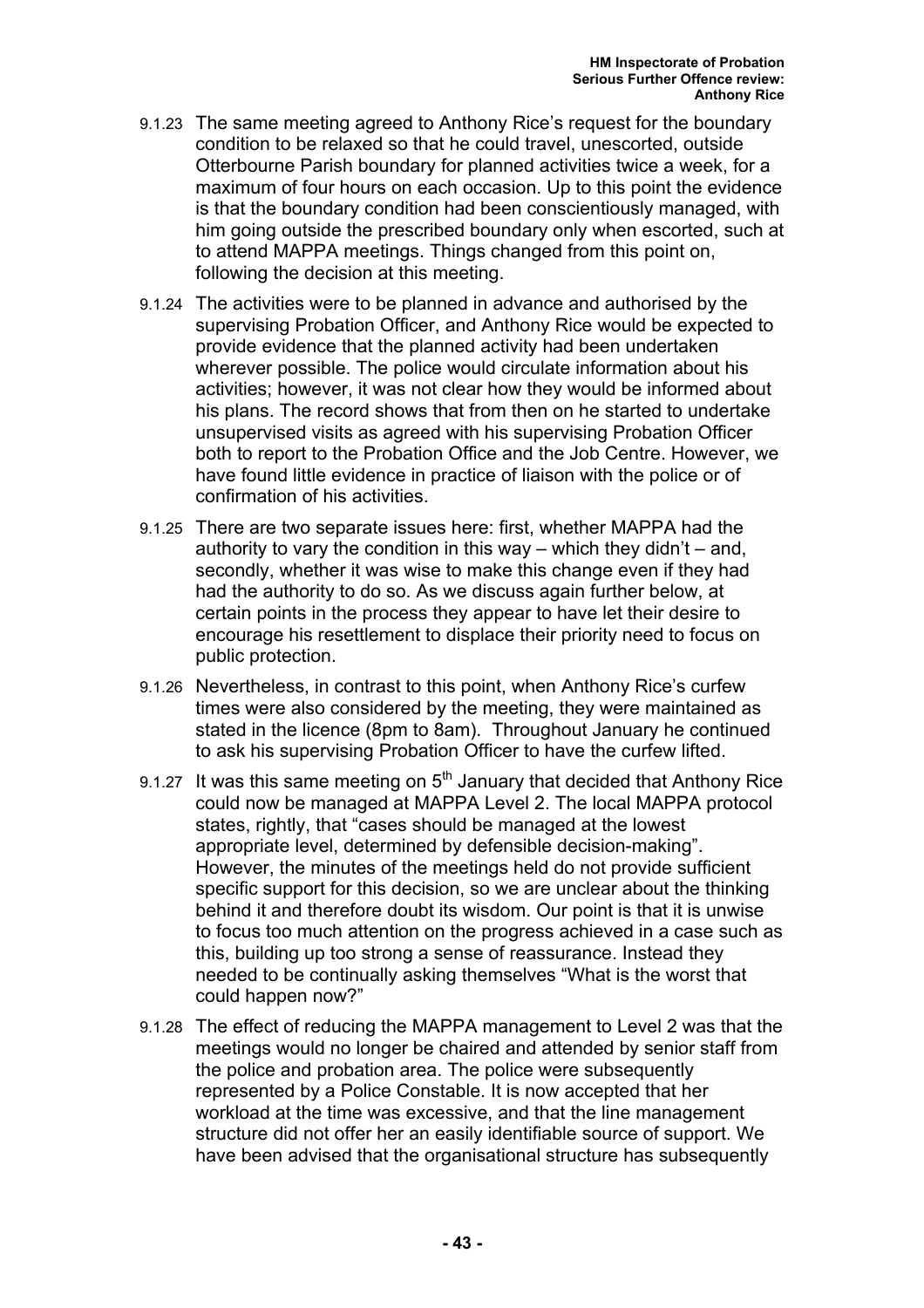9.1.23 The same meeting agreed to Anthony Rice's request for the boundary condition to be relaxed so that he could travel, unescorted, outside Otterbourne Parish boundary for planned activities twice a week, for a maximum of four hours on each occasion. Up to this point the evidence is that the boundary condition had been conscientiously managed, with him going outside the prescribed boundary only when escorted, such at to attend MAPPA meetings. Things changed from this point on, following the decision at this meeting.

9.1.24 The activities were to be planned in advance and authorised by the supervising Probation Officer, and Anthony Rice would be expected to provide evidence that the planned activity had been undertaken wherever possible. The police would circulate information about his activities; however, it was not clear how they would be informed about his plans. The record shows that from then on he started to undertake unsupervised visits as agreed with his supervising Probation Officer both to report to the Probation Office and the Job Centre. However, we have found little evidence in practice of liaison with the police or of confirmation of his activities.

9.1.25 There are two separate issues here: first, whether MAPPA had the authority to vary the condition in this way – which they didn't – and, secondly, whether it was wise to make this change even if they had had the authority to do so. As we discuss again further below, at certain points in the process they appear to have let their desire to encourage his resettlement to displace their priority need to focus on public protection.

9.1.26 Nevertheless, in contrast to this point, when Anthony Rice's curfew times were also considered by the meeting, they were maintained as stated in the licence (8pm to 8am). Throughout January he continued to ask his supervising Probation Officer to have the curfew lifted.

9.1.27 It was this same meeting on 5th January that decided that Anthony Rice could now be managed at MAPPA Level 2. The local MAPPA protocol states, rightly, that "cases should be managed at the lowest appropriate level, determined by defensible decision-making". However, the minutes of the meetings held do not provide sufficient specific support for this decision, so we are unclear about the thinking behind it and therefore doubt its wisdom. Our point is that it is unwise to focus too much attention on the progress achieved in a case such as this, building up too strong a sense of reassurance. Instead they needed to be continually asking themselves "What is the worst that could happen now?"

9.1.28 The effect of reducing the MAPPA management to Level 2 was that the meetings would no longer be chaired and attended by senior staff from the police and probation area. The police were subsequently represented by a Police Constable. It is now accepted that her workload at the time was excessive, and that the line management structure did not offer her an easily identifiable source of support. We have been advised that the organisational structure has subsequently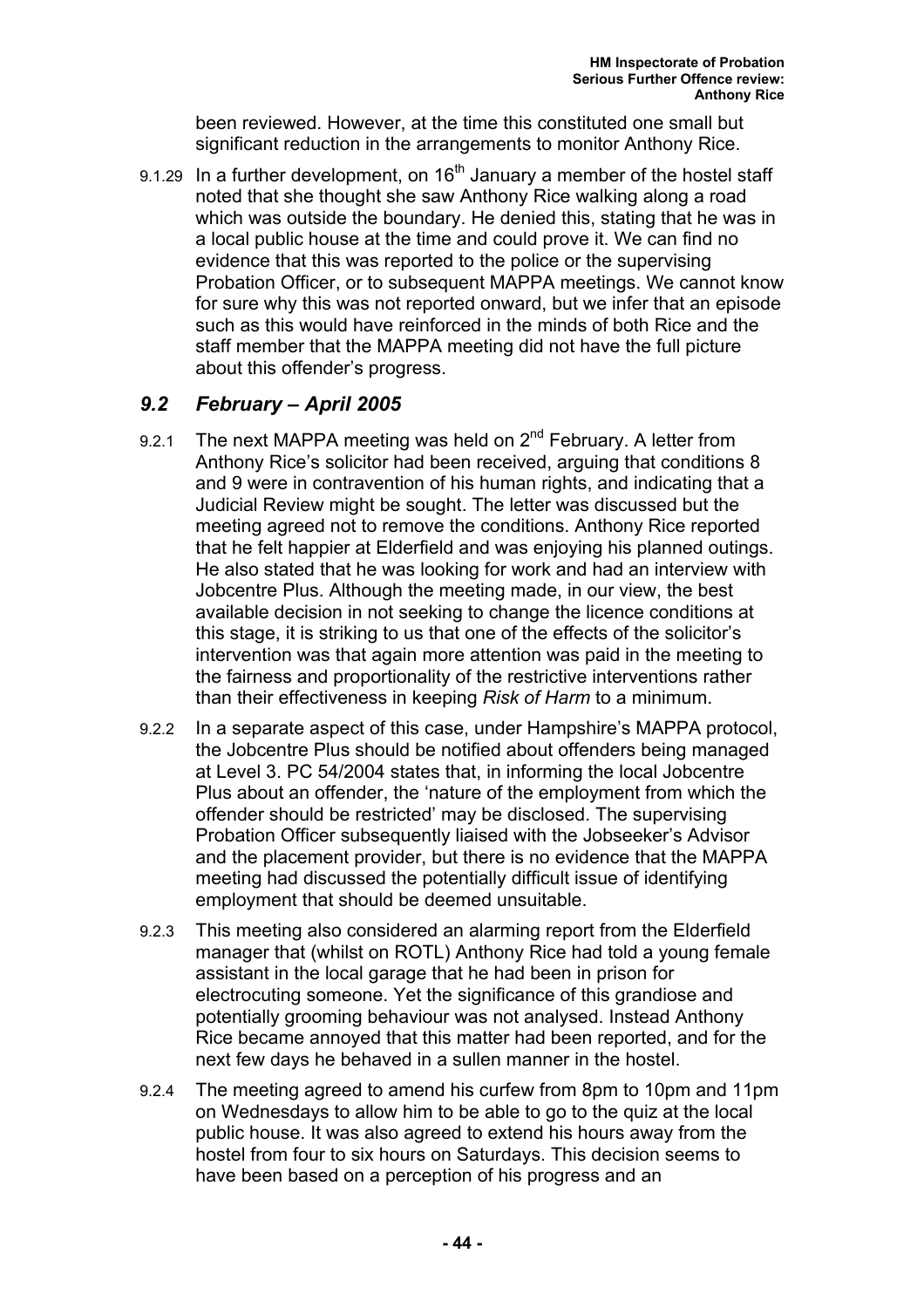been reviewed. However, at the time this constituted one small but significant reduction in the arrangements to monitor Anthony Rice.

9.1.29 In a further development, on 16th January a member of the hostel staff noted that she thought she saw Anthony Rice walking along a road which was outside the boundary. He denied this, stating that he was in a local public house at the time and could prove it. We can find no evidence that this was reported to the police or the supervising Probation Officer, or to subsequent MAPPA meetings. We cannot know for sure why this was not reported onward, but we infer that an episode such as this would have reinforced in the minds of both Rice and the staff member that the MAPPA meeting did not have the full picture about this offender's progress.

## *9.2 February – April 2005*

9.2.1 The next MAPPA meeting was held on 2nd February. A letter from Anthony Rice's solicitor had been received, arguing that conditions 8 and 9 were in contravention of his human rights, and indicating that a Judicial Review might be sought. The letter was discussed but the meeting agreed not to remove the conditions. Anthony Rice reported that he felt happier at Elderfield and was enjoying his planned outings. He also stated that he was looking for work and had an interview with Jobcentre Plus. Although the meeting made, in our view, the best available decision in not seeking to change the licence conditions at this stage, it is striking to us that one of the effects of the solicitor's intervention was that again more attention was paid in the meeting to the fairness and proportionality of the restrictive interventions rather than their effectiveness in keeping *Risk of Harm* to a minimum.

9.2.2 In a separate aspect of this case, under Hampshire's MAPPA protocol, the Jobcentre Plus should be notified about offenders being managed at Level 3. PC 54/2004 states that, in informing the local Jobcentre Plus about an offender, the 'nature of the employment from which the offender should be restricted' may be disclosed. The supervising Probation Officer subsequently liaised with the Jobseeker's Advisor and the placement provider, but there is no evidence that the MAPPA meeting had discussed the potentially difficult issue of identifying employment that should be deemed unsuitable.

9.2.3 This meeting also considered an alarming report from the Elderfield manager that (whilst on ROTL) Anthony Rice had told a young female assistant in the local garage that he had been in prison for electrocuting someone. Yet the significance of this grandiose and potentially grooming behaviour was not analysed. Instead Anthony Rice became annoyed that this matter had been reported, and for the next few days he behaved in a sullen manner in the hostel.

9.2.4 The meeting agreed to amend his curfew from 8pm to 10pm and 11pm on Wednesdays to allow him to be able to go to the quiz at the local public house. It was also agreed to extend his hours away from the hostel from four to six hours on Saturdays. This decision seems to have been based on a perception of his progress and an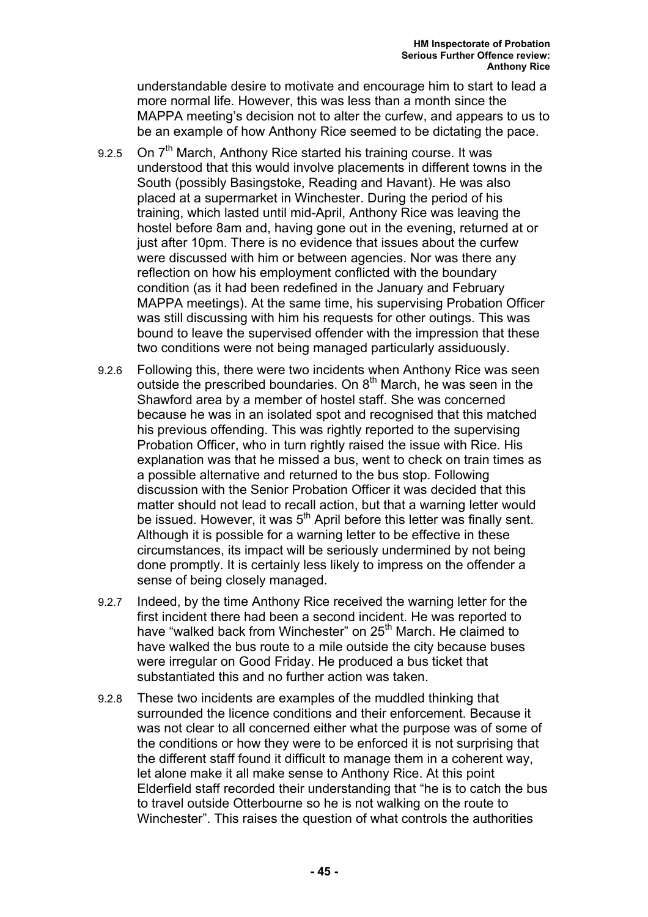understandable desire to motivate and encourage him to start to lead a more normal life. However, this was less than a month since the MAPPA meeting's decision not to alter the curfew, and appears to us to be an example of how Anthony Rice seemed to be dictating the pace.

9.2.5 On 7th March, Anthony Rice started his training course. It was understood that this would involve placements in different towns in the South (possibly Basingstoke, Reading and Havant). He was also placed at a supermarket in Winchester. During the period of his training, which lasted until mid-April, Anthony Rice was leaving the hostel before 8am and, having gone out in the evening, returned at or just after 10pm. There is no evidence that issues about the curfew were discussed with him or between agencies. Nor was there any reflection on how his employment conflicted with the boundary condition (as it had been redefined in the January and February MAPPA meetings). At the same time, his supervising Probation Officer was still discussing with him his requests for other outings. This was bound to leave the supervised offender with the impression that these two conditions were not being managed particularly assiduously.

9.2.6 Following this, there were two incidents when Anthony Rice was seen outside the prescribed boundaries. On 8th March, he was seen in the Shawford area by a member of hostel staff. She was concerned because he was in an isolated spot and recognised that this matched his previous offending. This was rightly reported to the supervising Probation Officer, who in turn rightly raised the issue with Rice. His explanation was that he missed a bus, went to check on train times as a possible alternative and returned to the bus stop. Following discussion with the Senior Probation Officer it was decided that this matter should not lead to recall action, but that a warning letter would be issued. However, it was 5th April before this letter was finally sent. Although it is possible for a warning letter to be effective in these circumstances, its impact will be seriously undermined by not being done promptly. It is certainly less likely to impress on the offender a sense of being closely managed.

9.2.7 Indeed, by the time Anthony Rice received the warning letter for the first incident there had been a second incident. He was reported to have "walked back from Winchester" on 25th March. He claimed to have walked the bus route to a mile outside the city because buses were irregular on Good Friday. He produced a bus ticket that substantiated this and no further action was taken.

9.2.8 These two incidents are examples of the muddled thinking that surrounded the licence conditions and their enforcement. Because it was not clear to all concerned either what the purpose was of some of the conditions or how they were to be enforced it is not surprising that the different staff found it difficult to manage them in a coherent way, let alone make it all make sense to Anthony Rice. At this point Elderfield staff recorded their understanding that "he is to catch the bus to travel outside Otterbourne so he is not walking on the route to Winchester". This raises the question of what controls the authorities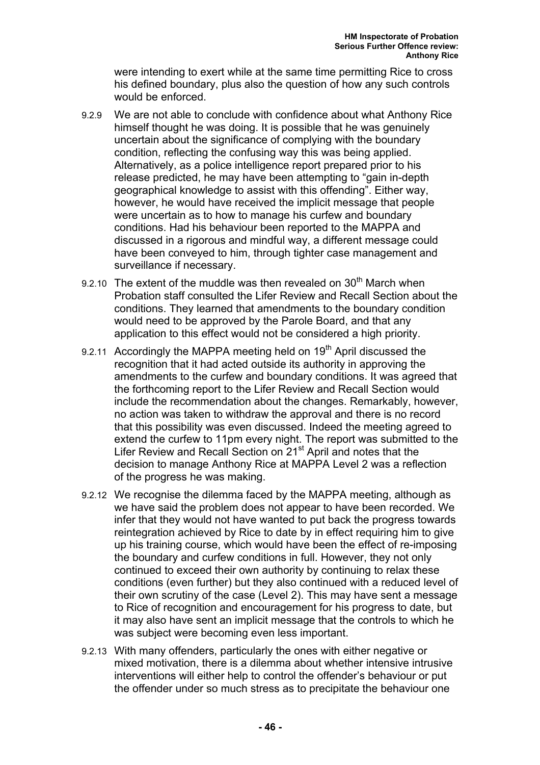were intending to exert while at the same time permitting Rice to cross his defined boundary, plus also the question of how any such controls would be enforced.

9.2.9 We are not able to conclude with confidence about what Anthony Rice himself thought he was doing. It is possible that he was genuinely uncertain about the significance of complying with the boundary condition, reflecting the confusing way this was being applied. Alternatively, as a police intelligence report prepared prior to his release predicted, he may have been attempting to "gain in-depth geographical knowledge to assist with this offending". Either way, however, he would have received the implicit message that people were uncertain as to how to manage his curfew and boundary conditions. Had his behaviour been reported to the MAPPA and discussed in a rigorous and mindful way, a different message could have been conveyed to him, through tighter case management and surveillance if necessary.

9.2.10 The extent of the muddle was then revealed on 30th March when Probation staff consulted the Lifer Review and Recall Section about the conditions. They learned that amendments to the boundary condition would need to be approved by the Parole Board, and that any application to this effect would not be considered a high priority.

9.2.11 Accordingly the MAPPA meeting held on 19th April discussed the recognition that it had acted outside its authority in approving the amendments to the curfew and boundary conditions. It was agreed that the forthcoming report to the Lifer Review and Recall Section would include the recommendation about the changes. Remarkably, however, no action was taken to withdraw the approval and there is no record that this possibility was even discussed. Indeed the meeting agreed to extend the curfew to 11pm every night. The report was submitted to the Lifer Review and Recall Section on 21st April and notes that the decision to manage Anthony Rice at MAPPA Level 2 was a reflection of the progress he was making.

9.2.12 We recognise the dilemma faced by the MAPPA meeting, although as we have said the problem does not appear to have been recorded. We infer that they would not have wanted to put back the progress towards reintegration achieved by Rice to date by in effect requiring him to give up his training course, which would have been the effect of re-imposing the boundary and curfew conditions in full. However, they not only continued to exceed their own authority by continuing to relax these conditions (even further) but they also continued with a reduced level of their own scrutiny of the case (Level 2). This may have sent a message to Rice of recognition and encouragement for his progress to date, but it may also have sent an implicit message that the controls to which he was subject were becoming even less important.

9.2.13 With many offenders, particularly the ones with either negative or mixed motivation, there is a dilemma about whether intensive intrusive interventions will either help to control the offender's behaviour or put the offender under so much stress as to precipitate the behaviour one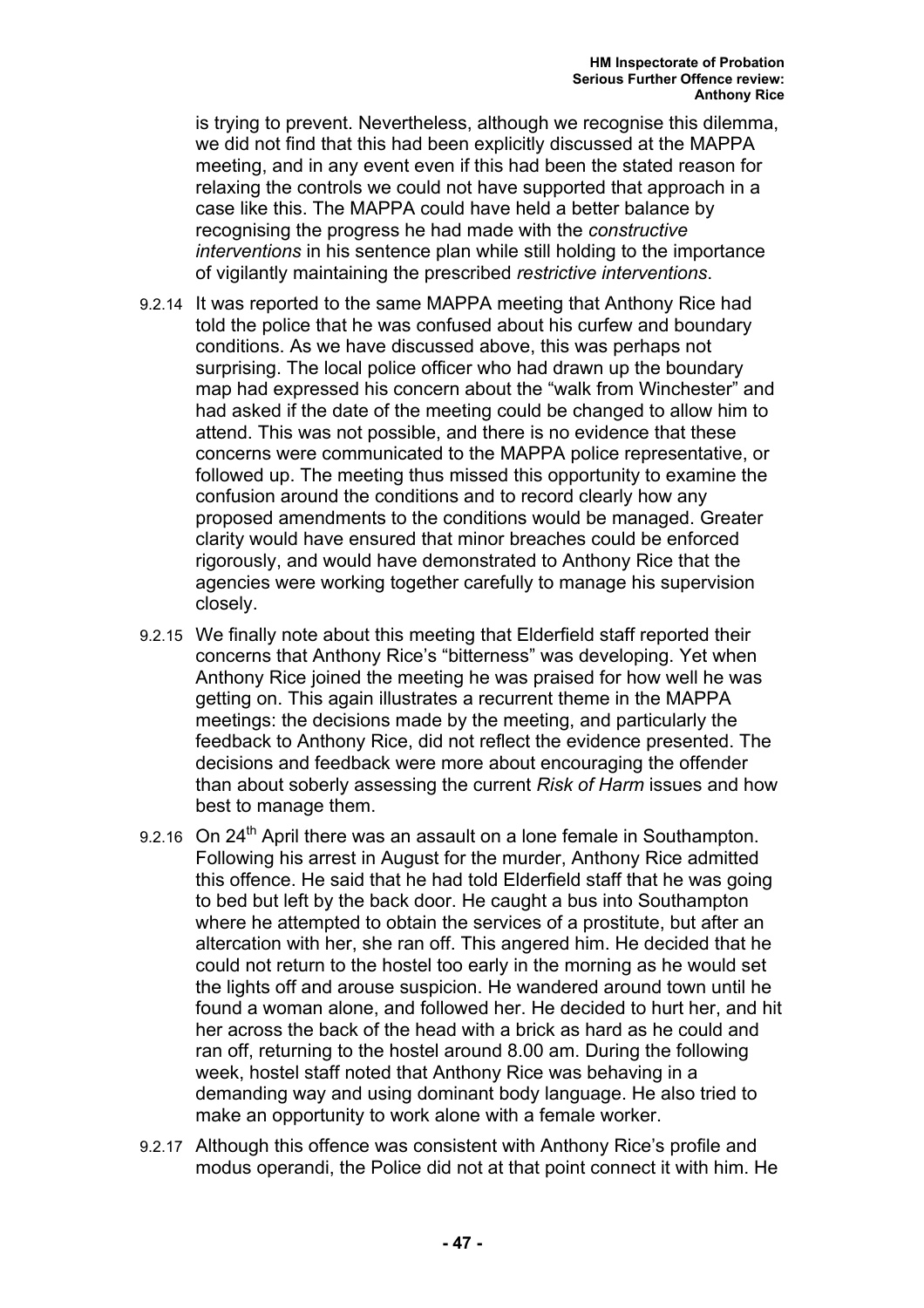is trying to prevent. Nevertheless, although we recognise this dilemma, we did not find that this had been explicitly discussed at the MAPPA meeting, and in any event even if this had been the stated reason for relaxing the controls we could not have supported that approach in a case like this. The MAPPA could have held a better balance by recognising the progress he had made with the *constructive interventions* in his sentence plan while still holding to the importance of vigilantly maintaining the prescribed *restrictive interventions*.

9.2.14 It was reported to the same MAPPA meeting that Anthony Rice had told the police that he was confused about his curfew and boundary conditions. As we have discussed above, this was perhaps not surprising. The local police officer who had drawn up the boundary map had expressed his concern about the "walk from Winchester" and had asked if the date of the meeting could be changed to allow him to attend. This was not possible, and there is no evidence that these concerns were communicated to the MAPPA police representative, or followed up. The meeting thus missed this opportunity to examine the confusion around the conditions and to record clearly how any proposed amendments to the conditions would be managed. Greater clarity would have ensured that minor breaches could be enforced rigorously, and would have demonstrated to Anthony Rice that the agencies were working together carefully to manage his supervision closely.

9.2.15 We finally note about this meeting that Elderfield staff reported their concerns that Anthony Rice's "bitterness" was developing. Yet when Anthony Rice joined the meeting he was praised for how well he was getting on. This again illustrates a recurrent theme in the MAPPA meetings: the decisions made by the meeting, and particularly the feedback to Anthony Rice, did not reflect the evidence presented. The decisions and feedback were more about encouraging the offender than about soberly assessing the current *Risk of Harm* issues and how best to manage them.

9.2.16 On 24th April there was an assault on a lone female in Southampton. Following his arrest in August for the murder, Anthony Rice admitted this offence. He said that he had told Elderfield staff that he was going to bed but left by the back door. He caught a bus into Southampton where he attempted to obtain the services of a prostitute, but after an altercation with her, she ran off. This angered him. He decided that he could not return to the hostel too early in the morning as he would set the lights off and arouse suspicion. He wandered around town until he found a woman alone, and followed her. He decided to hurt her, and hit her across the back of the head with a brick as hard as he could and ran off, returning to the hostel around 8.00 am. During the following week, hostel staff noted that Anthony Rice was behaving in a demanding way and using dominant body language. He also tried to make an opportunity to work alone with a female worker.

9.2.17 Although this offence was consistent with Anthony Rice's profile and modus operandi, the Police did not at that point connect it with him. He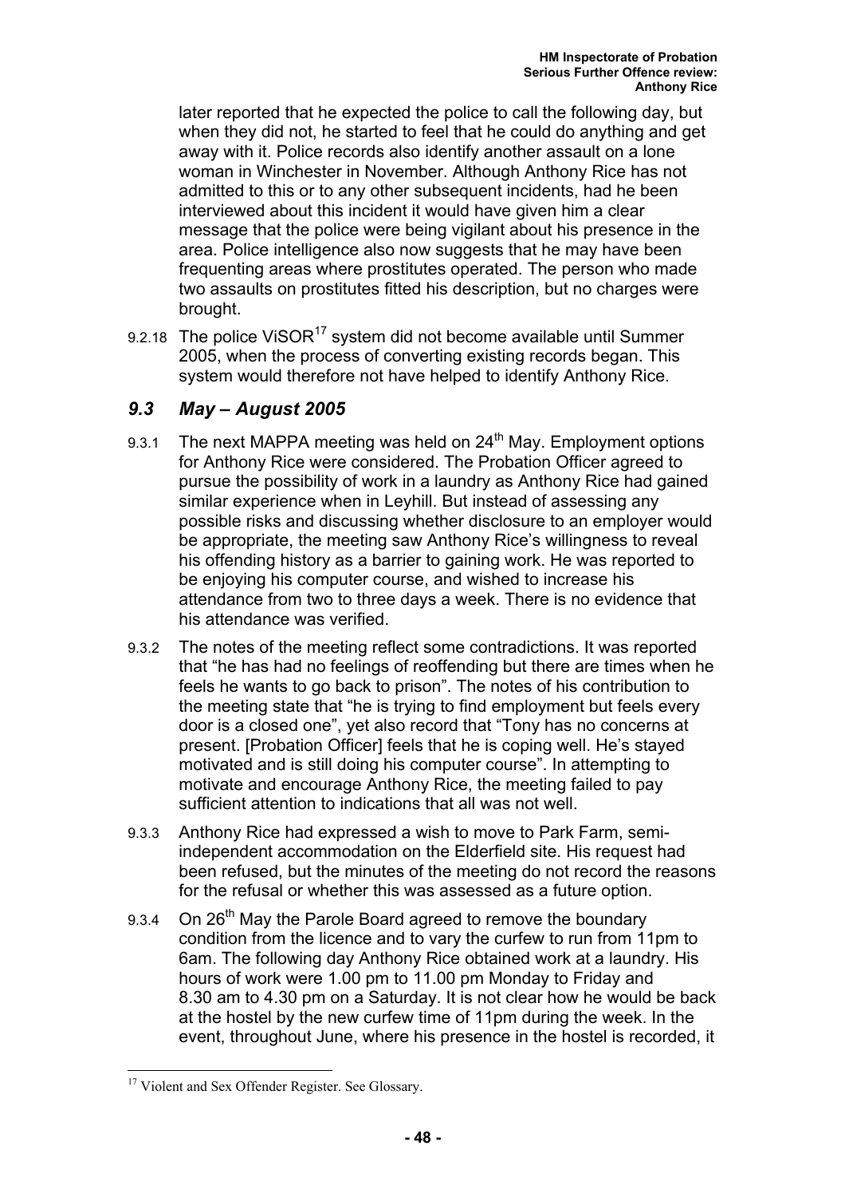later reported that he expected the police to call the following day, but when they did not, he started to feel that he could do anything and get away with it. Police records also identify another assault on a lone woman in Winchester in November. Although Anthony Rice has not admitted to this or to any other subsequent incidents, had he been interviewed about this incident it would have given him a clear message that the police were being vigilant about his presence in the area. Police intelligence also now suggests that he may have been frequenting areas where prostitutes operated. The person who made two assaults on prostitutes fitted his description, but no charges were brought.

9.2.18 The police ViSOR[17] system did not become available until Summer 2005, when the process of converting existing records began. This system would therefore not have helped to identify Anthony Rice.

## *9.3 May – August 2005*

9.3.1 The next MAPPA meeting was held on 24th May. Employment options for Anthony Rice were considered. The Probation Officer agreed to pursue the possibility of work in a laundry as Anthony Rice had gained similar experience when in Leyhill. But instead of assessing any possible risks and discussing whether disclosure to an employer would be appropriate, the meeting saw Anthony Rice's willingness to reveal his offending history as a barrier to gaining work. He was reported to be enjoying his computer course, and wished to increase his attendance from two to three days a week. There is no evidence that his attendance was verified.

9.3.2 The notes of the meeting reflect some contradictions. It was reported that "he has had no feelings of reoffending but there are times when he feels he wants to go back to prison". The notes of his contribution to the meeting state that "he is trying to find employment but feels every door is a closed one", yet also record that "Tony has no concerns at present. [Probation Officer] feels that he is coping well. He's stayed motivated and is still doing his computer course". In attempting to motivate and encourage Anthony Rice, the meeting failed to pay sufficient attention to indications that all was not well.

9.3.3 Anthony Rice had expressed a wish to move to Park Farm, semi-independent accommodation on the Elderfield site. His request had been refused, but the minutes of the meeting do not record the reasons for the refusal or whether this was assessed as a future option.

9.3.4 On 26th May the Parole Board agreed to remove the boundary condition from the licence and to vary the curfew to run from 11pm to 6am. The following day Anthony Rice obtained work at a laundry. His hours of work were 1.00 pm to 11.00 pm Monday to Friday and 8.30 am to 4.30 pm on a Saturday. It is not clear how he would be back at the hostel by the new curfew time of 11pm during the week. In the event, throughout June, where his presence in the hostel is recorded, it

---

[17] Violent and Sex Offender Register. See Glossary.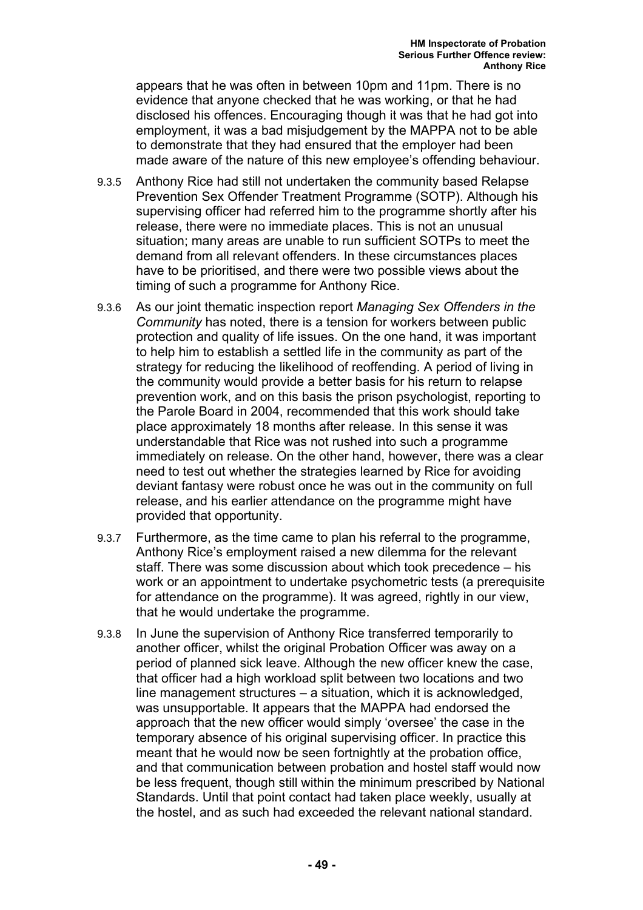appears that he was often in between 10pm and 11pm. There is no evidence that anyone checked that he was working, or that he had disclosed his offences. Encouraging though it was that he had got into employment, it was a bad misjudgement by the MAPPA not to be able to demonstrate that they had ensured that the employer had been made aware of the nature of this new employee's offending behaviour.

9.3.5 Anthony Rice had still not undertaken the community based Relapse Prevention Sex Offender Treatment Programme (SOTP). Although his supervising officer had referred him to the programme shortly after his release, there were no immediate places. This is not an unusual situation; many areas are unable to run sufficient SOTPs to meet the demand from all relevant offenders. In these circumstances places have to be prioritised, and there were two possible views about the timing of such a programme for Anthony Rice.

9.3.6 As our joint thematic inspection report *Managing Sex Offenders in the Community* has noted, there is a tension for workers between public protection and quality of life issues. On the one hand, it was important to help him to establish a settled life in the community as part of the strategy for reducing the likelihood of reoffending. A period of living in the community would provide a better basis for his return to relapse prevention work, and on this basis the prison psychologist, reporting to the Parole Board in 2004, recommended that this work should take place approximately 18 months after release. In this sense it was understandable that Rice was not rushed into such a programme immediately on release. On the other hand, however, there was a clear need to test out whether the strategies learned by Rice for avoiding deviant fantasy were robust once he was out in the community on full release, and his earlier attendance on the programme might have provided that opportunity.

9.3.7 Furthermore, as the time came to plan his referral to the programme, Anthony Rice's employment raised a new dilemma for the relevant staff. There was some discussion about which took precedence – his work or an appointment to undertake psychometric tests (a prerequisite for attendance on the programme). It was agreed, rightly in our view, that he would undertake the programme.

9.3.8 In June the supervision of Anthony Rice transferred temporarily to another officer, whilst the original Probation Officer was away on a period of planned sick leave. Although the new officer knew the case, that officer had a high workload split between two locations and two line management structures – a situation, which it is acknowledged, was unsupportable. It appears that the MAPPA had endorsed the approach that the new officer would simply 'oversee' the case in the temporary absence of his original supervising officer. In practice this meant that he would now be seen fortnightly at the probation office, and that communication between probation and hostel staff would now be less frequent, though still within the minimum prescribed by National Standards. Until that point contact had taken place weekly, usually at the hostel, and as such had exceeded the relevant national standard.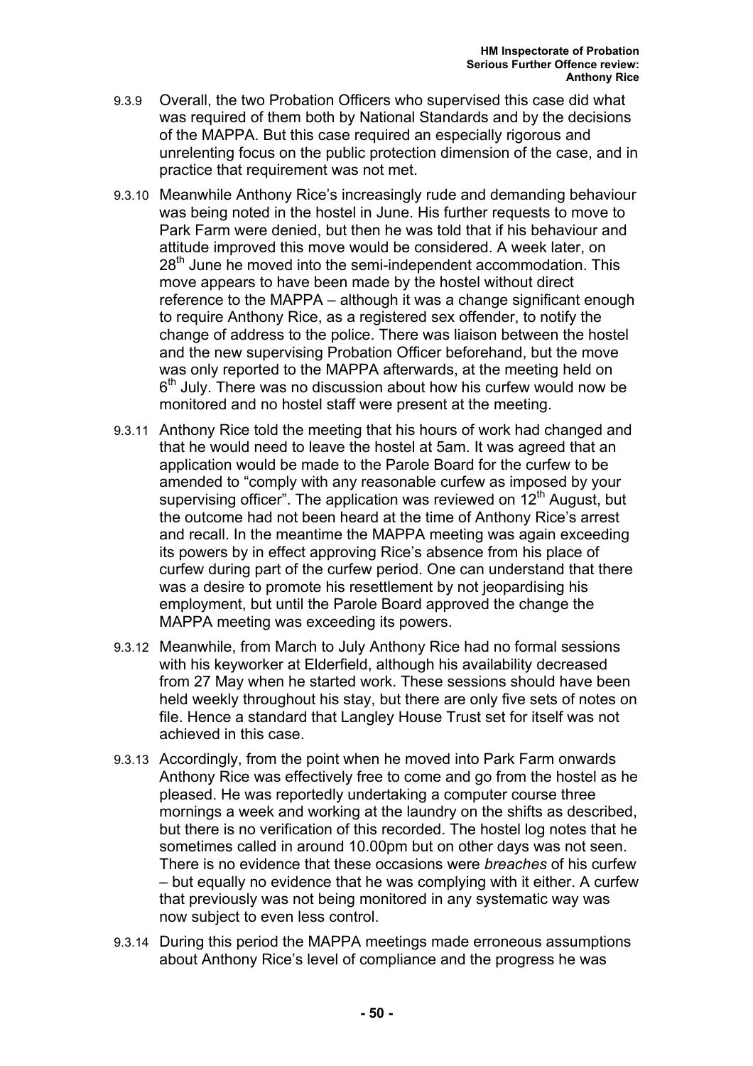9.3.9 Overall, the two Probation Officers who supervised this case did what was required of them both by National Standards and by the decisions of the MAPPA. But this case required an especially rigorous and unrelenting focus on the public protection dimension of the case, and in practice that requirement was not met.

9.3.10 Meanwhile Anthony Rice's increasingly rude and demanding behaviour was being noted in the hostel in June. His further requests to move to Park Farm were denied, but then he was told that if his behaviour and attitude improved this move would be considered. A week later, on 28th June he moved into the semi-independent accommodation. This move appears to have been made by the hostel without direct reference to the MAPPA – although it was a change significant enough to require Anthony Rice, as a registered sex offender, to notify the change of address to the police. There was liaison between the hostel and the new supervising Probation Officer beforehand, but the move was only reported to the MAPPA afterwards, at the meeting held on 6th July. There was no discussion about how his curfew would now be monitored and no hostel staff were present at the meeting.

9.3.11 Anthony Rice told the meeting that his hours of work had changed and that he would need to leave the hostel at 5am. It was agreed that an application would be made to the Parole Board for the curfew to be amended to "comply with any reasonable curfew as imposed by your supervising officer". The application was reviewed on 12th August, but the outcome had not been heard at the time of Anthony Rice's arrest and recall. In the meantime the MAPPA meeting was again exceeding its powers by in effect approving Rice's absence from his place of curfew during part of the curfew period. One can understand that there was a desire to promote his resettlement by not jeopardising his employment, but until the Parole Board approved the change the MAPPA meeting was exceeding its powers.

9.3.12 Meanwhile, from March to July Anthony Rice had no formal sessions with his keyworker at Elderfield, although his availability decreased from 27 May when he started work. These sessions should have been held weekly throughout his stay, but there are only five sets of notes on file. Hence a standard that Langley House Trust set for itself was not achieved in this case.

9.3.13 Accordingly, from the point when he moved into Park Farm onwards Anthony Rice was effectively free to come and go from the hostel as he pleased. He was reportedly undertaking a computer course three mornings a week and working at the laundry on the shifts as described, but there is no verification of this recorded. The hostel log notes that he sometimes called in around 10.00pm but on other days was not seen. There is no evidence that these occasions were *breaches* of his curfew – but equally no evidence that he was complying with it either. A curfew that previously was not being monitored in any systematic way was now subject to even less control.

9.3.14 During this period the MAPPA meetings made erroneous assumptions about Anthony Rice's level of compliance and the progress he was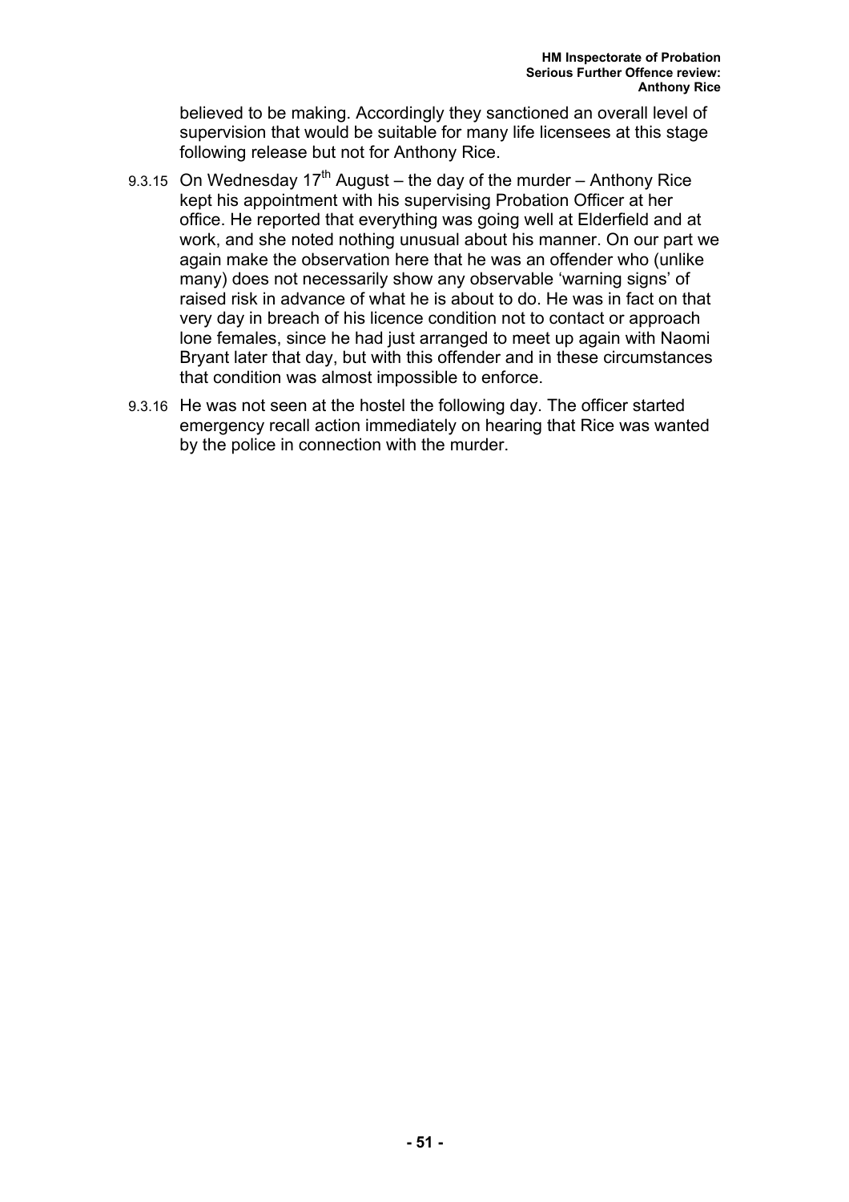believed to be making. Accordingly they sanctioned an overall level of supervision that would be suitable for many life licensees at this stage following release but not for Anthony Rice.

9.3.15 On Wednesday 17th August – the day of the murder – Anthony Rice kept his appointment with his supervising Probation Officer at her office. He reported that everything was going well at Elderfield and at work, and she noted nothing unusual about his manner. On our part we again make the observation here that he was an offender who (unlike many) does not necessarily show any observable 'warning signs' of raised risk in advance of what he is about to do. He was in fact on that very day in breach of his licence condition not to contact or approach lone females, since he had just arranged to meet up again with Naomi Bryant later that day, but with this offender and in these circumstances that condition was almost impossible to enforce.

9.3.16 He was not seen at the hostel the following day. The officer started emergency recall action immediately on hearing that Rice was wanted by the police in connection with the murder.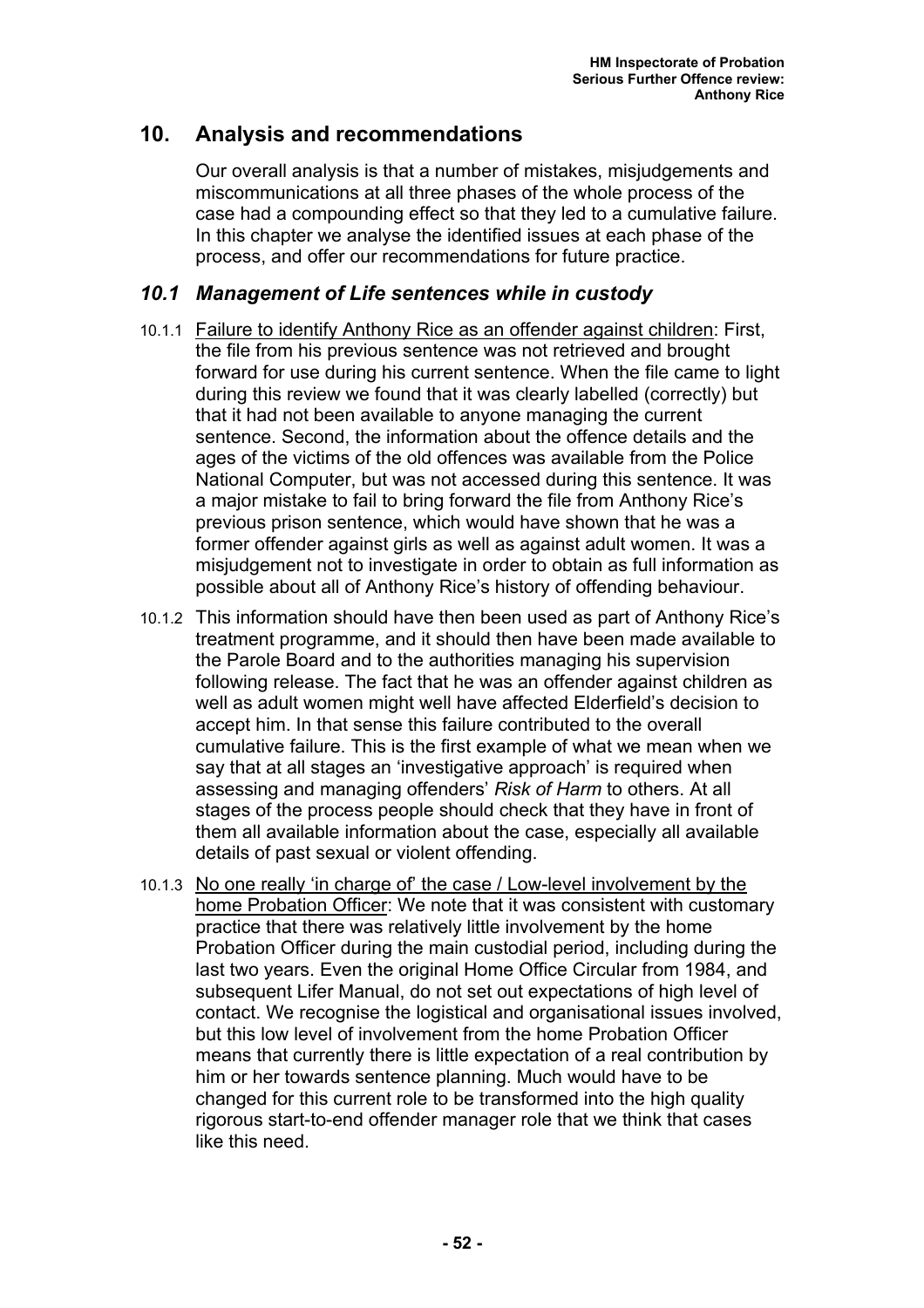## 10. Analysis and recommendations

Our overall analysis is that a number of mistakes, misjudgements and miscommunications at all three phases of the whole process of the case had a compounding effect so that they led to a cumulative failure. In this chapter we analyse the identified issues at each phase of the process, and offer our recommendations for future practice.

### *10.1 Management of Life sentences while in custody*

10.1.1 Failure to identify Anthony Rice as an offender against children: First, the file from his previous sentence was not retrieved and brought forward for use during his current sentence. When the file came to light during this review we found that it was clearly labelled (correctly) but that it had not been available to anyone managing the current sentence. Second, the information about the offence details and the ages of the victims of the old offences was available from the Police National Computer, but was not accessed during this sentence. It was a major mistake to fail to bring forward the file from Anthony Rice's previous prison sentence, which would have shown that he was a former offender against girls as well as against adult women. It was a misjudgement not to investigate in order to obtain as full information as possible about all of Anthony Rice's history of offending behaviour.

10.1.2 This information should have then been used as part of Anthony Rice's treatment programme, and it should then have been made available to the Parole Board and to the authorities managing his supervision following release. The fact that he was an offender against children as well as adult women might well have affected Elderfield's decision to accept him. In that sense this failure contributed to the overall cumulative failure. This is the first example of what we mean when we say that at all stages an 'investigative approach' is required when assessing and managing offenders' *Risk of Harm* to others. At all stages of the process people should check that they have in front of them all available information about the case, especially all available details of past sexual or violent offending.

10.1.3 No one really 'in charge of' the case / Low-level involvement by the home Probation Officer: We note that it was consistent with customary practice that there was relatively little involvement by the home Probation Officer during the main custodial period, including during the last two years. Even the original Home Office Circular from 1984, and subsequent Lifer Manual, do not set out expectations of high level of contact. We recognise the logistical and organisational issues involved, but this low level of involvement from the home Probation Officer means that currently there is little expectation of a real contribution by him or her towards sentence planning. Much would have to be changed for this current role to be transformed into the high quality rigorous start-to-end offender manager role that we think that cases like this need.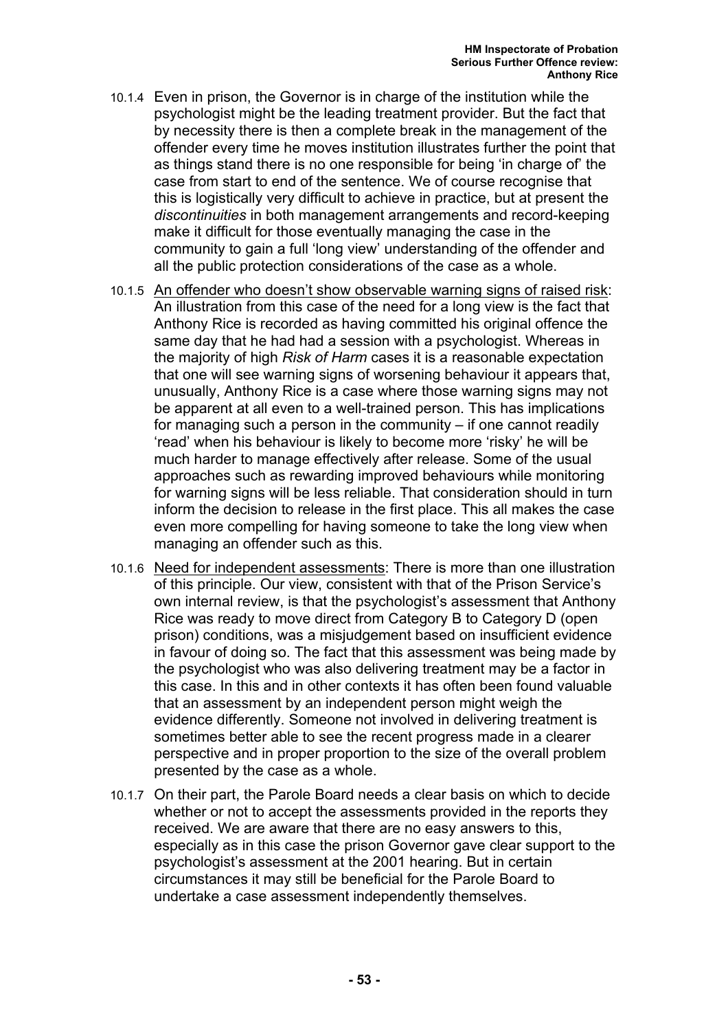10.1.4 Even in prison, the Governor is in charge of the institution while the psychologist might be the leading treatment provider. But the fact that by necessity there is then a complete break in the management of the offender every time he moves institution illustrates further the point that as things stand there is no one responsible for being 'in charge of' the case from start to end of the sentence. We of course recognise that this is logistically very difficult to achieve in practice, but at present the *discontinuities* in both management arrangements and record-keeping make it difficult for those eventually managing the case in the community to gain a full 'long view' understanding of the offender and all the public protection considerations of the case as a whole.

10.1.5 <u>An offender who doesn't show observable warning signs of raised risk</u>: An illustration from this case of the need for a long view is the fact that Anthony Rice is recorded as having committed his original offence the same day that he had had a session with a psychologist. Whereas in the majority of high *Risk of Harm* cases it is a reasonable expectation that one will see warning signs of worsening behaviour it appears that, unusually, Anthony Rice is a case where those warning signs may not be apparent at all even to a well-trained person. This has implications for managing such a person in the community – if one cannot readily 'read' when his behaviour is likely to become more 'risky' he will be much harder to manage effectively after release. Some of the usual approaches such as rewarding improved behaviours while monitoring for warning signs will be less reliable. That consideration should in turn inform the decision to release in the first place. This all makes the case even more compelling for having someone to take the long view when managing an offender such as this.

10.1.6 <u>Need for independent assessments</u>: There is more than one illustration of this principle. Our view, consistent with that of the Prison Service's own internal review, is that the psychologist's assessment that Anthony Rice was ready to move direct from Category B to Category D (open prison) conditions, was a misjudgement based on insufficient evidence in favour of doing so. The fact that this assessment was being made by the psychologist who was also delivering treatment may be a factor in this case. In this and in other contexts it has often been found valuable that an assessment by an independent person might weigh the evidence differently. Someone not involved in delivering treatment is sometimes better able to see the recent progress made in a clearer perspective and in proper proportion to the size of the overall problem presented by the case as a whole.

10.1.7 On their part, the Parole Board needs a clear basis on which to decide whether or not to accept the assessments provided in the reports they received. We are aware that there are no easy answers to this, especially as in this case the prison Governor gave clear support to the psychologist's assessment at the 2001 hearing. But in certain circumstances it may still be beneficial for the Parole Board to undertake a case assessment independently themselves.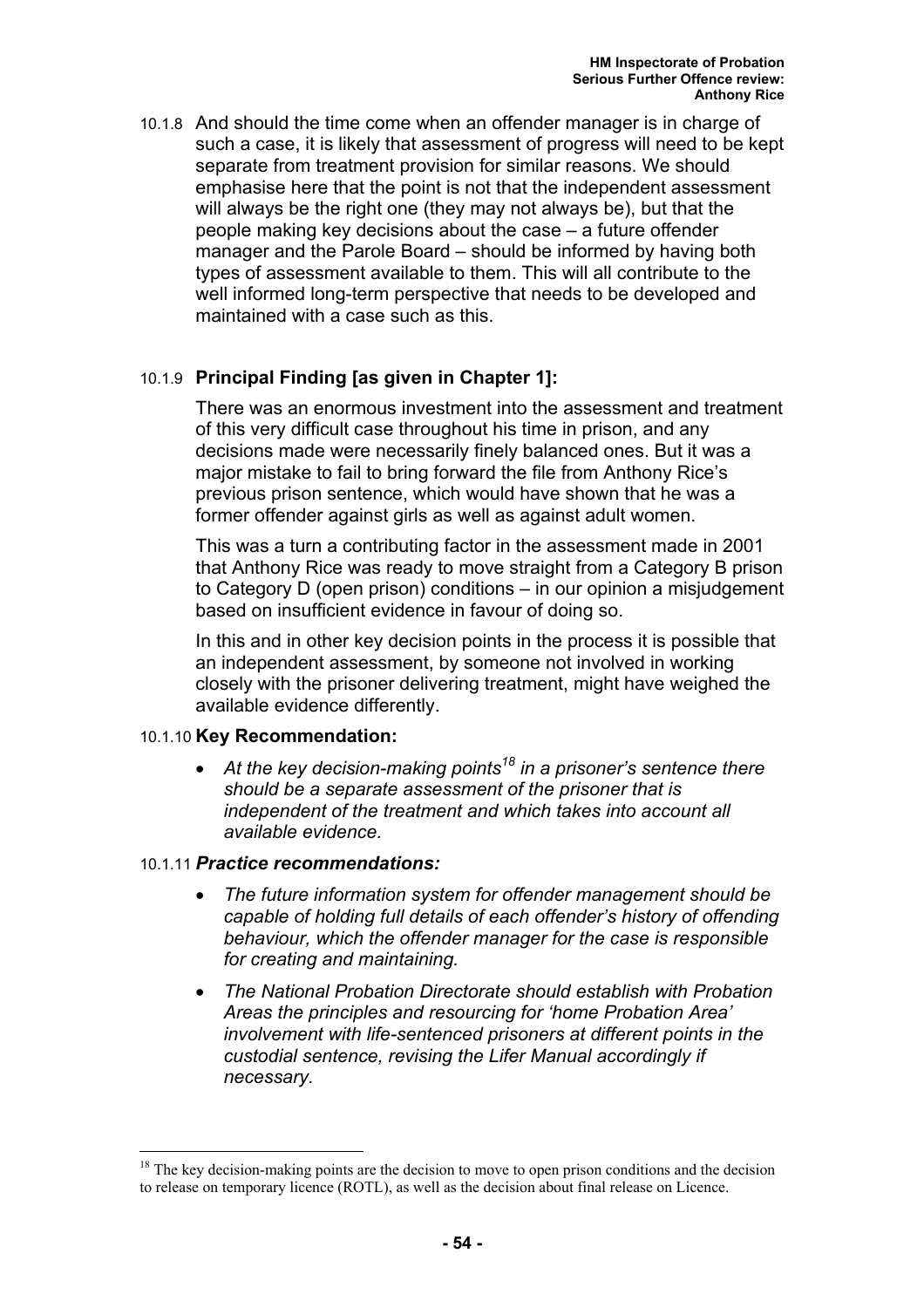10.1.8 And should the time come when an offender manager is in charge of such a case, it is likely that assessment of progress will need to be kept separate from treatment provision for similar reasons. We should emphasise here that the point is not that the independent assessment will always be the right one (they may not always be), but that the people making key decisions about the case – a future offender manager and the Parole Board – should be informed by having both types of assessment available to them. This will all contribute to the well informed long-term perspective that needs to be developed and maintained with a case such as this.

10.1.9 **Principal Finding [as given in Chapter 1]:**

There was an enormous investment into the assessment and treatment of this very difficult case throughout his time in prison, and any decisions made were necessarily finely balanced ones. But it was a major mistake to fail to bring forward the file from Anthony Rice's previous prison sentence, which would have shown that he was a former offender against girls as well as against adult women.

This was a turn a contributing factor in the assessment made in 2001 that Anthony Rice was ready to move straight from a Category B prison to Category D (open prison) conditions – in our opinion a misjudgement based on insufficient evidence in favour of doing so.

In this and in other key decision points in the process it is possible that an independent assessment, by someone not involved in working closely with the prisoner delivering treatment, might have weighed the available evidence differently.

10.1.10 **Key Recommendation:**

- *At the key decision-making points[18] in a prisoner's sentence there should be a separate assessment of the prisoner that is independent of the treatment and which takes into account all available evidence.*

10.1.11 ***Practice recommendations:***

- *The future information system for offender management should be capable of holding full details of each offender's history of offending behaviour, which the offender manager for the case is responsible for creating and maintaining.*
- *The National Probation Directorate should establish with Probation Areas the principles and resourcing for 'home Probation Area' involvement with life-sentenced prisoners at different points in the custodial sentence, revising the Lifer Manual accordingly if necessary.*

[18] The key decision-making points are the decision to move to open prison conditions and the decision to release on temporary licence (ROTL), as well as the decision about final release on Licence.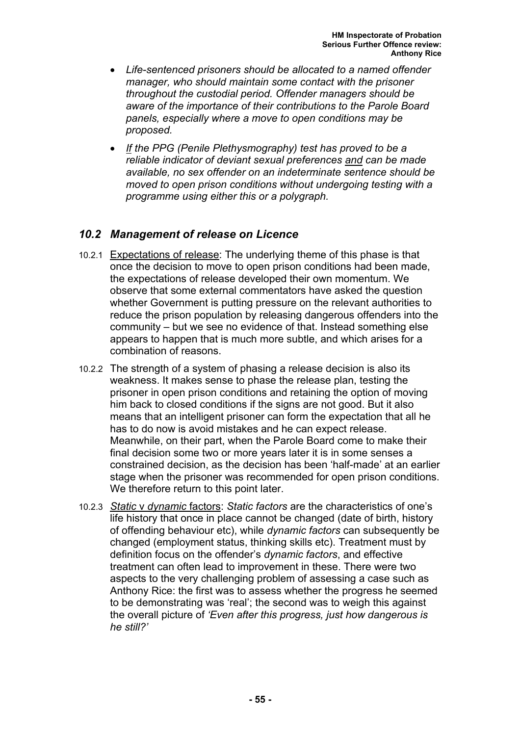- *Life-sentenced prisoners should be allocated to a named offender manager, who should maintain some contact with the prisoner throughout the custodial period. Offender managers should be aware of the importance of their contributions to the Parole Board panels, especially where a move to open conditions may be proposed.*
- *If the PPG (Penile Plethysmography) test has proved to be a reliable indicator of deviant sexual preferences and can be made available, no sex offender on an indeterminate sentence should be moved to open prison conditions without undergoing testing with a programme using either this or a polygraph.*

## *10.2 Management of release on Licence*

10.2.1 Expectations of release: The underlying theme of this phase is that once the decision to move to open prison conditions had been made, the expectations of release developed their own momentum. We observe that some external commentators have asked the question whether Government is putting pressure on the relevant authorities to reduce the prison population by releasing dangerous offenders into the community – but we see no evidence of that. Instead something else appears to happen that is much more subtle, and which arises for a combination of reasons.

10.2.2 The strength of a system of phasing a release decision is also its weakness. It makes sense to phase the release plan, testing the prisoner in open prison conditions and retaining the option of moving him back to closed conditions if the signs are not good. But it also means that an intelligent prisoner can form the expectation that all he has to do now is avoid mistakes and he can expect release. Meanwhile, on their part, when the Parole Board come to make their final decision some two or more years later it is in some senses a constrained decision, as the decision has been 'half-made' at an earlier stage when the prisoner was recommended for open prison conditions. We therefore return to this point later.

10.2.3 *Static* v *dynamic* factors: *Static factors* are the characteristics of one's life history that once in place cannot be changed (date of birth, history of offending behaviour etc), while *dynamic factors* can subsequently be changed (employment status, thinking skills etc). Treatment must by definition focus on the offender's *dynamic factors*, and effective treatment can often lead to improvement in these. There were two aspects to the very challenging problem of assessing a case such as Anthony Rice: the first was to assess whether the progress he seemed to be demonstrating was 'real'; the second was to weigh this against the overall picture of *'Even after this progress, just how dangerous is he still?'*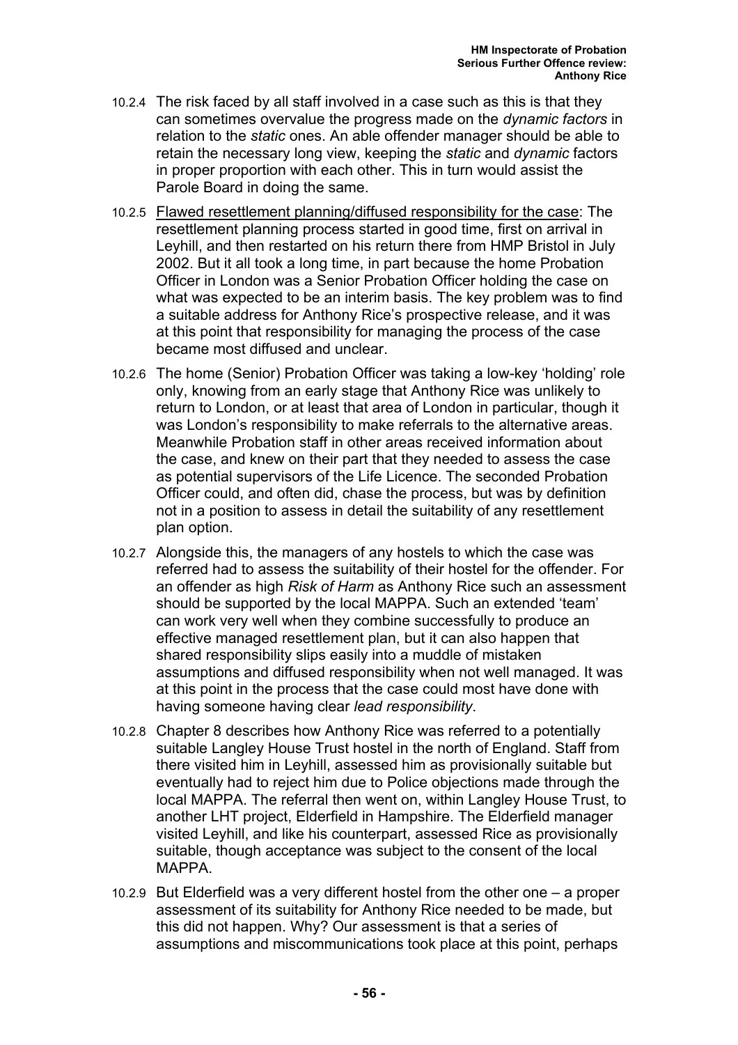10.2.4 The risk faced by all staff involved in a case such as this is that they can sometimes overvalue the progress made on the *dynamic factors* in relation to the *static* ones. An able offender manager should be able to retain the necessary long view, keeping the *static* and *dynamic* factors in proper proportion with each other. This in turn would assist the Parole Board in doing the same.

10.2.5 <u>Flawed resettlement planning/diffused responsibility for the case</u>: The resettlement planning process started in good time, first on arrival in Leyhill, and then restarted on his return there from HMP Bristol in July 2002. But it all took a long time, in part because the home Probation Officer in London was a Senior Probation Officer holding the case on what was expected to be an interim basis. The key problem was to find a suitable address for Anthony Rice's prospective release, and it was at this point that responsibility for managing the process of the case became most diffused and unclear.

10.2.6 The home (Senior) Probation Officer was taking a low-key 'holding' role only, knowing from an early stage that Anthony Rice was unlikely to return to London, or at least that area of London in particular, though it was London's responsibility to make referrals to the alternative areas. Meanwhile Probation staff in other areas received information about the case, and knew on their part that they needed to assess the case as potential supervisors of the Life Licence. The seconded Probation Officer could, and often did, chase the process, but was by definition not in a position to assess in detail the suitability of any resettlement plan option.

10.2.7 Alongside this, the managers of any hostels to which the case was referred had to assess the suitability of their hostel for the offender. For an offender as high *Risk of Harm* as Anthony Rice such an assessment should be supported by the local MAPPA. Such an extended 'team' can work very well when they combine successfully to produce an effective managed resettlement plan, but it can also happen that shared responsibility slips easily into a muddle of mistaken assumptions and diffused responsibility when not well managed. It was at this point in the process that the case could most have done with having someone having clear *lead responsibility*.

10.2.8 Chapter 8 describes how Anthony Rice was referred to a potentially suitable Langley House Trust hostel in the north of England. Staff from there visited him in Leyhill, assessed him as provisionally suitable but eventually had to reject him due to Police objections made through the local MAPPA. The referral then went on, within Langley House Trust, to another LHT project, Elderfield in Hampshire. The Elderfield manager visited Leyhill, and like his counterpart, assessed Rice as provisionally suitable, though acceptance was subject to the consent of the local MAPPA.

10.2.9 But Elderfield was a very different hostel from the other one – a proper assessment of its suitability for Anthony Rice needed to be made, but this did not happen. Why? Our assessment is that a series of assumptions and miscommunications took place at this point, perhaps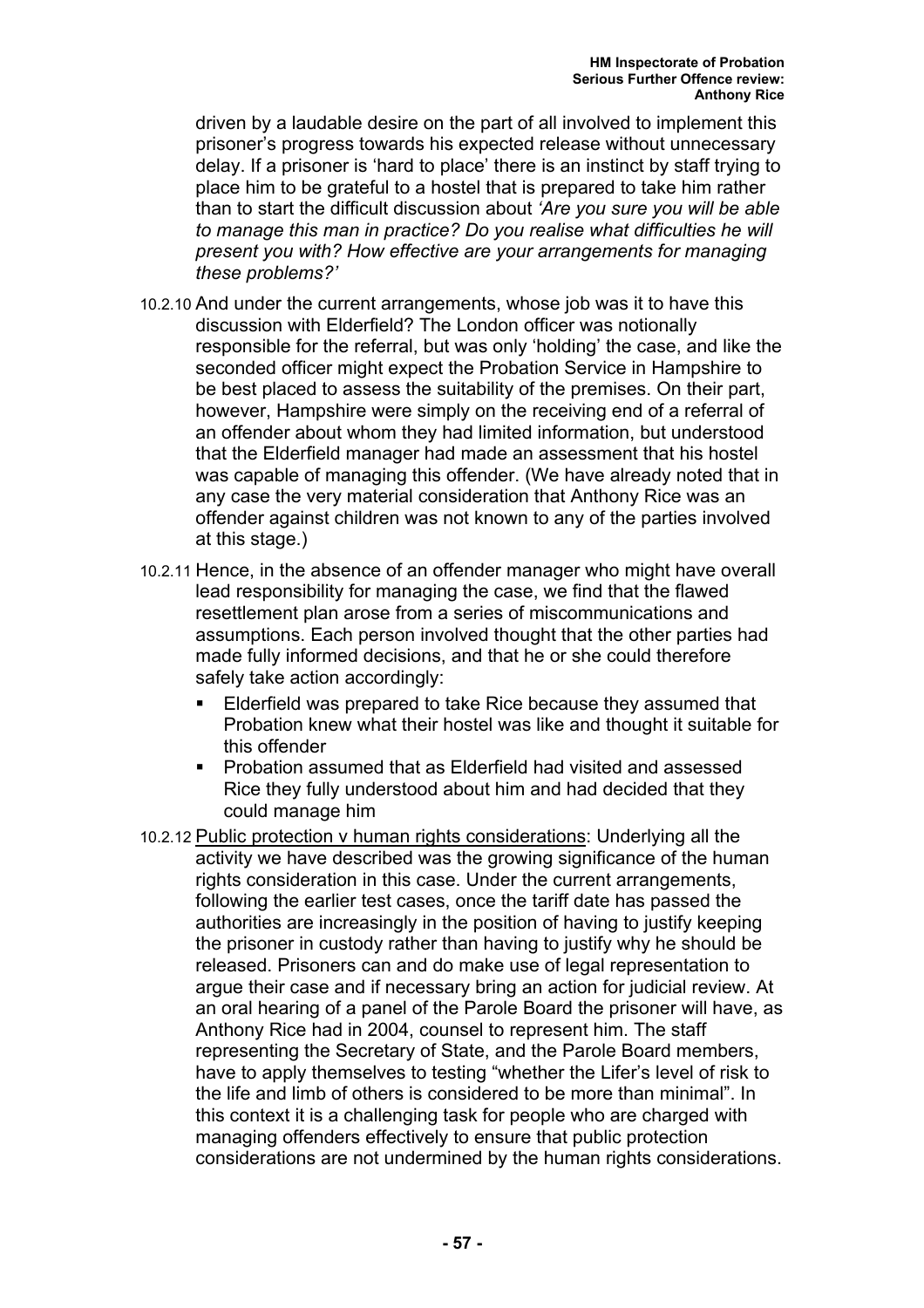driven by a laudable desire on the part of all involved to implement this prisoner's progress towards his expected release without unnecessary delay. If a prisoner is 'hard to place' there is an instinct by staff trying to place him to be grateful to a hostel that is prepared to take him rather than to start the difficult discussion about *'Are you sure you will be able to manage this man in practice? Do you realise what difficulties he will present you with? How effective are your arrangements for managing these problems?'*

10.2.10 And under the current arrangements, whose job was it to have this discussion with Elderfield? The London officer was notionally responsible for the referral, but was only 'holding' the case, and like the seconded officer might expect the Probation Service in Hampshire to be best placed to assess the suitability of the premises. On their part, however, Hampshire were simply on the receiving end of a referral of an offender about whom they had limited information, but understood that the Elderfield manager had made an assessment that his hostel was capable of managing this offender. (We have already noted that in any case the very material consideration that Anthony Rice was an offender against children was not known to any of the parties involved at this stage.)

10.2.11 Hence, in the absence of an offender manager who might have overall lead responsibility for managing the case, we find that the flawed resettlement plan arose from a series of miscommunications and assumptions. Each person involved thought that the other parties had made fully informed decisions, and that he or she could therefore safely take action accordingly:

- Elderfield was prepared to take Rice because they assumed that Probation knew what their hostel was like and thought it suitable for this offender
- Probation assumed that as Elderfield had visited and assessed Rice they fully understood about him and had decided that they could manage him

10.2.12 Public protection v human rights considerations: Underlying all the activity we have described was the growing significance of the human rights consideration in this case. Under the current arrangements, following the earlier test cases, once the tariff date has passed the authorities are increasingly in the position of having to justify keeping the prisoner in custody rather than having to justify why he should be released. Prisoners can and do make use of legal representation to argue their case and if necessary bring an action for judicial review. At an oral hearing of a panel of the Parole Board the prisoner will have, as Anthony Rice had in 2004, counsel to represent him. The staff representing the Secretary of State, and the Parole Board members, have to apply themselves to testing "whether the Lifer's level of risk to the life and limb of others is considered to be more than minimal". In this context it is a challenging task for people who are charged with managing offenders effectively to ensure that public protection considerations are not undermined by the human rights considerations.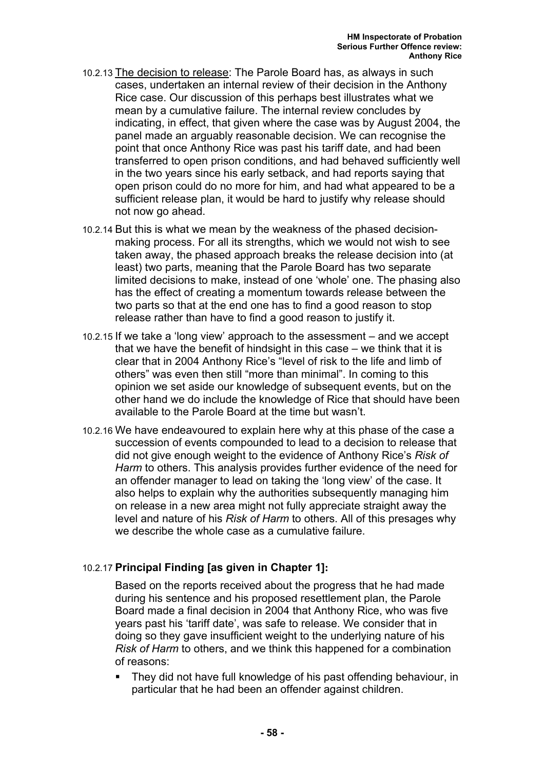10.2.13 <u>The decision to release</u>: The Parole Board has, as always in such cases, undertaken an internal review of their decision in the Anthony Rice case. Our discussion of this perhaps best illustrates what we mean by a cumulative failure. The internal review concludes by indicating, in effect, that given where the case was by August 2004, the panel made an arguably reasonable decision. We can recognise the point that once Anthony Rice was past his tariff date, and had been transferred to open prison conditions, and had behaved sufficiently well in the two years since his early setback, and had reports saying that open prison could do no more for him, and had what appeared to be a sufficient release plan, it would be hard to justify why release should not now go ahead.

10.2.14 But this is what we mean by the weakness of the phased decision-making process. For all its strengths, which we would not wish to see taken away, the phased approach breaks the release decision into (at least) two parts, meaning that the Parole Board has two separate limited decisions to make, instead of one 'whole' one. The phasing also has the effect of creating a momentum towards release between the two parts so that at the end one has to find a good reason to stop release rather than have to find a good reason to justify it.

10.2.15 If we take a 'long view' approach to the assessment – and we accept that we have the benefit of hindsight in this case – we think that it is clear that in 2004 Anthony Rice's "level of risk to the life and limb of others" was even then still "more than minimal". In coming to this opinion we set aside our knowledge of subsequent events, but on the other hand we do include the knowledge of Rice that should have been available to the Parole Board at the time but wasn't.

10.2.16 We have endeavoured to explain here why at this phase of the case a succession of events compounded to lead to a decision to release that did not give enough weight to the evidence of Anthony Rice's *Risk of Harm* to others. This analysis provides further evidence of the need for an offender manager to lead on taking the 'long view' of the case. It also helps to explain why the authorities subsequently managing him on release in a new area might not fully appreciate straight away the level and nature of his *Risk of Harm* to others. All of this presages why we describe the whole case as a cumulative failure.

10.2.17 **Principal Finding [as given in Chapter 1]:**

Based on the reports received about the progress that he had made during his sentence and his proposed resettlement plan, the Parole Board made a final decision in 2004 that Anthony Rice, who was five years past his 'tariff date', was safe to release. We consider that in doing so they gave insufficient weight to the underlying nature of his *Risk of Harm* to others, and we think this happened for a combination of reasons:

- They did not have full knowledge of his past offending behaviour, in particular that he had been an offender against children.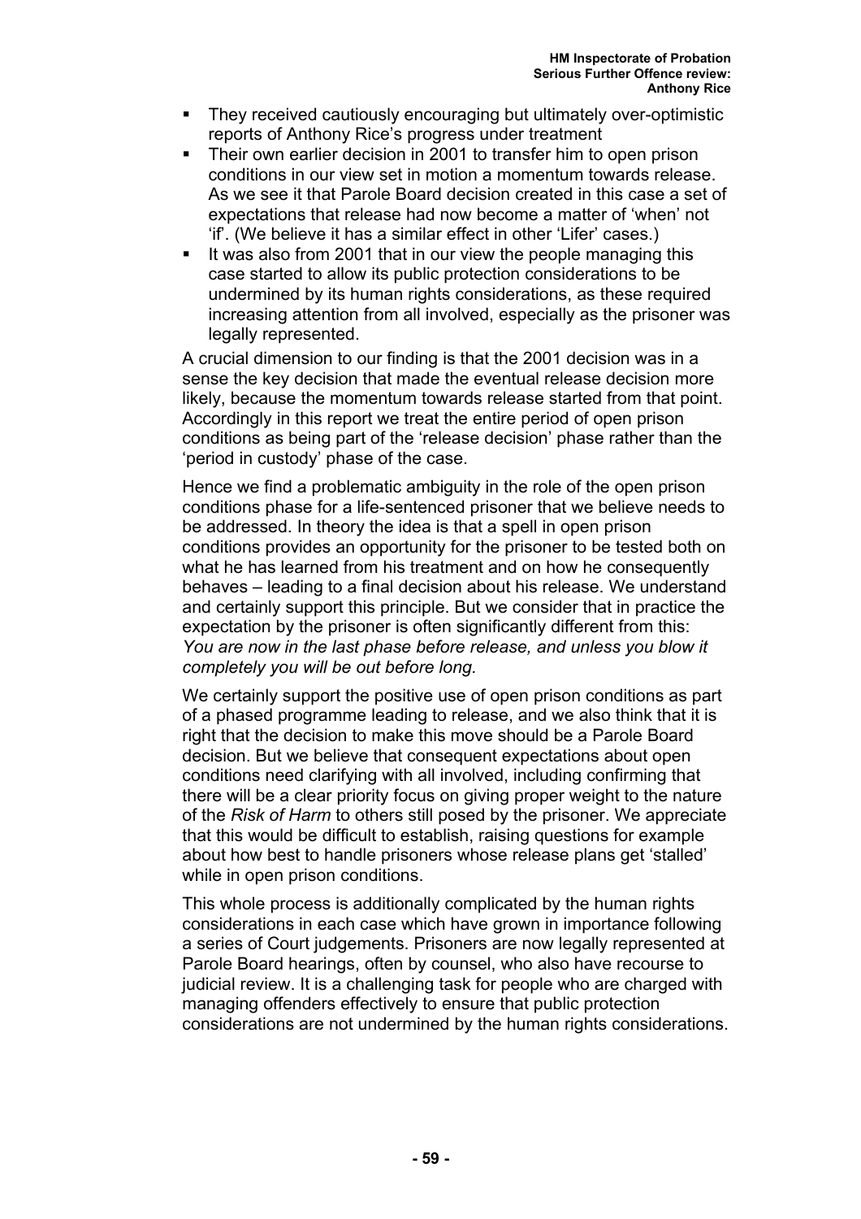- They received cautiously encouraging but ultimately over-optimistic reports of Anthony Rice's progress under treatment
- Their own earlier decision in 2001 to transfer him to open prison conditions in our view set in motion a momentum towards release. As we see it that Parole Board decision created in this case a set of expectations that release had now become a matter of 'when' not 'if'. (We believe it has a similar effect in other 'Lifer' cases.)
- It was also from 2001 that in our view the people managing this case started to allow its public protection considerations to be undermined by its human rights considerations, as these required increasing attention from all involved, especially as the prisoner was legally represented.

A crucial dimension to our finding is that the 2001 decision was in a sense the key decision that made the eventual release decision more likely, because the momentum towards release started from that point. Accordingly in this report we treat the entire period of open prison conditions as being part of the 'release decision' phase rather than the 'period in custody' phase of the case.

Hence we find a problematic ambiguity in the role of the open prison conditions phase for a life-sentenced prisoner that we believe needs to be addressed. In theory the idea is that a spell in open prison conditions provides an opportunity for the prisoner to be tested both on what he has learned from his treatment and on how he consequently behaves – leading to a final decision about his release. We understand and certainly support this principle. But we consider that in practice the expectation by the prisoner is often significantly different from this: *You are now in the last phase before release, and unless you blow it completely you will be out before long.*

We certainly support the positive use of open prison conditions as part of a phased programme leading to release, and we also think that it is right that the decision to make this move should be a Parole Board decision. But we believe that consequent expectations about open conditions need clarifying with all involved, including confirming that there will be a clear priority focus on giving proper weight to the nature of the *Risk of Harm* to others still posed by the prisoner. We appreciate that this would be difficult to establish, raising questions for example about how best to handle prisoners whose release plans get 'stalled' while in open prison conditions.

This whole process is additionally complicated by the human rights considerations in each case which have grown in importance following a series of Court judgements. Prisoners are now legally represented at Parole Board hearings, often by counsel, who also have recourse to judicial review. It is a challenging task for people who are charged with managing offenders effectively to ensure that public protection considerations are not undermined by the human rights considerations.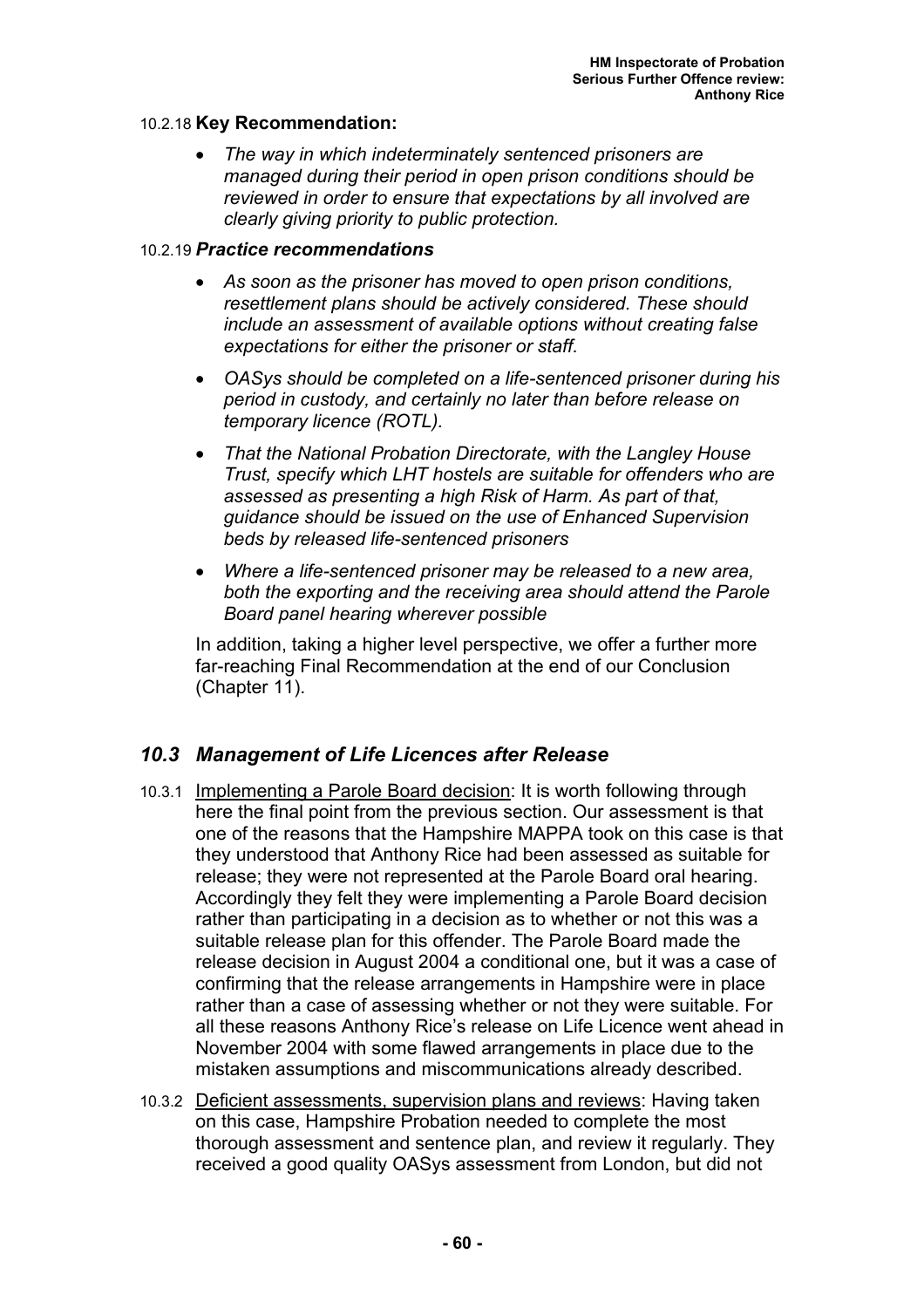10.2.18 **Key Recommendation:**

- *The way in which indeterminately sentenced prisoners are managed during their period in open prison conditions should be reviewed in order to ensure that expectations by all involved are clearly giving priority to public protection.*

10.2.19 ***Practice recommendations***

- *As soon as the prisoner has moved to open prison conditions, resettlement plans should be actively considered. These should include an assessment of available options without creating false expectations for either the prisoner or staff.*
- *OASys should be completed on a life-sentenced prisoner during his period in custody, and certainly no later than before release on temporary licence (ROTL).*
- *That the National Probation Directorate, with the Langley House Trust, specify which LHT hostels are suitable for offenders who are assessed as presenting a high Risk of Harm. As part of that, guidance should be issued on the use of Enhanced Supervision beds by released life-sentenced prisoners*
- *Where a life-sentenced prisoner may be released to a new area, both the exporting and the receiving area should attend the Parole Board panel hearing wherever possible*

In addition, taking a higher level perspective, we offer a further more far-reaching Final Recommendation at the end of our Conclusion (Chapter 11).

## *10.3 Management of Life Licences after Release*

10.3.1 Implementing a Parole Board decision: It is worth following through here the final point from the previous section. Our assessment is that one of the reasons that the Hampshire MAPPA took on this case is that they understood that Anthony Rice had been assessed as suitable for release; they were not represented at the Parole Board oral hearing. Accordingly they felt they were implementing a Parole Board decision rather than participating in a decision as to whether or not this was a suitable release plan for this offender. The Parole Board made the release decision in August 2004 a conditional one, but it was a case of confirming that the release arrangements in Hampshire were in place rather than a case of assessing whether or not they were suitable. For all these reasons Anthony Rice's release on Life Licence went ahead in November 2004 with some flawed arrangements in place due to the mistaken assumptions and miscommunications already described.

10.3.2 Deficient assessments, supervision plans and reviews: Having taken on this case, Hampshire Probation needed to complete the most thorough assessment and sentence plan, and review it regularly. They received a good quality OASys assessment from London, but did not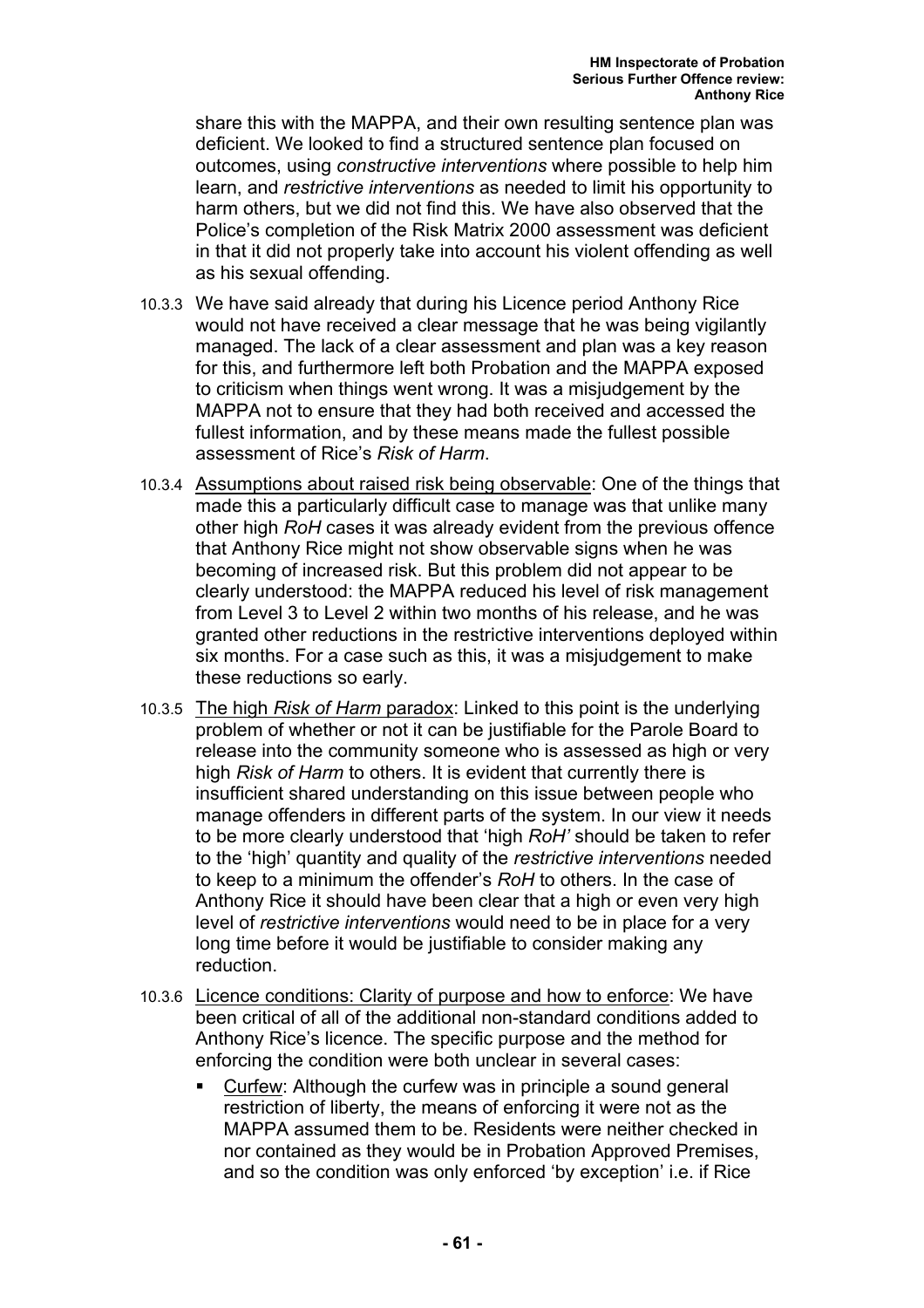share this with the MAPPA, and their own resulting sentence plan was deficient. We looked to find a structured sentence plan focused on outcomes, using *constructive interventions* where possible to help him learn, and *restrictive interventions* as needed to limit his opportunity to harm others, but we did not find this. We have also observed that the Police's completion of the Risk Matrix 2000 assessment was deficient in that it did not properly take into account his violent offending as well as his sexual offending.

10.3.3 We have said already that during his Licence period Anthony Rice would not have received a clear message that he was being vigilantly managed. The lack of a clear assessment and plan was a key reason for this, and furthermore left both Probation and the MAPPA exposed to criticism when things went wrong. It was a misjudgement by the MAPPA not to ensure that they had both received and accessed the fullest information, and by these means made the fullest possible assessment of Rice's *Risk of Harm*.

10.3.4 <u>Assumptions about raised risk being observable</u>: One of the things that made this a particularly difficult case to manage was that unlike many other high *RoH* cases it was already evident from the previous offence that Anthony Rice might not show observable signs when he was becoming of increased risk. But this problem did not appear to be clearly understood: the MAPPA reduced his level of risk management from Level 3 to Level 2 within two months of his release, and he was granted other reductions in the restrictive interventions deployed within six months. For a case such as this, it was a misjudgement to make these reductions so early.

10.3.5 <u>The high *Risk of Harm* paradox</u>: Linked to this point is the underlying problem of whether or not it can be justifiable for the Parole Board to release into the community someone who is assessed as high or very high *Risk of Harm* to others. It is evident that currently there is insufficient shared understanding on this issue between people who manage offenders in different parts of the system. In our view it needs to be more clearly understood that 'high *RoH'* should be taken to refer to the 'high' quantity and quality of the *restrictive interventions* needed to keep to a minimum the offender's *RoH* to others. In the case of Anthony Rice it should have been clear that a high or even very high level of *restrictive interventions* would need to be in place for a very long time before it would be justifiable to consider making any reduction.

10.3.6 <u>Licence conditions: Clarity of purpose and how to enforce</u>: We have been critical of all of the additional non-standard conditions added to Anthony Rice's licence. The specific purpose and the method for enforcing the condition were both unclear in several cases:

- <u>Curfew</u>: Although the curfew was in principle a sound general restriction of liberty, the means of enforcing it were not as the MAPPA assumed them to be. Residents were neither checked in nor contained as they would be in Probation Approved Premises, and so the condition was only enforced 'by exception' i.e. if Rice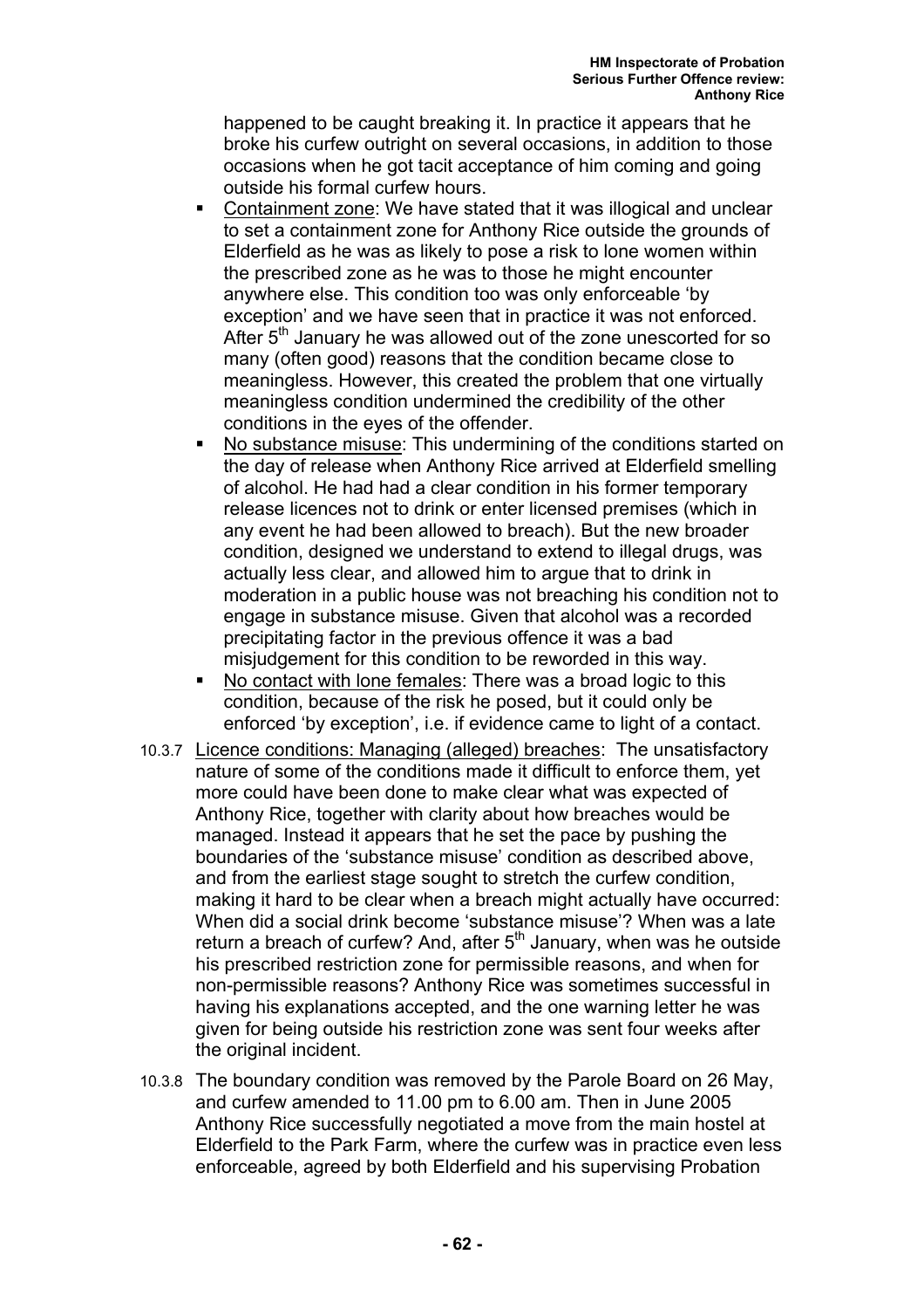happened to be caught breaking it. In practice it appears that he broke his curfew outright on several occasions, in addition to those occasions when he got tacit acceptance of him coming and going outside his formal curfew hours.

- Containment zone: We have stated that it was illogical and unclear to set a containment zone for Anthony Rice outside the grounds of Elderfield as he was as likely to pose a risk to lone women within the prescribed zone as he was to those he might encounter anywhere else. This condition too was only enforceable 'by exception' and we have seen that in practice it was not enforced. After 5th January he was allowed out of the zone unescorted for so many (often good) reasons that the condition became close to meaningless. However, this created the problem that one virtually meaningless condition undermined the credibility of the other conditions in the eyes of the offender.
- No substance misuse: This undermining of the conditions started on the day of release when Anthony Rice arrived at Elderfield smelling of alcohol. He had had a clear condition in his former temporary release licences not to drink or enter licensed premises (which in any event he had been allowed to breach). But the new broader condition, designed we understand to extend to illegal drugs, was actually less clear, and allowed him to argue that to drink in moderation in a public house was not breaching his condition not to engage in substance misuse. Given that alcohol was a recorded precipitating factor in the previous offence it was a bad misjudgement for this condition to be reworded in this way.
- No contact with lone females: There was a broad logic to this condition, because of the risk he posed, but it could only be enforced 'by exception', i.e. if evidence came to light of a contact.

10.3.7 Licence conditions: Managing (alleged) breaches: The unsatisfactory nature of some of the conditions made it difficult to enforce them, yet more could have been done to make clear what was expected of Anthony Rice, together with clarity about how breaches would be managed. Instead it appears that he set the pace by pushing the boundaries of the 'substance misuse' condition as described above, and from the earliest stage sought to stretch the curfew condition, making it hard to be clear when a breach might actually have occurred: When did a social drink become 'substance misuse'? When was a late return a breach of curfew? And, after 5th January, when was he outside his prescribed restriction zone for permissible reasons, and when for non-permissible reasons? Anthony Rice was sometimes successful in having his explanations accepted, and the one warning letter he was given for being outside his restriction zone was sent four weeks after the original incident.

10.3.8 The boundary condition was removed by the Parole Board on 26 May, and curfew amended to 11.00 pm to 6.00 am. Then in June 2005 Anthony Rice successfully negotiated a move from the main hostel at Elderfield to the Park Farm, where the curfew was in practice even less enforceable, agreed by both Elderfield and his supervising Probation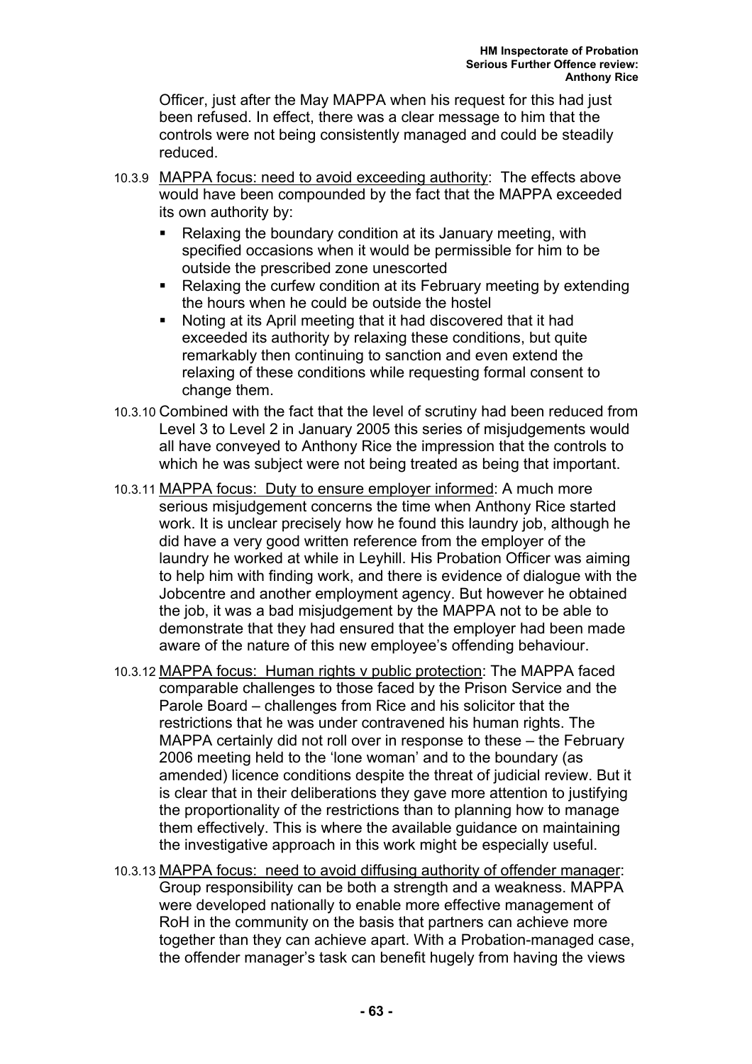Officer, just after the May MAPPA when his request for this had just been refused. In effect, there was a clear message to him that the controls were not being consistently managed and could be steadily reduced.

10.3.9 <u>MAPPA focus: need to avoid exceeding authority</u>: The effects above would have been compounded by the fact that the MAPPA exceeded its own authority by:

- Relaxing the boundary condition at its January meeting, with specified occasions when it would be permissible for him to be outside the prescribed zone unescorted
- Relaxing the curfew condition at its February meeting by extending the hours when he could be outside the hostel
- Noting at its April meeting that it had discovered that it had exceeded its authority by relaxing these conditions, but quite remarkably then continuing to sanction and even extend the relaxing of these conditions while requesting formal consent to change them.

10.3.10 Combined with the fact that the level of scrutiny had been reduced from Level 3 to Level 2 in January 2005 this series of misjudgements would all have conveyed to Anthony Rice the impression that the controls to which he was subject were not being treated as being that important.

10.3.11 <u>MAPPA focus: Duty to ensure employer informed</u>: A much more serious misjudgement concerns the time when Anthony Rice started work. It is unclear precisely how he found this laundry job, although he did have a very good written reference from the employer of the laundry he worked at while in Leyhill. His Probation Officer was aiming to help him with finding work, and there is evidence of dialogue with the Jobcentre and another employment agency. But however he obtained the job, it was a bad misjudgement by the MAPPA not to be able to demonstrate that they had ensured that the employer had been made aware of the nature of this new employee's offending behaviour.

10.3.12 <u>MAPPA focus: Human rights v public protection</u>: The MAPPA faced comparable challenges to those faced by the Prison Service and the Parole Board – challenges from Rice and his solicitor that the restrictions that he was under contravened his human rights. The MAPPA certainly did not roll over in response to these – the February 2006 meeting held to the 'lone woman' and to the boundary (as amended) licence conditions despite the threat of judicial review. But it is clear that in their deliberations they gave more attention to justifying the proportionality of the restrictions than to planning how to manage them effectively. This is where the available guidance on maintaining the investigative approach in this work might be especially useful.

10.3.13 <u>MAPPA focus: need to avoid diffusing authority of offender manager</u>: Group responsibility can be both a strength and a weakness. MAPPA were developed nationally to enable more effective management of RoH in the community on the basis that partners can achieve more together than they can achieve apart. With a Probation-managed case, the offender manager's task can benefit hugely from having the views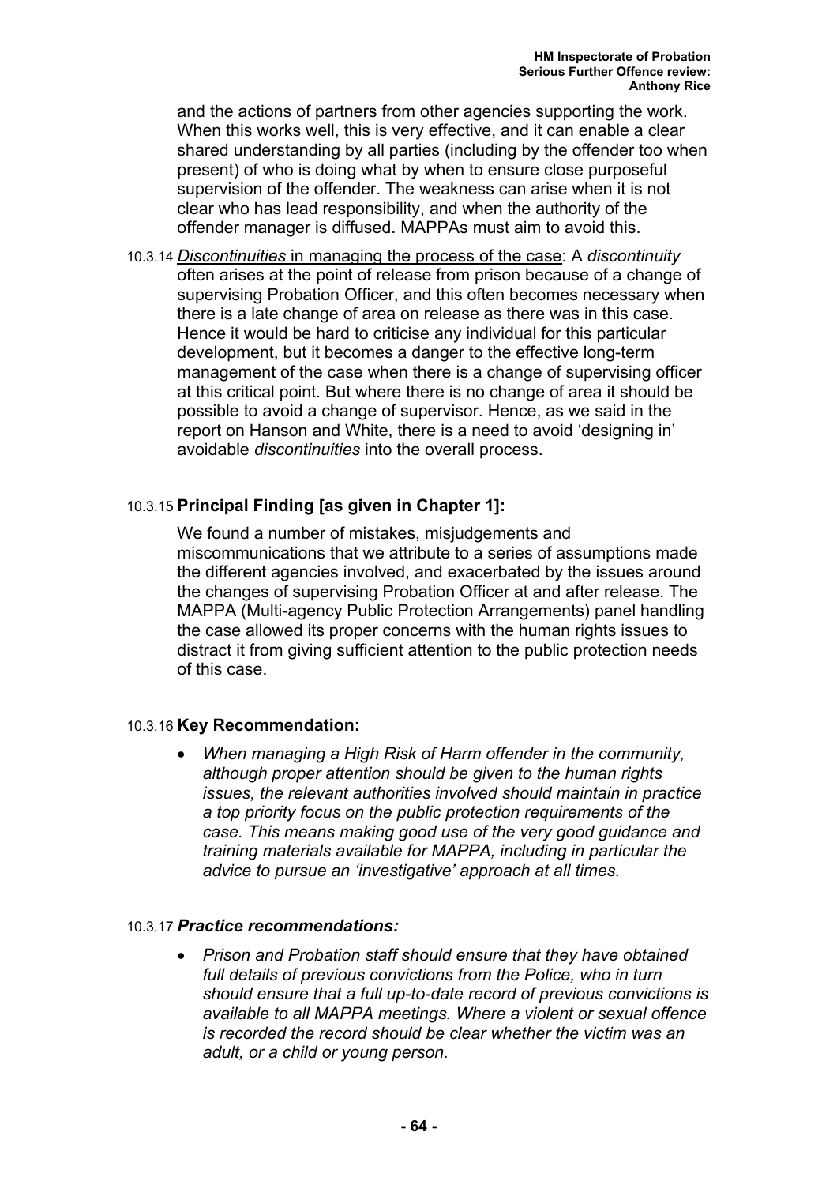and the actions of partners from other agencies supporting the work. When this works well, this is very effective, and it can enable a clear shared understanding by all parties (including by the offender too when present) of who is doing what by when to ensure close purposeful supervision of the offender. The weakness can arise when it is not clear who has lead responsibility, and when the authority of the offender manager is diffused. MAPPAs must aim to avoid this.

10.3.14 <u>*Discontinuities* in managing the process of the case</u>: A *discontinuity* often arises at the point of release from prison because of a change of supervising Probation Officer, and this often becomes necessary when there is a late change of area on release as there was in this case. Hence it would be hard to criticise any individual for this particular development, but it becomes a danger to the effective long-term management of the case when there is a change of supervising officer at this critical point. But where there is no change of area it should be possible to avoid a change of supervisor. Hence, as we said in the report on Hanson and White, there is a need to avoid 'designing in' avoidable *discontinuities* into the overall process.

10.3.15 **Principal Finding [as given in Chapter 1]:**

We found a number of mistakes, misjudgements and miscommunications that we attribute to a series of assumptions made the different agencies involved, and exacerbated by the issues around the changes of supervising Probation Officer at and after release. The MAPPA (Multi-agency Public Protection Arrangements) panel handling the case allowed its proper concerns with the human rights issues to distract it from giving sufficient attention to the public protection needs of this case.

10.3.16 **Key Recommendation:**

- *When managing a High Risk of Harm offender in the community, although proper attention should be given to the human rights issues, the relevant authorities involved should maintain in practice a top priority focus on the public protection requirements of the case. This means making good use of the very good guidance and training materials available for MAPPA, including in particular the advice to pursue an 'investigative' approach at all times.*

10.3.17 ***Practice recommendations:***

- *Prison and Probation staff should ensure that they have obtained full details of previous convictions from the Police, who in turn should ensure that a full up-to-date record of previous convictions is available to all MAPPA meetings. Where a violent or sexual offence is recorded the record should be clear whether the victim was an adult, or a child or young person.*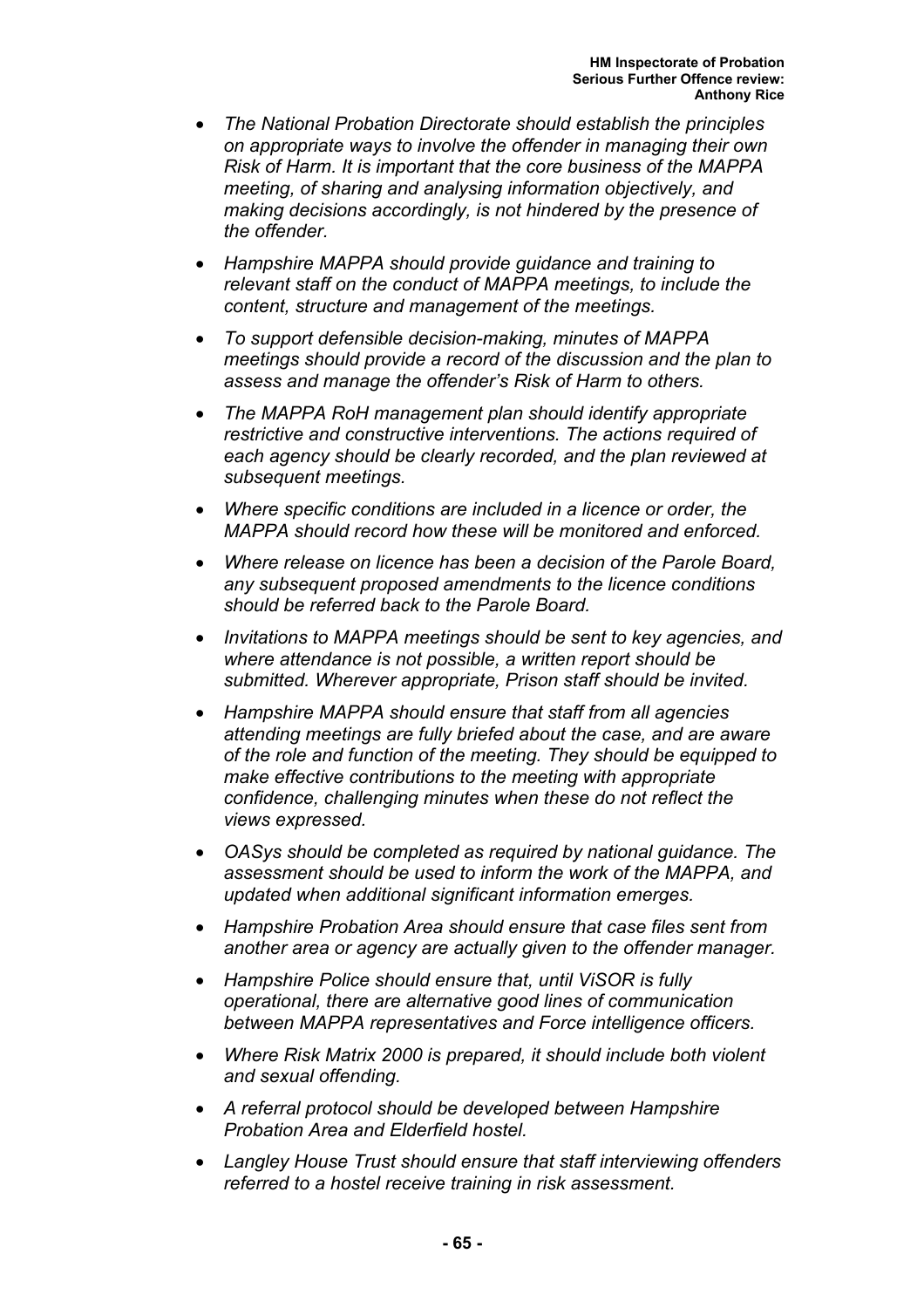- *The National Probation Directorate should establish the principles on appropriate ways to involve the offender in managing their own Risk of Harm. It is important that the core business of the MAPPA meeting, of sharing and analysing information objectively, and making decisions accordingly, is not hindered by the presence of the offender.*
- *Hampshire MAPPA should provide guidance and training to relevant staff on the conduct of MAPPA meetings, to include the content, structure and management of the meetings.*
- *To support defensible decision-making, minutes of MAPPA meetings should provide a record of the discussion and the plan to assess and manage the offender's Risk of Harm to others.*
- *The MAPPA RoH management plan should identify appropriate restrictive and constructive interventions. The actions required of each agency should be clearly recorded, and the plan reviewed at subsequent meetings.*
- *Where specific conditions are included in a licence or order, the MAPPA should record how these will be monitored and enforced.*
- *Where release on licence has been a decision of the Parole Board, any subsequent proposed amendments to the licence conditions should be referred back to the Parole Board.*
- *Invitations to MAPPA meetings should be sent to key agencies, and where attendance is not possible, a written report should be submitted. Wherever appropriate, Prison staff should be invited.*
- *Hampshire MAPPA should ensure that staff from all agencies attending meetings are fully briefed about the case, and are aware of the role and function of the meeting. They should be equipped to make effective contributions to the meeting with appropriate confidence, challenging minutes when these do not reflect the views expressed.*
- *OASys should be completed as required by national guidance. The assessment should be used to inform the work of the MAPPA, and updated when additional significant information emerges.*
- *Hampshire Probation Area should ensure that case files sent from another area or agency are actually given to the offender manager.*
- *Hampshire Police should ensure that, until ViSOR is fully operational, there are alternative good lines of communication between MAPPA representatives and Force intelligence officers.*
- *Where Risk Matrix 2000 is prepared, it should include both violent and sexual offending.*
- *A referral protocol should be developed between Hampshire Probation Area and Elderfield hostel.*
- *Langley House Trust should ensure that staff interviewing offenders referred to a hostel receive training in risk assessment.*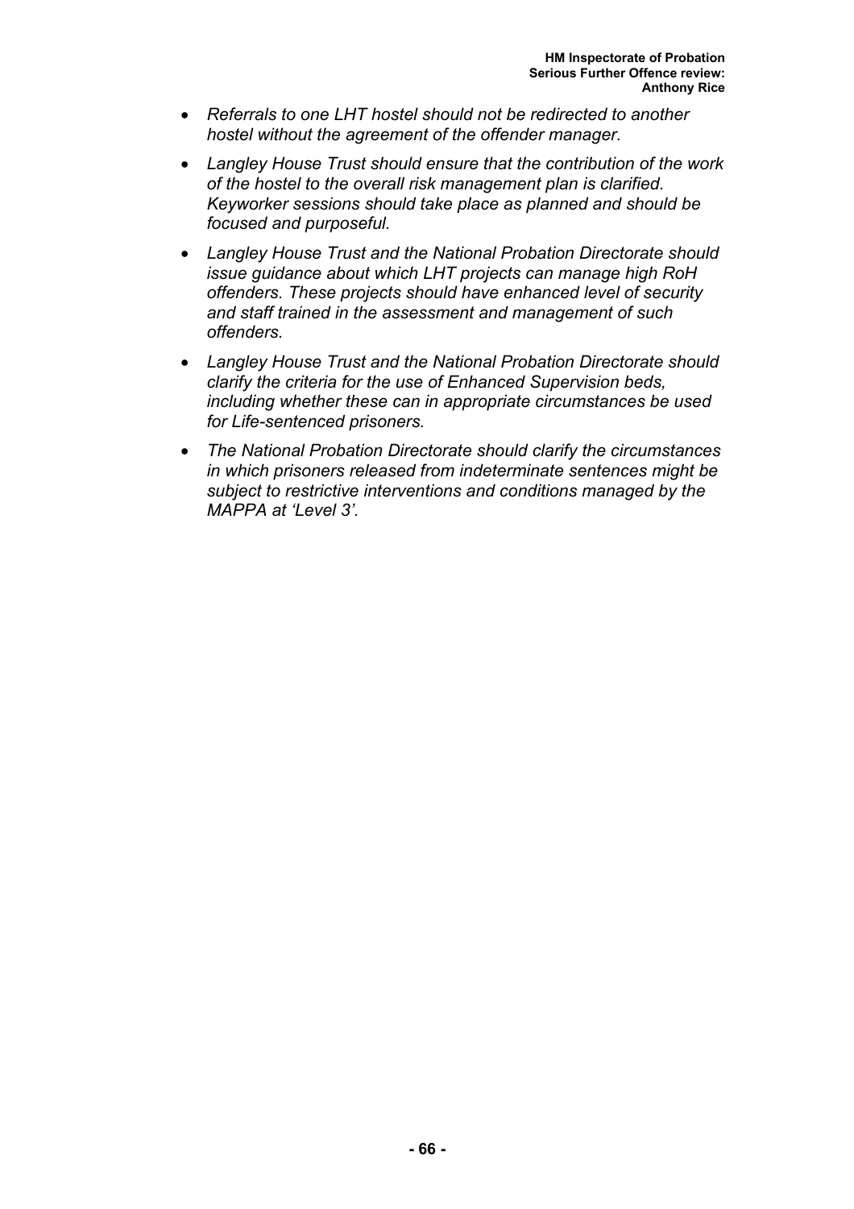- *Referrals to one LHT hostel should not be redirected to another hostel without the agreement of the offender manager.*
- *Langley House Trust should ensure that the contribution of the work of the hostel to the overall risk management plan is clarified. Keyworker sessions should take place as planned and should be focused and purposeful.*
- *Langley House Trust and the National Probation Directorate should issue guidance about which LHT projects can manage high RoH offenders. These projects should have enhanced level of security and staff trained in the assessment and management of such offenders.*
- *Langley House Trust and the National Probation Directorate should clarify the criteria for the use of Enhanced Supervision beds, including whether these can in appropriate circumstances be used for Life-sentenced prisoners.*
- *The National Probation Directorate should clarify the circumstances in which prisoners released from indeterminate sentences might be subject to restrictive interventions and conditions managed by the MAPPA at 'Level 3'.*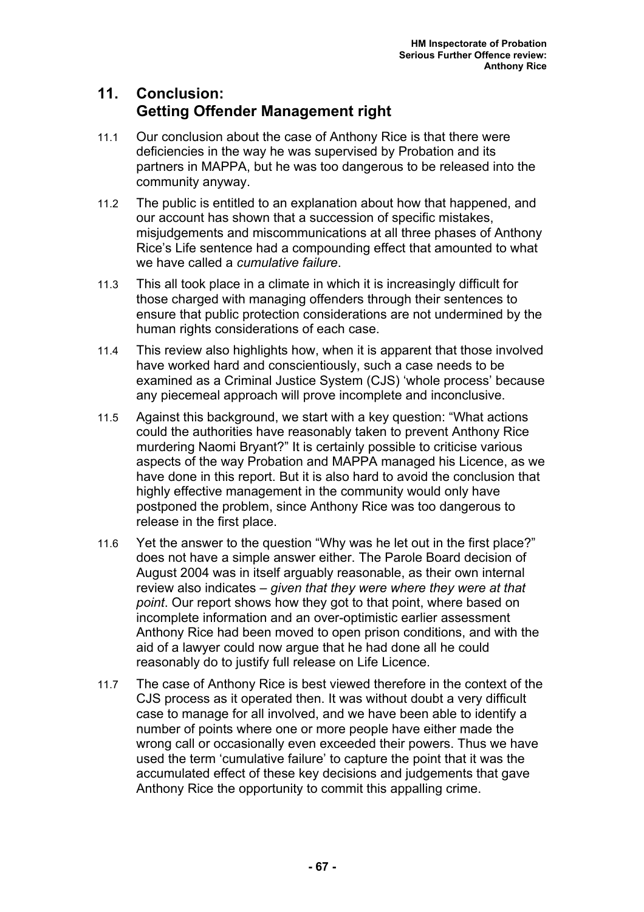## 11. Conclusion: Getting Offender Management right

11.1 Our conclusion about the case of Anthony Rice is that there were deficiencies in the way he was supervised by Probation and its partners in MAPPA, but he was too dangerous to be released into the community anyway.

11.2 The public is entitled to an explanation about how that happened, and our account has shown that a succession of specific mistakes, misjudgements and miscommunications at all three phases of Anthony Rice's Life sentence had a compounding effect that amounted to what we have called a *cumulative failure*.

11.3 This all took place in a climate in which it is increasingly difficult for those charged with managing offenders through their sentences to ensure that public protection considerations are not undermined by the human rights considerations of each case.

11.4 This review also highlights how, when it is apparent that those involved have worked hard and conscientiously, such a case needs to be examined as a Criminal Justice System (CJS) 'whole process' because any piecemeal approach will prove incomplete and inconclusive.

11.5 Against this background, we start with a key question: "What actions could the authorities have reasonably taken to prevent Anthony Rice murdering Naomi Bryant?" It is certainly possible to criticise various aspects of the way Probation and MAPPA managed his Licence, as we have done in this report. But it is also hard to avoid the conclusion that highly effective management in the community would only have postponed the problem, since Anthony Rice was too dangerous to release in the first place.

11.6 Yet the answer to the question "Why was he let out in the first place?" does not have a simple answer either. The Parole Board decision of August 2004 was in itself arguably reasonable, as their own internal review also indicates – *given that they were where they were at that point*. Our report shows how they got to that point, where based on incomplete information and an over-optimistic earlier assessment Anthony Rice had been moved to open prison conditions, and with the aid of a lawyer could now argue that he had done all he could reasonably do to justify full release on Life Licence.

11.7 The case of Anthony Rice is best viewed therefore in the context of the CJS process as it operated then. It was without doubt a very difficult case to manage for all involved, and we have been able to identify a number of points where one or more people have either made the wrong call or occasionally even exceeded their powers. Thus we have used the term 'cumulative failure' to capture the point that it was the accumulated effect of these key decisions and judgements that gave Anthony Rice the opportunity to commit this appalling crime.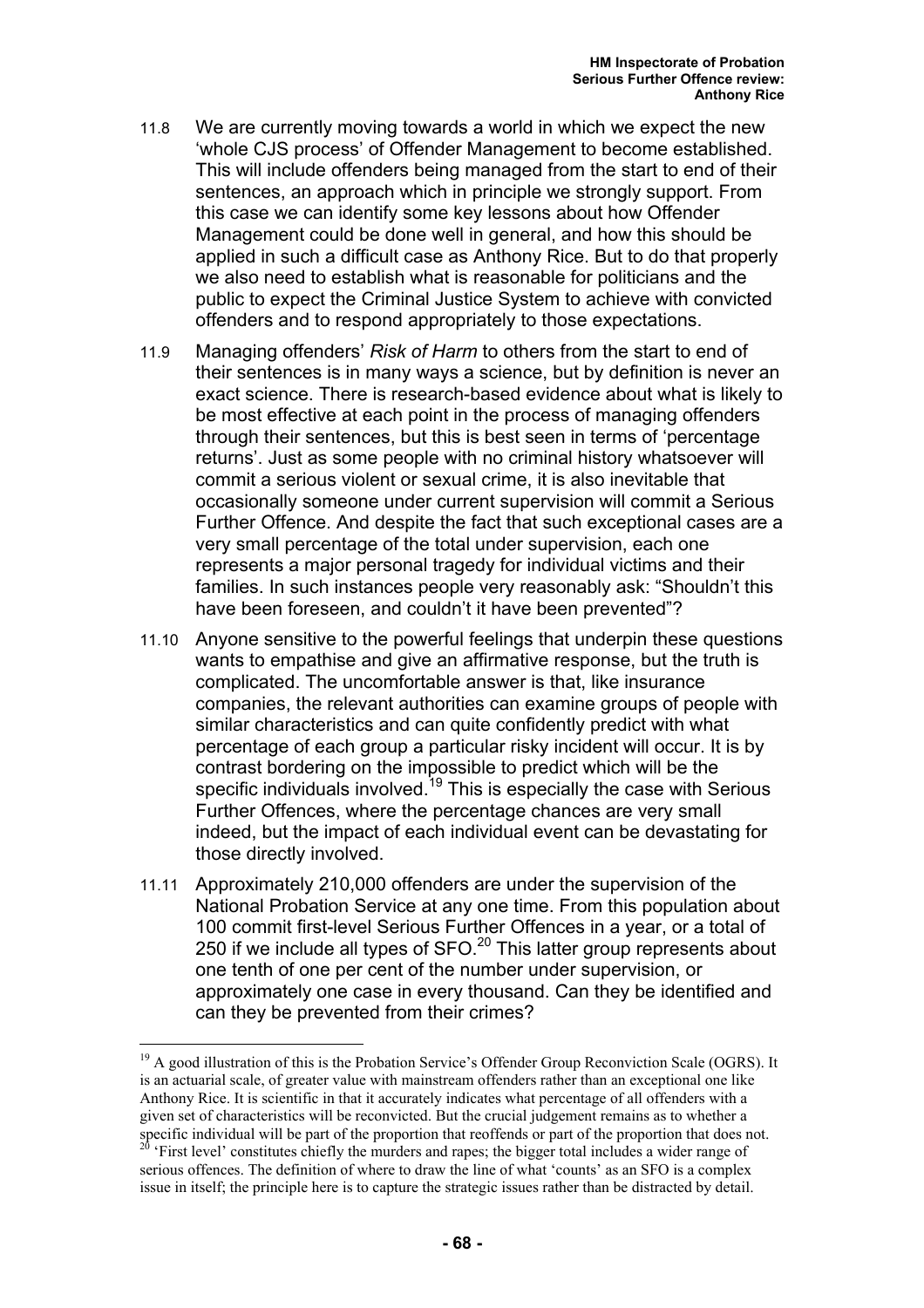11.8 We are currently moving towards a world in which we expect the new 'whole CJS process' of Offender Management to become established. This will include offenders being managed from the start to end of their sentences, an approach which in principle we strongly support. From this case we can identify some key lessons about how Offender Management could be done well in general, and how this should be applied in such a difficult case as Anthony Rice. But to do that properly we also need to establish what is reasonable for politicians and the public to expect the Criminal Justice System to achieve with convicted offenders and to respond appropriately to those expectations.

11.9 Managing offenders' *Risk of Harm* to others from the start to end of their sentences is in many ways a science, but by definition is never an exact science. There is research-based evidence about what is likely to be most effective at each point in the process of managing offenders through their sentences, but this is best seen in terms of 'percentage returns'. Just as some people with no criminal history whatsoever will commit a serious violent or sexual crime, it is also inevitable that occasionally someone under current supervision will commit a Serious Further Offence. And despite the fact that such exceptional cases are a very small percentage of the total under supervision, each one represents a major personal tragedy for individual victims and their families. In such instances people very reasonably ask: "Shouldn't this have been foreseen, and couldn't it have been prevented"?

11.10 Anyone sensitive to the powerful feelings that underpin these questions wants to empathise and give an affirmative response, but the truth is complicated. The uncomfortable answer is that, like insurance companies, the relevant authorities can examine groups of people with similar characteristics and can quite confidently predict with what percentage of each group a particular risky incident will occur. It is by contrast bordering on the impossible to predict which will be the specific individuals involved.[19] This is especially the case with Serious Further Offences, where the percentage chances are very small indeed, but the impact of each individual event can be devastating for those directly involved.

11.11 Approximately 210,000 offenders are under the supervision of the National Probation Service at any one time. From this population about 100 commit first-level Serious Further Offences in a year, or a total of 250 if we include all types of SFO.[20] This latter group represents about one tenth of one per cent of the number under supervision, or approximately one case in every thousand. Can they be identified and can they be prevented from their crimes?

---

[19] A good illustration of this is the Probation Service's Offender Group Reconviction Scale (OGRS). It is an actuarial scale, of greater value with mainstream offenders rather than an exceptional one like Anthony Rice. It is scientific in that it accurately indicates what percentage of all offenders with a given set of characteristics will be reconvicted. But the crucial judgement remains as to whether a specific individual will be part of the proportion that reoffends or part of the proportion that does not.

[20] 'First level' constitutes chiefly the murders and rapes; the bigger total includes a wider range of serious offences. The definition of where to draw the line of what 'counts' as an SFO is a complex issue in itself; the principle here is to capture the strategic issues rather than be distracted by detail.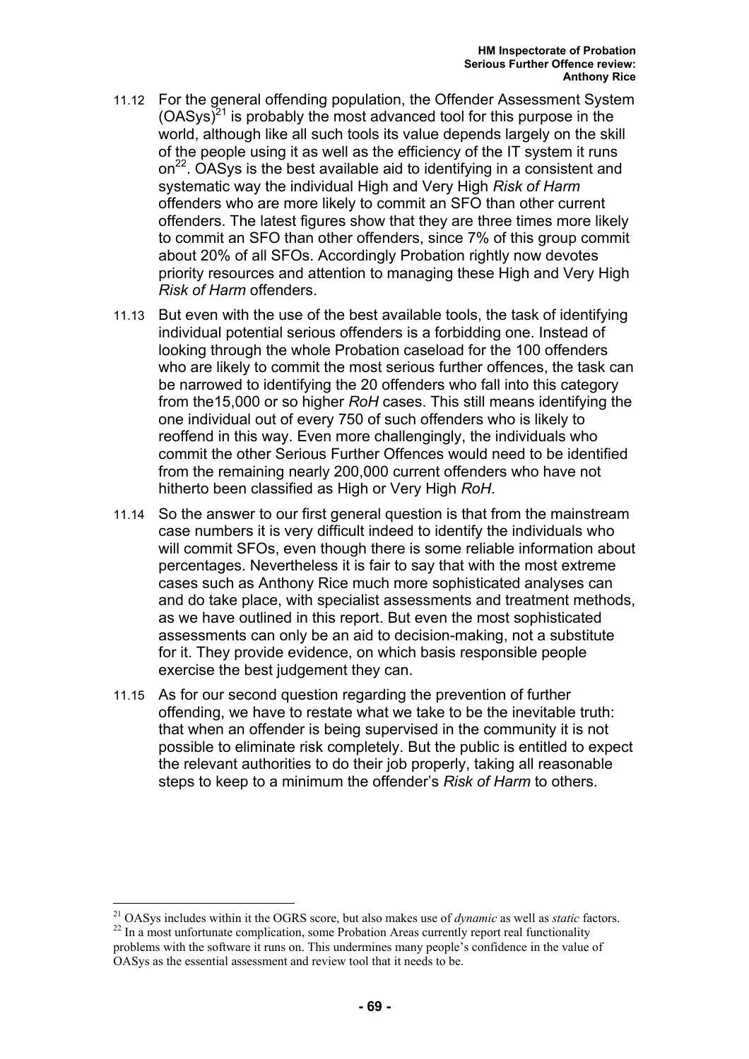11.12 For the general offending population, the Offender Assessment System (OASys)[21] is probably the most advanced tool for this purpose in the world, although like all such tools its value depends largely on the skill of the people using it as well as the efficiency of the IT system it runs on[22]. OASys is the best available aid to identifying in a consistent and systematic way the individual High and Very High *Risk of Harm* offenders who are more likely to commit an SFO than other current offenders. The latest figures show that they are three times more likely to commit an SFO than other offenders, since 7% of this group commit about 20% of all SFOs. Accordingly Probation rightly now devotes priority resources and attention to managing these High and Very High *Risk of Harm* offenders.

11.13 But even with the use of the best available tools, the task of identifying individual potential serious offenders is a forbidding one. Instead of looking through the whole Probation caseload for the 100 offenders who are likely to commit the most serious further offences, the task can be narrowed to identifying the 20 offenders who fall into this category from the15,000 or so higher *RoH* cases. This still means identifying the one individual out of every 750 of such offenders who is likely to reoffend in this way. Even more challengingly, the individuals who commit the other Serious Further Offences would need to be identified from the remaining nearly 200,000 current offenders who have not hitherto been classified as High or Very High *RoH*.

11.14 So the answer to our first general question is that from the mainstream case numbers it is very difficult indeed to identify the individuals who will commit SFOs, even though there is some reliable information about percentages. Nevertheless it is fair to say that with the most extreme cases such as Anthony Rice much more sophisticated analyses can and do take place, with specialist assessments and treatment methods, as we have outlined in this report. But even the most sophisticated assessments can only be an aid to decision-making, not a substitute for it. They provide evidence, on which basis responsible people exercise the best judgement they can.

11.15 As for our second question regarding the prevention of further offending, we have to restate what we take to be the inevitable truth: that when an offender is being supervised in the community it is not possible to eliminate risk completely. But the public is entitled to expect the relevant authorities to do their job properly, taking all reasonable steps to keep to a minimum the offender's *Risk of Harm* to others.

---

[21] OASys includes within it the OGRS score, but also makes use of *dynamic* as well as *static* factors.

[22] In a most unfortunate complication, some Probation Areas currently report real functionality problems with the software it runs on. This undermines many people's confidence in the value of OASys as the essential assessment and review tool that it needs to be.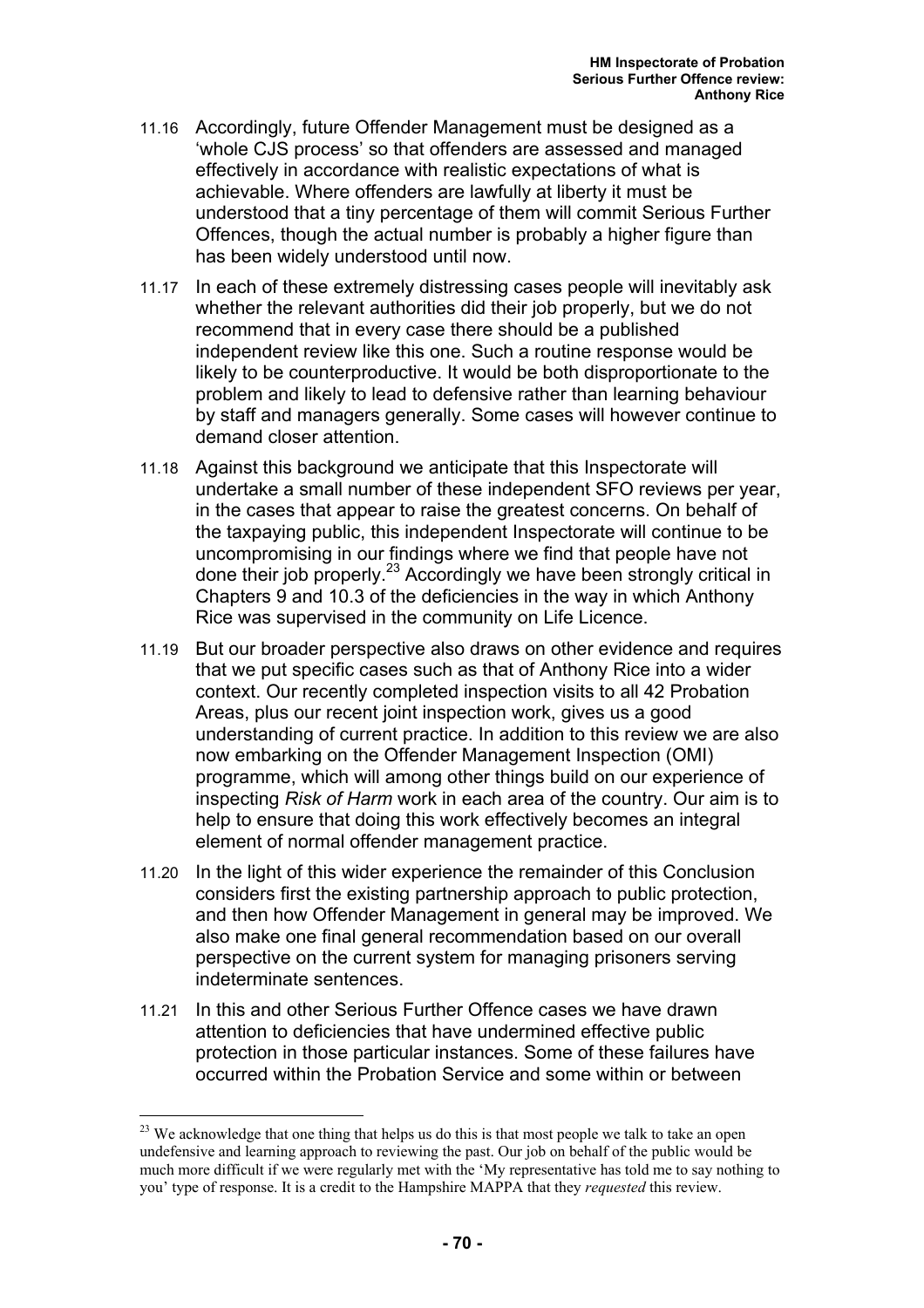11.16 Accordingly, future Offender Management must be designed as a 'whole CJS process' so that offenders are assessed and managed effectively in accordance with realistic expectations of what is achievable. Where offenders are lawfully at liberty it must be understood that a tiny percentage of them will commit Serious Further Offences, though the actual number is probably a higher figure than has been widely understood until now.

11.17 In each of these extremely distressing cases people will inevitably ask whether the relevant authorities did their job properly, but we do not recommend that in every case there should be a published independent review like this one. Such a routine response would be likely to be counterproductive. It would be both disproportionate to the problem and likely to lead to defensive rather than learning behaviour by staff and managers generally. Some cases will however continue to demand closer attention.

11.18 Against this background we anticipate that this Inspectorate will undertake a small number of these independent SFO reviews per year, in the cases that appear to raise the greatest concerns. On behalf of the taxpaying public, this independent Inspectorate will continue to be uncompromising in our findings where we find that people have not done their job properly.[23] Accordingly we have been strongly critical in Chapters 9 and 10.3 of the deficiencies in the way in which Anthony Rice was supervised in the community on Life Licence.

11.19 But our broader perspective also draws on other evidence and requires that we put specific cases such as that of Anthony Rice into a wider context. Our recently completed inspection visits to all 42 Probation Areas, plus our recent joint inspection work, gives us a good understanding of current practice. In addition to this review we are also now embarking on the Offender Management Inspection (OMI) programme, which will among other things build on our experience of inspecting *Risk of Harm* work in each area of the country. Our aim is to help to ensure that doing this work effectively becomes an integral element of normal offender management practice.

11.20 In the light of this wider experience the remainder of this Conclusion considers first the existing partnership approach to public protection, and then how Offender Management in general may be improved. We also make one final general recommendation based on our overall perspective on the current system for managing prisoners serving indeterminate sentences.

11.21 In this and other Serious Further Offence cases we have drawn attention to deficiencies that have undermined effective public protection in those particular instances. Some of these failures have occurred within the Probation Service and some within or between

[23] We acknowledge that one thing that helps us do this is that most people we talk to take an open undefensive and learning approach to reviewing the past. Our job on behalf of the public would be much more difficult if we were regularly met with the 'My representative has told me to say nothing to you' type of response. It is a credit to the Hampshire MAPPA that they *requested* this review.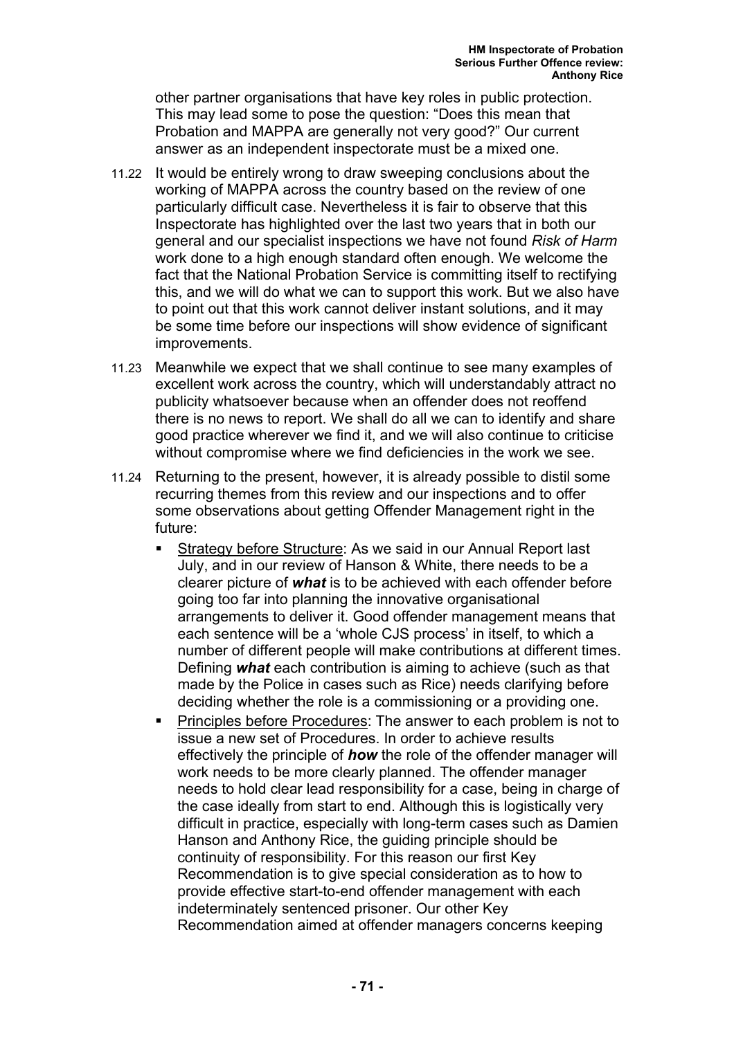other partner organisations that have key roles in public protection. This may lead some to pose the question: "Does this mean that Probation and MAPPA are generally not very good?" Our current answer as an independent inspectorate must be a mixed one.

11.22 It would be entirely wrong to draw sweeping conclusions about the working of MAPPA across the country based on the review of one particularly difficult case. Nevertheless it is fair to observe that this Inspectorate has highlighted over the last two years that in both our general and our specialist inspections we have not found *Risk of Harm* work done to a high enough standard often enough. We welcome the fact that the National Probation Service is committing itself to rectifying this, and we will do what we can to support this work. But we also have to point out that this work cannot deliver instant solutions, and it may be some time before our inspections will show evidence of significant improvements.

11.23 Meanwhile we expect that we shall continue to see many examples of excellent work across the country, which will understandably attract no publicity whatsoever because when an offender does not reoffend there is no news to report. We shall do all we can to identify and share good practice wherever we find it, and we will also continue to criticise without compromise where we find deficiencies in the work we see.

11.24 Returning to the present, however, it is already possible to distil some recurring themes from this review and our inspections and to offer some observations about getting Offender Management right in the future:

- <u>Strategy before Structure</u>: As we said in our Annual Report last July, and in our review of Hanson & White, there needs to be a clearer picture of ***what*** is to be achieved with each offender before going too far into planning the innovative organisational arrangements to deliver it. Good offender management means that each sentence will be a 'whole CJS process' in itself, to which a number of different people will make contributions at different times. Defining ***what*** each contribution is aiming to achieve (such as that made by the Police in cases such as Rice) needs clarifying before deciding whether the role is a commissioning or a providing one.
- <u>Principles before Procedures</u>: The answer to each problem is not to issue a new set of Procedures. In order to achieve results effectively the principle of ***how*** the role of the offender manager will work needs to be more clearly planned. The offender manager needs to hold clear lead responsibility for a case, being in charge of the case ideally from start to end. Although this is logistically very difficult in practice, especially with long-term cases such as Damien Hanson and Anthony Rice, the guiding principle should be continuity of responsibility. For this reason our first Key Recommendation is to give special consideration as to how to provide effective start-to-end offender management with each indeterminately sentenced prisoner. Our other Key Recommendation aimed at offender managers concerns keeping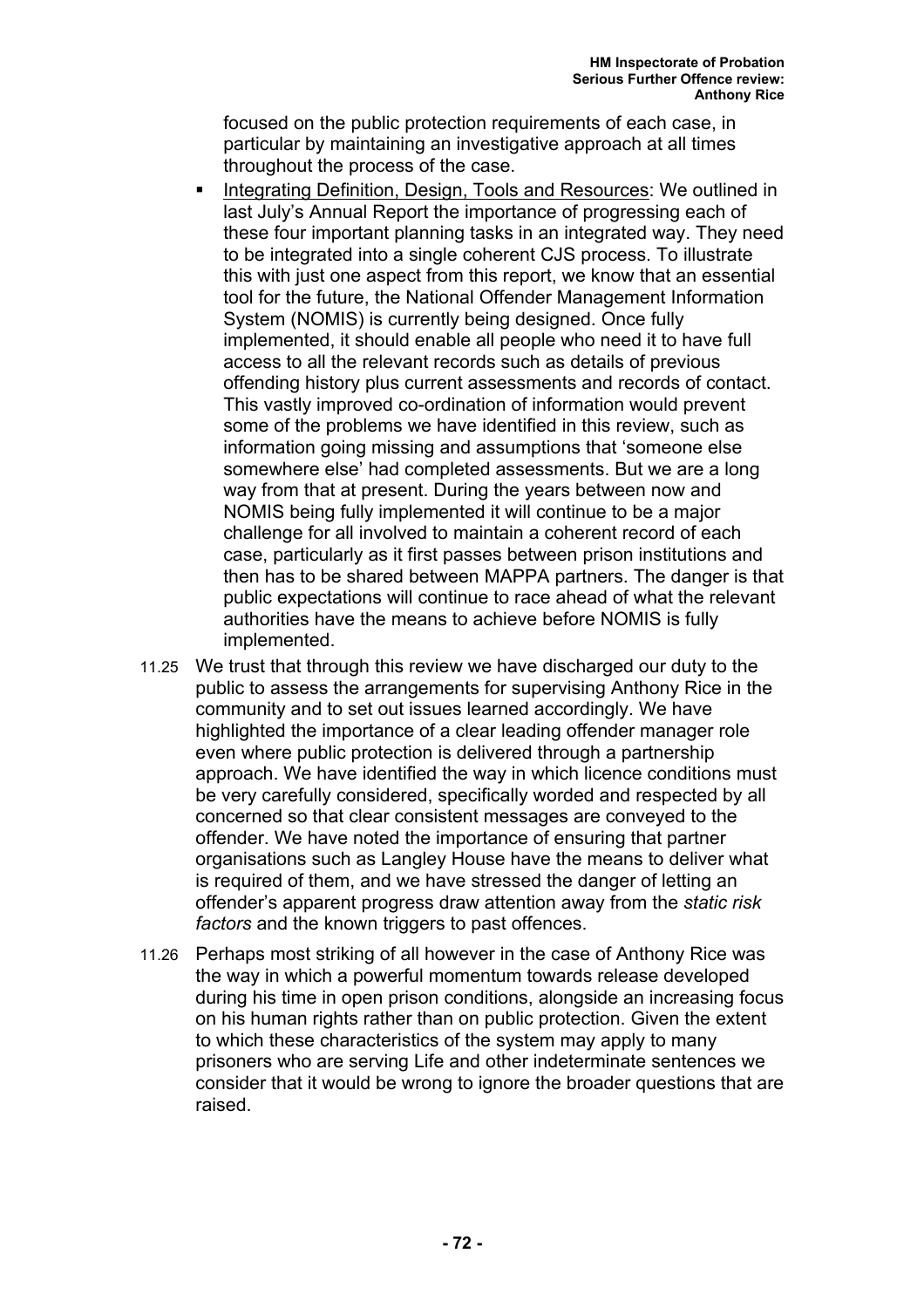focused on the public protection requirements of each case, in particular by maintaining an investigative approach at all times throughout the process of the case.

- Integrating Definition, Design, Tools and Resources: We outlined in last July's Annual Report the importance of progressing each of these four important planning tasks in an integrated way. They need to be integrated into a single coherent CJS process. To illustrate this with just one aspect from this report, we know that an essential tool for the future, the National Offender Management Information System (NOMIS) is currently being designed. Once fully implemented, it should enable all people who need it to have full access to all the relevant records such as details of previous offending history plus current assessments and records of contact. This vastly improved co-ordination of information would prevent some of the problems we have identified in this review, such as information going missing and assumptions that 'someone else somewhere else' had completed assessments. But we are a long way from that at present. During the years between now and NOMIS being fully implemented it will continue to be a major challenge for all involved to maintain a coherent record of each case, particularly as it first passes between prison institutions and then has to be shared between MAPPA partners. The danger is that public expectations will continue to race ahead of what the relevant authorities have the means to achieve before NOMIS is fully implemented.

11.25 We trust that through this review we have discharged our duty to the public to assess the arrangements for supervising Anthony Rice in the community and to set out issues learned accordingly. We have highlighted the importance of a clear leading offender manager role even where public protection is delivered through a partnership approach. We have identified the way in which licence conditions must be very carefully considered, specifically worded and respected by all concerned so that clear consistent messages are conveyed to the offender. We have noted the importance of ensuring that partner organisations such as Langley House have the means to deliver what is required of them, and we have stressed the danger of letting an offender's apparent progress draw attention away from the *static risk factors* and the known triggers to past offences.

11.26 Perhaps most striking of all however in the case of Anthony Rice was the way in which a powerful momentum towards release developed during his time in open prison conditions, alongside an increasing focus on his human rights rather than on public protection. Given the extent to which these characteristics of the system may apply to many prisoners who are serving Life and other indeterminate sentences we consider that it would be wrong to ignore the broader questions that are raised.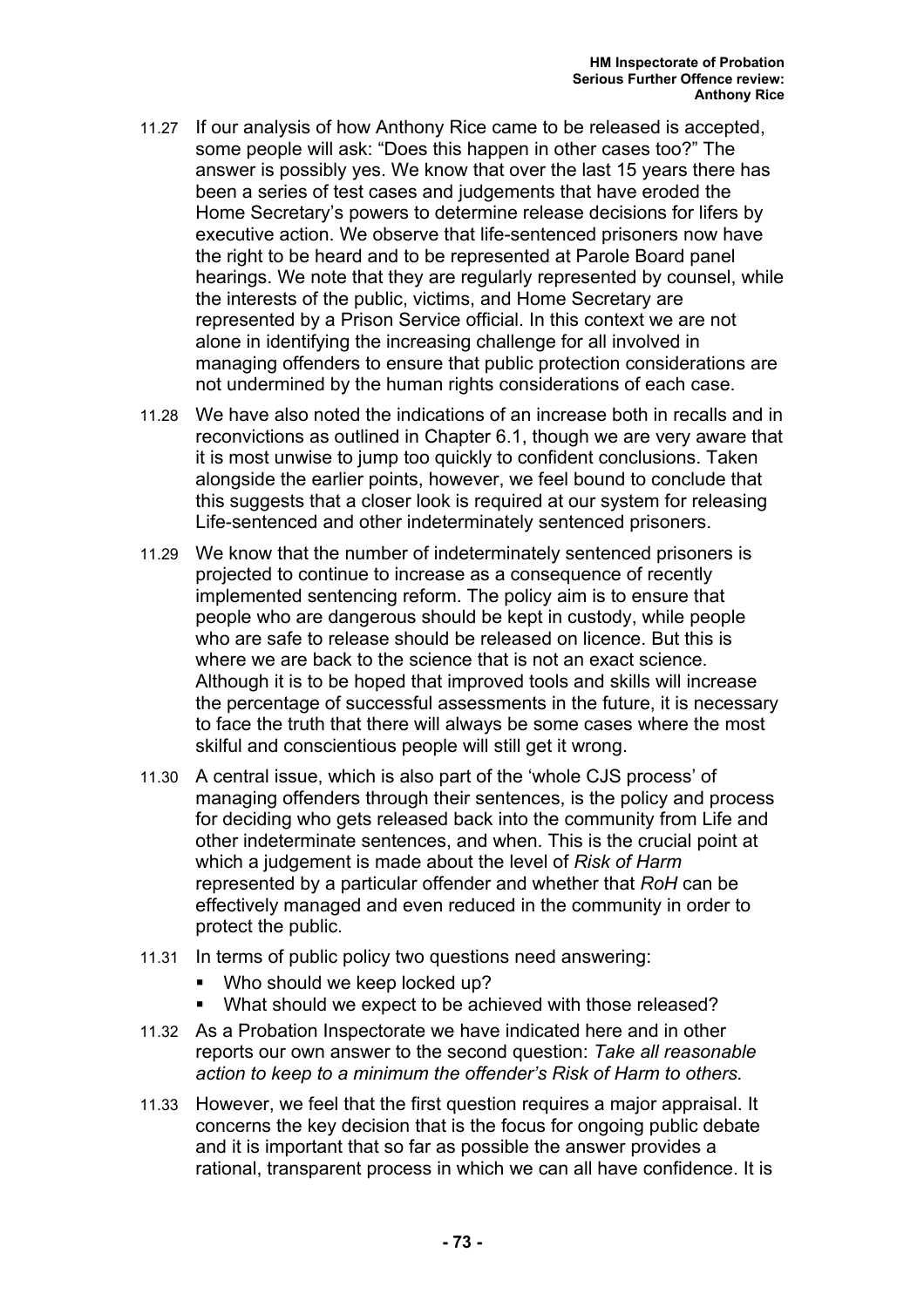11.27 If our analysis of how Anthony Rice came to be released is accepted, some people will ask: "Does this happen in other cases too?" The answer is possibly yes. We know that over the last 15 years there has been a series of test cases and judgements that have eroded the Home Secretary's powers to determine release decisions for lifers by executive action. We observe that life-sentenced prisoners now have the right to be heard and to be represented at Parole Board panel hearings. We note that they are regularly represented by counsel, while the interests of the public, victims, and Home Secretary are represented by a Prison Service official. In this context we are not alone in identifying the increasing challenge for all involved in managing offenders to ensure that public protection considerations are not undermined by the human rights considerations of each case.

11.28 We have also noted the indications of an increase both in recalls and in reconvictions as outlined in Chapter 6.1, though we are very aware that it is most unwise to jump too quickly to confident conclusions. Taken alongside the earlier points, however, we feel bound to conclude that this suggests that a closer look is required at our system for releasing Life-sentenced and other indeterminately sentenced prisoners.

11.29 We know that the number of indeterminately sentenced prisoners is projected to continue to increase as a consequence of recently implemented sentencing reform. The policy aim is to ensure that people who are dangerous should be kept in custody, while people who are safe to release should be released on licence. But this is where we are back to the science that is not an exact science. Although it is to be hoped that improved tools and skills will increase the percentage of successful assessments in the future, it is necessary to face the truth that there will always be some cases where the most skilful and conscientious people will still get it wrong.

11.30 A central issue, which is also part of the 'whole CJS process' of managing offenders through their sentences, is the policy and process for deciding who gets released back into the community from Life and other indeterminate sentences, and when. This is the crucial point at which a judgement is made about the level of *Risk of Harm* represented by a particular offender and whether that *RoH* can be effectively managed and even reduced in the community in order to protect the public.

11.31 In terms of public policy two questions need answering:

- Who should we keep locked up?
- What should we expect to be achieved with those released?

11.32 As a Probation Inspectorate we have indicated here and in other reports our own answer to the second question: *Take all reasonable action to keep to a minimum the offender's Risk of Harm to others.*

11.33 However, we feel that the first question requires a major appraisal. It concerns the key decision that is the focus for ongoing public debate and it is important that so far as possible the answer provides a rational, transparent process in which we can all have confidence. It is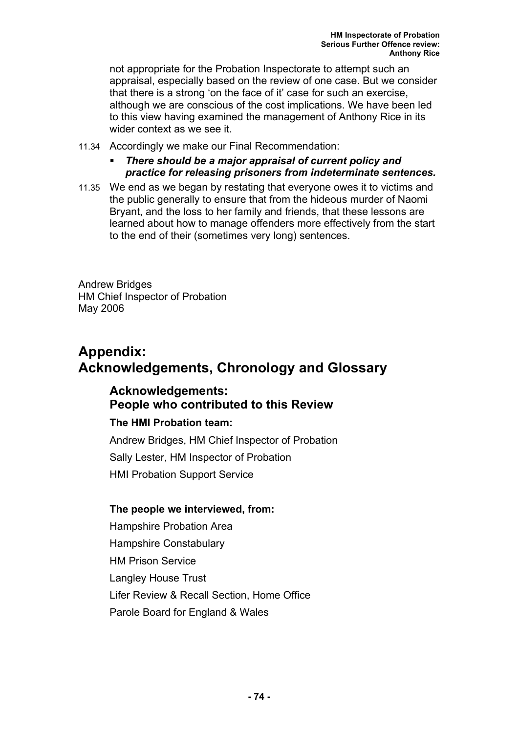not appropriate for the Probation Inspectorate to attempt such an appraisal, especially based on the review of one case. But we consider that there is a strong 'on the face of it' case for such an exercise, although we are conscious of the cost implications. We have been led to this view having examined the management of Anthony Rice in its wider context as we see it.

11.34 Accordingly we make our Final Recommendation:

- ***There should be a major appraisal of current policy and practice for releasing prisoners from indeterminate sentences.***

11.35 We end as we began by restating that everyone owes it to victims and the public generally to ensure that from the hideous murder of Naomi Bryant, and the loss to her family and friends, that these lessons are learned about how to manage offenders more effectively from the start to the end of their (sometimes very long) sentences.

Andrew Bridges
HM Chief Inspector of Probation
May 2006

# Appendix: Acknowledgements, Chronology and Glossary

## Acknowledgements: People who contributed to this Review

**The HMI Probation team:**

Andrew Bridges, HM Chief Inspector of Probation

Sally Lester, HM Inspector of Probation

HMI Probation Support Service

**The people we interviewed, from:**

Hampshire Probation Area

Hampshire Constabulary

HM Prison Service

Langley House Trust

Lifer Review & Recall Section, Home Office

Parole Board for England & Wales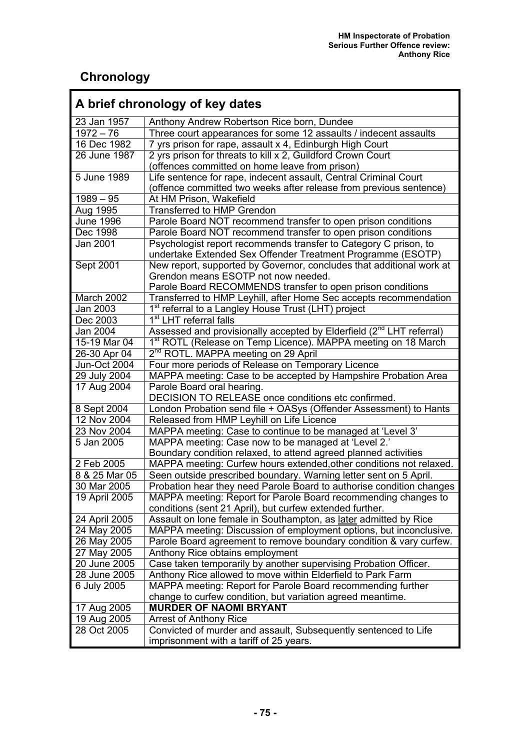## Chronology

| A brief chronology of key dates | |
|---|---|
| 23 Jan 1957 | Anthony Andrew Robertson Rice born, Dundee |
| 1972 – 76 | Three court appearances for some 12 assaults / indecent assaults |
| 16 Dec 1982 | 7 yrs prison for rape, assault x 4, Edinburgh High Court |
| 26 June 1987 | 2 yrs prison for threats to kill x 2, Guildford Crown Court (offences committed on home leave from prison) |
| 5 June 1989 | Life sentence for rape, indecent assault, Central Criminal Court (offence committed two weeks after release from previous sentence) |
| 1989 – 95 | At HM Prison, Wakefield |
| Aug 1995 | Transferred to HMP Grendon |
| June 1996 | Parole Board NOT recommend transfer to open prison conditions |
| Dec 1998 | Parole Board NOT recommend transfer to open prison conditions |
| Jan 2001 | Psychologist report recommends transfer to Category C prison, to undertake Extended Sex Offender Treatment Programme (ESOTP) |
| Sept 2001 | New report, supported by Governor, concludes that additional work at Grendon means ESOTP not now needed. Parole Board RECOMMENDS transfer to open prison conditions |
| March 2002 | Transferred to HMP Leyhill, after Home Sec accepts recommendation |
| Jan 2003 | 1st referral to a Langley House Trust (LHT) project |
| Dec 2003 | 1st LHT referral falls |
| Jan 2004 | Assessed and provisionally accepted by Elderfield (2nd LHT referral) |
| 15-19 Mar 04 | 1st ROTL (Release on Temp Licence). MAPPA meeting on 18 March |
| 26-30 Apr 04 | 2nd ROTL. MAPPA meeting on 29 April |
| Jun-Oct 2004 | Four more periods of Release on Temporary Licence |
| 29 July 2004 | MAPPA meeting: Case to be accepted by Hampshire Probation Area |
| 17 Aug 2004 | Parole Board oral hearing. DECISION TO RELEASE once conditions etc confirmed. |
| 8 Sept 2004 | London Probation send file + OASys (Offender Assessment) to Hants |
| 12 Nov 2004 | Released from HMP Leyhill on Life Licence |
| 23 Nov 2004 | MAPPA meeting: Case to continue to be managed at 'Level 3' |
| 5 Jan 2005 | MAPPA meeting: Case now to be managed at 'Level 2.' Boundary condition relaxed, to attend agreed planned activities |
| 2 Feb 2005 | MAPPA meeting: Curfew hours extended,other conditions not relaxed. |
| 8 & 25 Mar 05 | Seen outside prescribed boundary. Warning letter sent on 5 April. |
| 30 Mar 2005 | Probation hear they need Parole Board to authorise condition changes |
| 19 April 2005 | MAPPA meeting: Report for Parole Board recommending changes to conditions (sent 21 April), but curfew extended further. |
| 24 April 2005 | Assault on lone female in Southampton, as later admitted by Rice |
| 24 May 2005 | MAPPA meeting: Discussion of employment options, but inconclusive. |
| 26 May 2005 | Parole Board agreement to remove boundary condition & vary curfew. |
| 27 May 2005 | Anthony Rice obtains employment |
| 20 June 2005 | Case taken temporarily by another supervising Probation Officer. |
| 28 June 2005 | Anthony Rice allowed to move within Elderfield to Park Farm |
| 6 July 2005 | MAPPA meeting: Report for Parole Board recommending further change to curfew condition, but variation agreed meantime. |
| 17 Aug 2005 | **MURDER OF NAOMI BRYANT** |
| 19 Aug 2005 | Arrest of Anthony Rice |
| 28 Oct 2005 | Convicted of murder and assault, Subsequently sentenced to Life imprisonment with a tariff of 25 years. |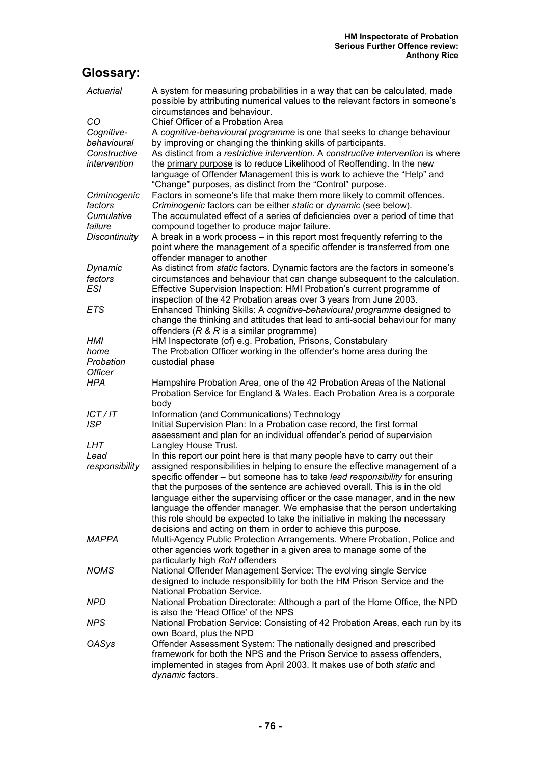## Glossary:

| | |
|---|---|
| *Actuarial* | A system for measuring probabilities in a way that can be calculated, made possible by attributing numerical values to the relevant factors in someone's circumstances and behaviour. |
| *CO* | Chief Officer of a Probation Area |
| *Cognitive-behavioural* | A *cognitive-behavioural programme* is one that seeks to change behaviour by improving or changing the thinking skills of participants. |
| *Constructive intervention* | As distinct from a *restrictive intervention*. A *constructive intervention* is where the primary purpose is to reduce Likelihood of Reoffending. In the new language of Offender Management this is work to achieve the "Help" and "Change" purposes, as distinct from the "Control" purpose. |
| *Criminogenic factors* | Factors in someone's life that make them more likely to commit offences. *Criminogenic* factors can be either *static* or *dynamic* (see below). |
| *Cumulative failure* | The accumulated effect of a series of deficiencies over a period of time that compound together to produce major failure. |
| *Discontinuity* | A break in a work process – in this report most frequently referring to the point where the management of a specific offender is transferred from one offender manager to another |
| *Dynamic factors* | As distinct from *static* factors. Dynamic factors are the factors in someone's circumstances and behaviour that can change subsequent to the calculation. |
| *ESI* | Effective Supervision Inspection: HMI Probation's current programme of inspection of the 42 Probation areas over 3 years from June 2003. |
| *ETS* | Enhanced Thinking Skills: A *cognitive-behavioural programme* designed to change the thinking and attitudes that lead to anti-social behaviour for many offenders (*R & R* is a similar programme) |
| *HMI* | HM Inspectorate (of) e.g. Probation, Prisons, Constabulary |
| *home Probation Officer* | The Probation Officer working in the offender's home area during the custodial phase |
| *HPA* | Hampshire Probation Area, one of the 42 Probation Areas of the National Probation Service for England & Wales. Each Probation Area is a corporate body |
| *ICT / IT* | Information (and Communications) Technology |
| *ISP* | Initial Supervision Plan: In a Probation case record, the first formal assessment and plan for an individual offender's period of supervision |
| *LHT* | Langley House Trust. |
| *Lead responsibility* | In this report our point here is that many people have to carry out their assigned responsibilities in helping to ensure the effective management of a specific offender – but someone has to take *lead responsibility* for ensuring that the purposes of the sentence are achieved overall. This is in the old language either the supervising officer or the case manager, and in the new language the offender manager. We emphasise that the person undertaking this role should be expected to take the initiative in making the necessary decisions and acting on them in order to achieve this purpose. |
| *MAPPA* | Multi-Agency Public Protection Arrangements. Where Probation, Police and other agencies work together in a given area to manage some of the particularly high *RoH* offenders |
| *NOMS* | National Offender Management Service: The evolving single Service designed to include responsibility for both the HM Prison Service and the National Probation Service. |
| *NPD* | National Probation Directorate: Although a part of the Home Office, the NPD is also the 'Head Office' of the NPS |
| *NPS* | National Probation Service: Consisting of 42 Probation Areas, each run by its own Board, plus the NPD |
| *OASys* | Offender Assessment System: The nationally designed and prescribed framework for both the NPS and the Prison Service to assess offenders, implemented in stages from April 2003. It makes use of both *static* and *dynamic* factors. |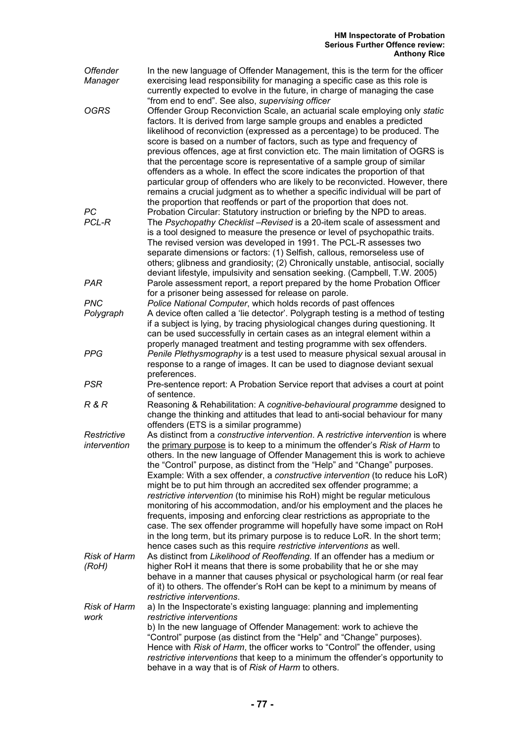| | |
|---|---|
| *Offender Manager* | In the new language of Offender Management, this is the term for the officer exercising lead responsibility for managing a specific case as this role is currently expected to evolve in the future, in charge of managing the case "from end to end". See also, *supervising officer* |
| *OGRS* | Offender Group Reconviction Scale, an actuarial scale employing only *static* factors. It is derived from large sample groups and enables a predicted likelihood of reconviction (expressed as a percentage) to be produced. The score is based on a number of factors, such as type and frequency of previous offences, age at first conviction etc. The main limitation of OGRS is that the percentage score is representative of a sample group of similar offenders as a whole. In effect the score indicates the proportion of that particular group of offenders who are likely to be reconvicted. However, there remains a crucial judgment as to whether a specific individual will be part of the proportion that reoffends or part of the proportion that does not. |
| *PC* | Probation Circular: Statutory instruction or briefing by the NPD to areas. |
| *PCL-R* | The *Psychopathy Checklist –Revised* is a 20-item scale of assessment and is a tool designed to measure the presence or level of psychopathic traits. The revised version was developed in 1991. The PCL-R assesses two separate dimensions or factors: (1) Selfish, callous, remorseless use of others; glibness and grandiosity; (2) Chronically unstable, antisocial, socially deviant lifestyle, impulsivity and sensation seeking. (Campbell, T.W. 2005) |
| *PAR* | Parole assessment report, a report prepared by the home Probation Officer for a prisoner being assessed for release on parole. |
| *PNC* | *Police National Computer*, which holds records of past offences |
| *Polygraph* | A device often called a 'lie detector'. Polygraph testing is a method of testing if a subject is lying, by tracing physiological changes during questioning. It can be used successfully in certain cases as an integral element within a properly managed treatment and testing programme with sex offenders. |
| *PPG* | *Penile Plethysmography* is a test used to measure physical sexual arousal in response to a range of images. It can be used to diagnose deviant sexual preferences. |
| *PSR* | Pre-sentence report: A Probation Service report that advises a court at point of sentence. |
| *R & R* | Reasoning & Rehabilitation: A *cognitive-behavioural programme* designed to change the thinking and attitudes that lead to anti-social behaviour for many offenders (ETS is a similar programme) |
| *Restrictive intervention* | As distinct from a *constructive intervention*. A *restrictive intervention* is where the primary purpose is to keep to a minimum the offender's *Risk of Harm* to others. In the new language of Offender Management this is work to achieve the "Control" purpose, as distinct from the "Help" and "Change" purposes. Example: With a sex offender, a *constructive intervention* (to reduce his LoR) might be to put him through an accredited sex offender programme; a *restrictive intervention* (to minimise his RoH) might be regular meticulous monitoring of his accommodation, and/or his employment and the places he frequents, imposing and enforcing clear restrictions as appropriate to the case. The sex offender programme will hopefully have some impact on RoH in the long term, but its primary purpose is to reduce LoR. In the short term; hence cases such as this require *restrictive interventions* as well. |
| *Risk of Harm (RoH)* | As distinct from *Likelihood of Reoffending*. If an offender has a medium or higher RoH it means that there is some probability that he or she may behave in a manner that causes physical or psychological harm (or real fear of it) to others. The offender's RoH can be kept to a minimum by means of *restrictive interventions*. |
| *Risk of Harm work* | a) In the Inspectorate's existing language: planning and implementing *restrictive interventions*<br>b) In the new language of Offender Management: work to achieve the "Control" purpose (as distinct from the "Help" and "Change" purposes). Hence with *Risk of Harm*, the officer works to "Control" the offender, using *restrictive interventions* that keep to a minimum the offender's opportunity to behave in a way that is of *Risk of Harm* to others. |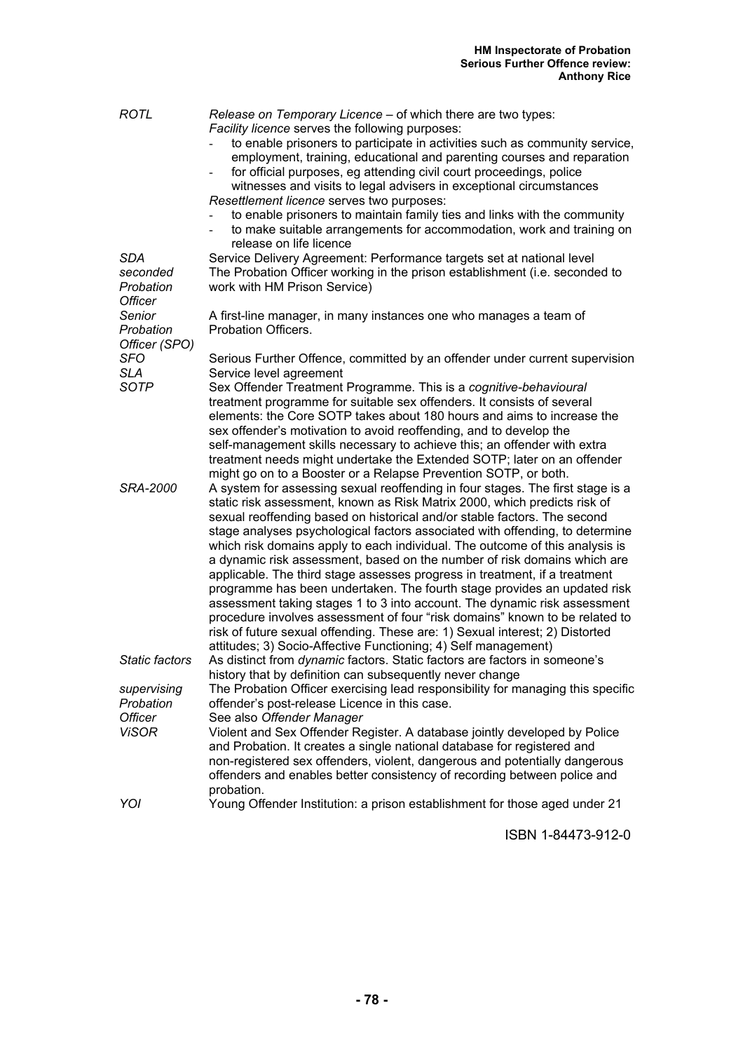| | |
|---|---|
| *ROTL* | *Release on Temporary Licence* – of which there are two types:<br>*Facility licence* serves the following purposes:<br>- to enable prisoners to participate in activities such as community service, employment, training, educational and parenting courses and reparation<br>- for official purposes, eg attending civil court proceedings, police witnesses and visits to legal advisers in exceptional circumstances<br>*Resettlement licence* serves two purposes:<br>- to enable prisoners to maintain family ties and links with the community<br>- to make suitable arrangements for accommodation, work and training on release on life licence |
| *SDA* | Service Delivery Agreement: Performance targets set at national level |
| *seconded Probation Officer* | The Probation Officer working in the prison establishment (i.e. seconded to work with HM Prison Service) |
| *Senior Probation Officer (SPO)* | A first-line manager, in many instances one who manages a team of Probation Officers. |
| *SFO* | Serious Further Offence, committed by an offender under current supervision |
| *SLA* | Service level agreement |
| *SOTP* | Sex Offender Treatment Programme. This is a *cognitive-behavioural* treatment programme for suitable sex offenders. It consists of several elements: the Core SOTP takes about 180 hours and aims to increase the sex offender's motivation to avoid reoffending, and to develop the self-management skills necessary to achieve this; an offender with extra treatment needs might undertake the Extended SOTP; later on an offender might go on to a Booster or a Relapse Prevention SOTP, or both. |
| *SRA-2000* | A system for assessing sexual reoffending in four stages. The first stage is a static risk assessment, known as Risk Matrix 2000, which predicts risk of sexual reoffending based on historical and/or stable factors. The second stage analyses psychological factors associated with offending, to determine which risk domains apply to each individual. The outcome of this analysis is a dynamic risk assessment, based on the number of risk domains which are applicable. The third stage assesses progress in treatment, if a treatment programme has been undertaken. The fourth stage provides an updated risk assessment taking stages 1 to 3 into account. The dynamic risk assessment procedure involves assessment of four "risk domains" known to be related to risk of future sexual offending. These are: 1) Sexual interest; 2) Distorted attitudes; 3) Socio-Affective Functioning; 4) Self management) |
| *Static factors* | As distinct from *dynamic* factors. Static factors are factors in someone's history that by definition can subsequently never change |
| *supervising Probation Officer* | The Probation Officer exercising lead responsibility for managing this specific offender's post-release Licence in this case.<br>See also *Offender Manager* |
| *ViSOR* | Violent and Sex Offender Register. A database jointly developed by Police and Probation. It creates a single national database for registered and non-registered sex offenders, violent, dangerous and potentially dangerous offenders and enables better consistency of recording between police and probation. |
| *YOI* | Young Offender Institution: a prison establishment for those aged under 21 |

ISBN 1-84473-912-0